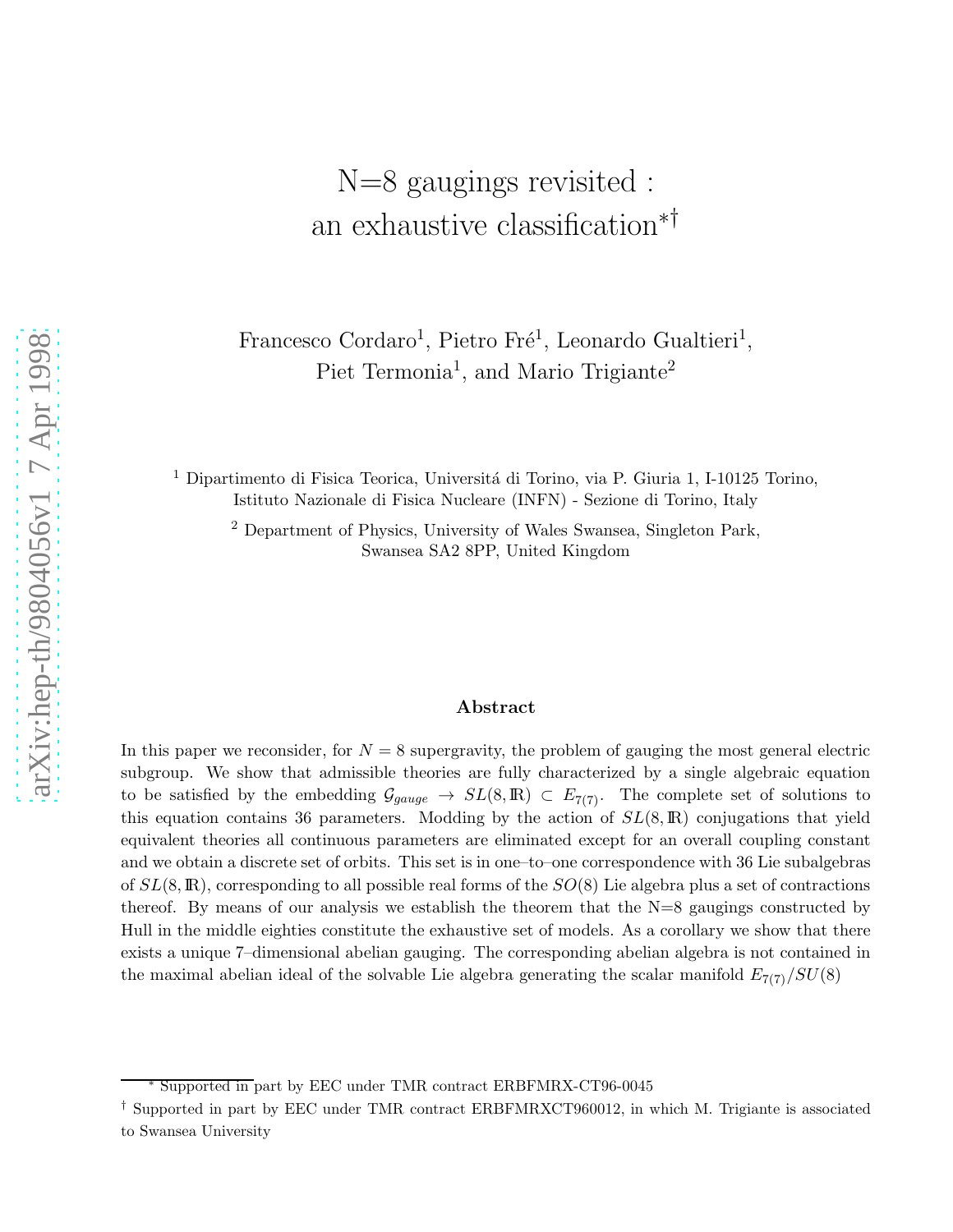# N=8 gaugings revisited : an exhaustive classification*†

Francesco Cordaro[1], Pietro Fré[1], Leonardo Gualtieri[1], Piet Termonia[1], and Mario Trigiante[2]

[1] Dipartimento di Fisica Teorica, Universitá di Torino, via P. Giuria 1, I-10125 Torino, Istituto Nazionale di Fisica Nucleare (INFN) - Sezione di Torino, Italy

[2] Department of Physics, University of Wales Swansea, Singleton Park, Swansea SA2 8PP, United Kingdom

### Abstract

In this paper we reconsider, for $N = 8$ supergravity, the problem of gauging the most general electric subgroup. We show that admissible theories are fully characterized by a single algebraic equation to be satisfied by the embedding $\mathcal{G}_{gauge} \rightarrow SL(8, \mathbb{R}) \subset E_{7(7)}$. The complete set of solutions to this equation contains 36 parameters. Modding by the action of $SL(8, \mathbb{R})$ conjugations that yield equivalent theories all continuous parameters are eliminated except for an overall coupling constant and we obtain a discrete set of orbits. This set is in one–to–one correspondence with 36 Lie subalgebras of $SL(8, \mathbb{R})$, corresponding to all possible real forms of the $SO(8)$ Lie algebra plus a set of contractions thereof. By means of our analysis we establish the theorem that the N=8 gaugings constructed by Hull in the middle eighties constitute the exhaustive set of models. As a corollary we show that there exists a unique 7–dimensional abelian gauging. The corresponding abelian algebra is not contained in the maximal abelian ideal of the solvable Lie algebra generating the scalar manifold $E_{7(7)}/SU(8)$

---

* Supported in part by EEC under TMR contract ERBFMRX-CT96-0045

† Supported in part by EEC under TMR contract ERBFMRXCT960012, in which M. Trigiante is associated to Swansea University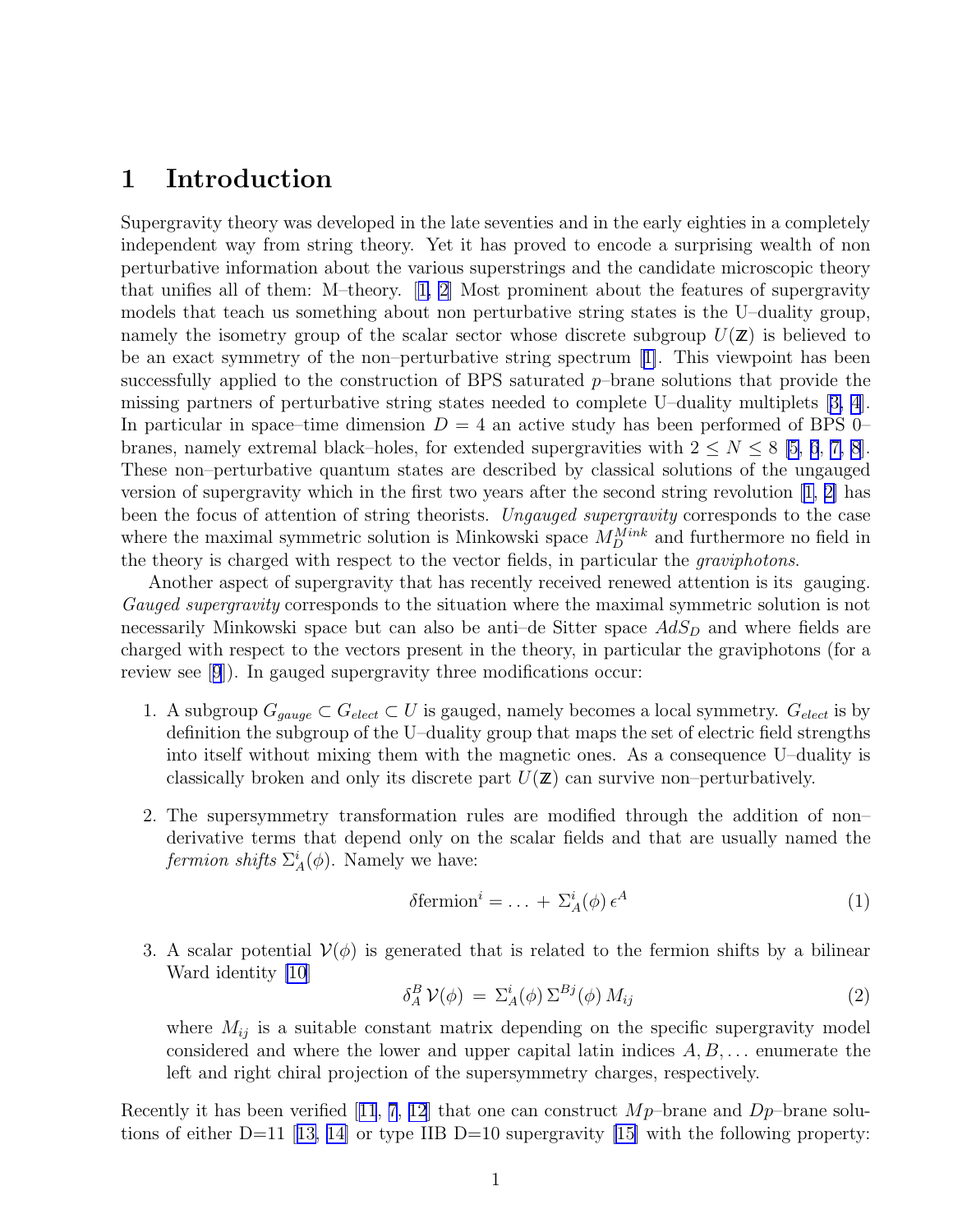# 1 Introduction

Supergravity theory was developed in the late seventies and in the early eighties in a completely independent way from string theory. Yet it has proved to encode a surprising wealth of non perturbative information about the various superstrings and the candidate microscopic theory that unifies all of them: M–theory. [1, 2] Most prominent about the features of supergravity models that teach us something about non perturbative string states is the U–duality group, namely the isometry group of the scalar sector whose discrete subgroup $U(\mathbb{Z})$ is believed to be an exact symmetry of the non–perturbative string spectrum [1]. This viewpoint has been successfully applied to the construction of BPS saturated $p$–brane solutions that provide the missing partners of perturbative string states needed to complete U–duality multiplets [3, 4]. In particular in space–time dimension $D = 4$ an active study has been performed of BPS 0–branes, namely extremal black–holes, for extended supergravities with $2 \le N \le 8$ [5, 6, 7, 8]. These non–perturbative quantum states are described by classical solutions of the ungauged version of supergravity which in the first two years after the second string revolution [1, 2] has been the focus of attention of string theorists. *Ungauged supergravity* corresponds to the case where the maximal symmetric solution is Minkowski space $M_D^{Mink}$ and furthermore no field in the theory is charged with respect to the vector fields, in particular the *graviphotons*.

Another aspect of supergravity that has recently received renewed attention is its gauging. *Gauged supergravity* corresponds to the situation where the maximal symmetric solution is not necessarily Minkowski space but can also be anti–de Sitter space $AdS_D$ and where fields are charged with respect to the vectors present in the theory, in particular the graviphotons (for a review see [9]). In gauged supergravity three modifications occur:

1. A subgroup $G_{gauge} \subset G_{elect} \subset U$ is gauged, namely becomes a local symmetry. $G_{elect}$ is by definition the subgroup of the U–duality group that maps the set of electric field strengths into itself without mixing them with the magnetic ones. As a consequence U–duality is classically broken and only its discrete part $U(\mathbb{Z})$ can survive non–perturbatively.

2. The supersymmetry transformation rules are modified through the addition of non–derivative terms that depend only on the scalar fields and that are usually named the *fermion shifts* $\Sigma_A^i(\phi)$. Namely we have:
$$\delta\text{fermion}^i = \ldots + \Sigma_A^i(\phi)\,\epsilon^A \tag{1}$$

3. A scalar potential $\mathcal{V}(\phi)$ is generated that is related to the fermion shifts by a bilinear Ward identity [10]
$$\delta_A^B\,\mathcal{V}(\phi) \;=\; \Sigma_A^i(\phi)\,\Sigma^{Bj}(\phi)\,M_{ij} \tag{2}$$
where $M_{ij}$ is a suitable constant matrix depending on the specific supergravity model considered and where the lower and upper capital latin indices $A, B, \ldots$ enumerate the left and right chiral projection of the supersymmetry charges, respectively.

Recently it has been verified [11, 7, 12] that one can construct $Mp$–brane and $Dp$–brane solutions of either D=11 [13, 14] or type IIB D=10 supergravity [15] with the following property: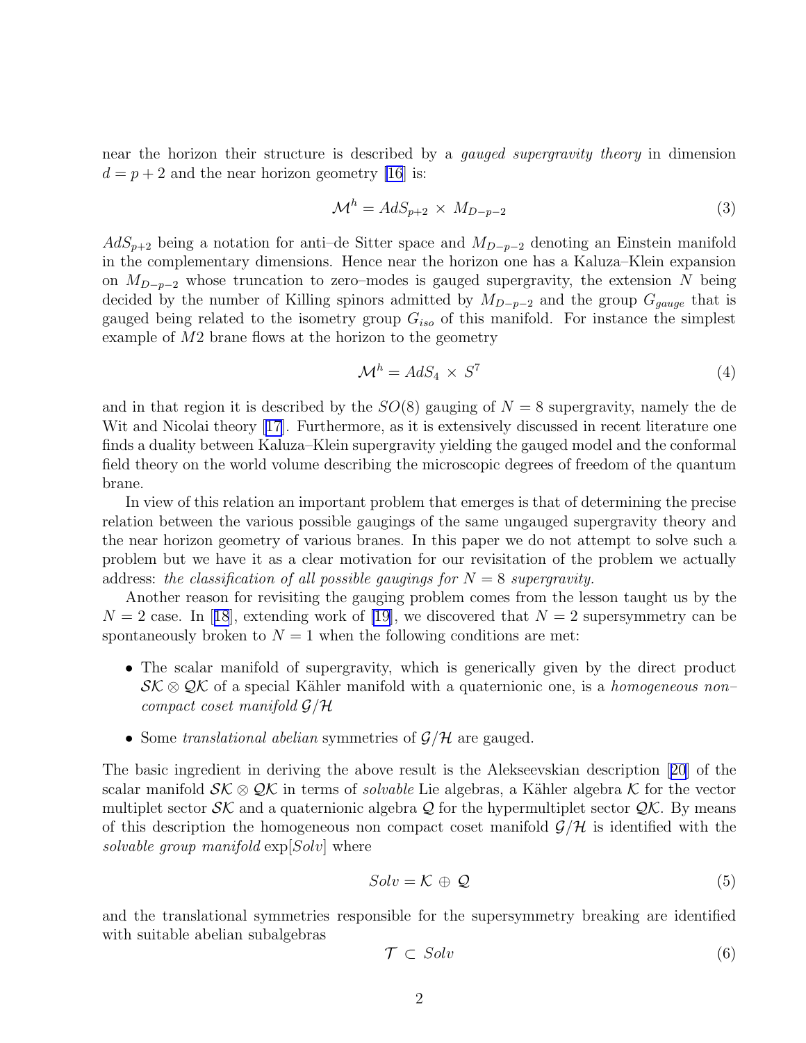near the horizon their structure is described by a *gauged supergravity theory* in dimension $d = p+2$ and the near horizon geometry [16] is:

$$\mathcal{M}^h = AdS_{p+2} \times M_{D-p-2} \tag{3}$$

$AdS_{p+2}$ being a notation for anti–de Sitter space and $M_{D-p-2}$ denoting an Einstein manifold in the complementary dimensions. Hence near the horizon one has a Kaluza–Klein expansion on $M_{D-p-2}$ whose truncation to zero–modes is gauged supergravity, the extension $N$ being decided by the number of Killing spinors admitted by $M_{D-p-2}$ and the group $G_{gauge}$ that is gauged being related to the isometry group $G_{iso}$ of this manifold. For instance the simplest example of $M2$ brane flows at the horizon to the geometry

$$\mathcal{M}^h = AdS_4 \times S^7 \tag{4}$$

and in that region it is described by the $SO(8)$ gauging of $N = 8$ supergravity, namely the de Wit and Nicolai theory [17]. Furthermore, as it is extensively discussed in recent literature one finds a duality between Kaluza–Klein supergravity yielding the gauged model and the conformal field theory on the world volume describing the microscopic degrees of freedom of the quantum brane.

In view of this relation an important problem that emerges is that of determining the precise relation between the various possible gaugings of the same ungauged supergravity theory and the near horizon geometry of various branes. In this paper we do not attempt to solve such a problem but we have it as a clear motivation for our revisitation of the problem we actually address: *the classification of all possible gaugings for $N = 8$ supergravity.*

Another reason for revisiting the gauging problem comes from the lesson taught us by the $N = 2$ case. In [18], extending work of [19], we discovered that $N = 2$ supersymmetry can be spontaneously broken to $N = 1$ when the following conditions are met:

- The scalar manifold of supergravity, which is generically given by the direct product $\mathcal{SK} \otimes \mathcal{QK}$ of a special Kähler manifold with a quaternionic one, is a *homogeneous non–compact coset manifold* $\mathcal{G}/\mathcal{H}$
- Some *translational abelian* symmetries of $\mathcal{G}/\mathcal{H}$ are gauged.

The basic ingredient in deriving the above result is the Alekseevskian description [20] of the scalar manifold $\mathcal{SK} \otimes \mathcal{QK}$ in terms of *solvable* Lie algebras, a Kähler algebra $\mathcal{K}$ for the vector multiplet sector $\mathcal{SK}$ and a quaternionic algebra $\mathcal{Q}$ for the hypermultiplet sector $\mathcal{QK}$. By means of this description the homogeneous non compact coset manifold $\mathcal{G}/\mathcal{H}$ is identified with the *solvable group manifold* $\exp[Solv]$ where

$$Solv = \mathcal{K} \oplus \mathcal{Q} \tag{5}$$

and the translational symmetries responsible for the supersymmetry breaking are identified with suitable abelian subalgebras

$$\mathcal{T} \subset Solv \tag{6}$$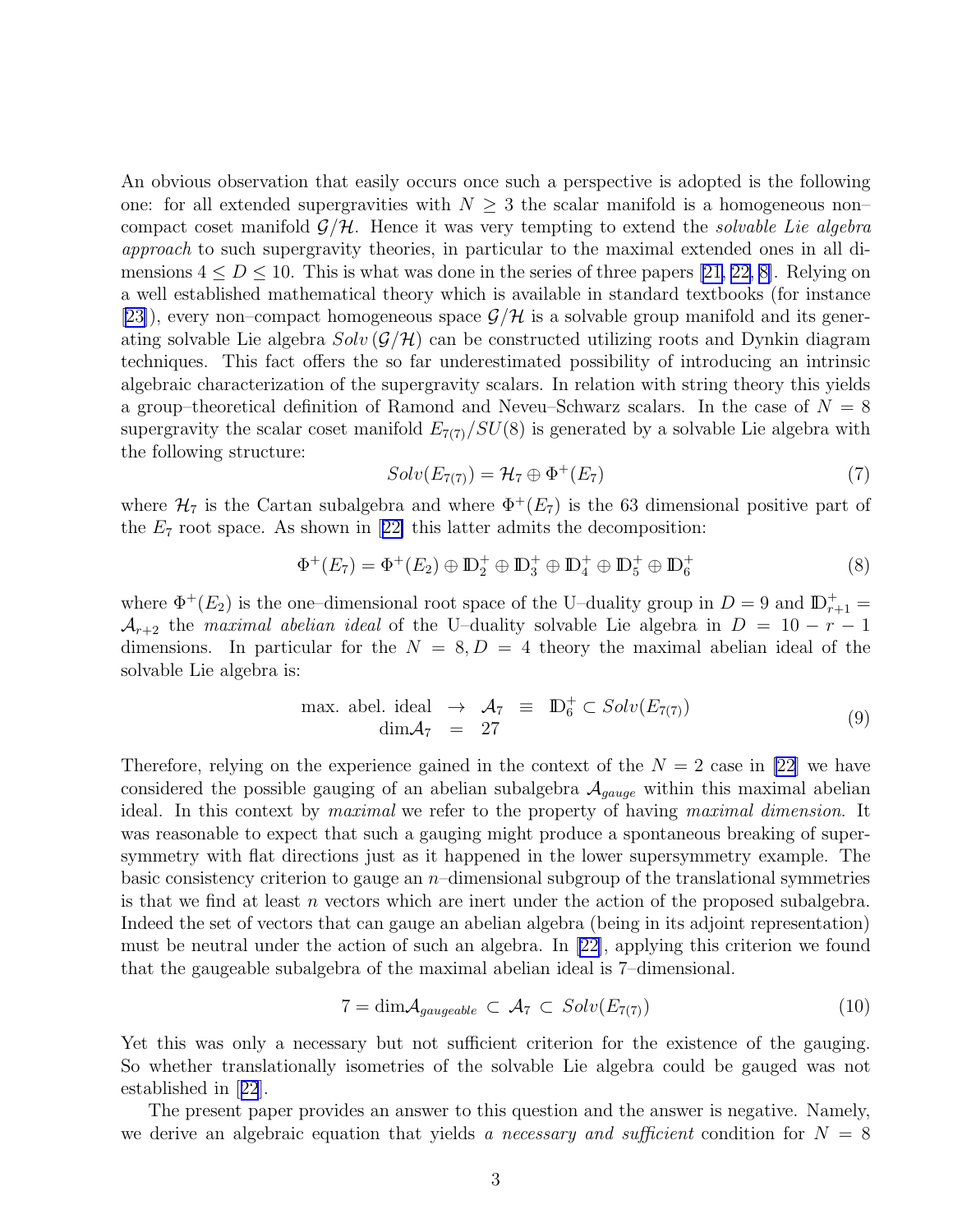An obvious observation that easily occurs once such a perspective is adopted is the following one: for all extended supergravities with $N \geq 3$ the scalar manifold is a homogeneous non–compact coset manifold $\mathcal{G}/\mathcal{H}$. Hence it was very tempting to extend the *solvable Lie algebra approach* to such supergravity theories, in particular to the maximal extended ones in all dimensions $4 \leq D \leq 10$. This is what was done in the series of three papers [21, 22, 8]. Relying on a well established mathematical theory which is available in standard textbooks (for instance [23]), every non–compact homogeneous space $\mathcal{G}/\mathcal{H}$ is a solvable group manifold and its generating solvable Lie algebra $Solv\,(\mathcal{G}/\mathcal{H})$ can be constructed utilizing roots and Dynkin diagram techniques. This fact offers the so far underestimated possibility of introducing an intrinsic algebraic characterization of the supergravity scalars. In relation with string theory this yields a group–theoretical definition of Ramond and Neveu–Schwarz scalars. In the case of $N = 8$ supergravity the scalar coset manifold $E_{7(7)}/SU(8)$ is generated by a solvable Lie algebra with the following structure:

$$Solv(E_{7(7)}) = \mathcal{H}_7 \oplus \Phi^+(E_7) \tag{7}$$

where $\mathcal{H}_7$ is the Cartan subalgebra and where $\Phi^+(E_7)$ is the 63 dimensional positive part of the $E_7$ root space. As shown in [22] this latter admits the decomposition:

$$\Phi^+(E_7) = \Phi^+(E_2) \oplus \mathbb{D}_2^+ \oplus \mathbb{D}_3^+ \oplus \mathbb{D}_4^+ \oplus \mathbb{D}_5^+ \oplus \mathbb{D}_6^+ \tag{8}$$

where $\Phi^+(E_2)$ is the one–dimensional root space of the U–duality group in $D = 9$ and $\mathbb{D}_{r+1}^+ = \mathcal{A}_{r+2}$ the *maximal abelian ideal* of the U–duality solvable Lie algebra in $D = 10 - r - 1$ dimensions. In particular for the $N = 8, D = 4$ theory the maximal abelian ideal of the solvable Lie algebra is:

$$\begin{array}{rcl} \text{max. abel. ideal} & \rightarrow & \mathcal{A}_7 \;\equiv\; \mathbb{D}_6^+ \subset Solv(E_{7(7)}) \\ \text{dim}\mathcal{A}_7 & = & 27 \end{array} \tag{9}$$

Therefore, relying on the experience gained in the context of the $N = 2$ case in [22] we have considered the possible gauging of an abelian subalgebra $\mathcal{A}_{gauge}$ within this maximal abelian ideal. In this context by *maximal* we refer to the property of having *maximal dimension*. It was reasonable to expect that such a gauging might produce a spontaneous breaking of supersymmetry with flat directions just as it happened in the lower supersymmetry example. The basic consistency criterion to gauge an $n$–dimensional subgroup of the translational symmetries is that we find at least $n$ vectors which are inert under the action of the proposed subalgebra. Indeed the set of vectors that can gauge an abelian algebra (being in its adjoint representation) must be neutral under the action of such an algebra. In [22], applying this criterion we found that the gaugeable subalgebra of the maximal abelian ideal is 7–dimensional.

$$7 = \text{dim}\mathcal{A}_{gaugeable} \subset \mathcal{A}_7 \subset Solv(E_{7(7)}) \tag{10}$$

Yet this was only a necessary but not sufficient criterion for the existence of the gauging. So whether translationally isometries of the solvable Lie algebra could be gauged was not established in [22].

The present paper provides an answer to this question and the answer is negative. Namely, we derive an algebraic equation that yields *a necessary and sufficient* condition for $N = 8$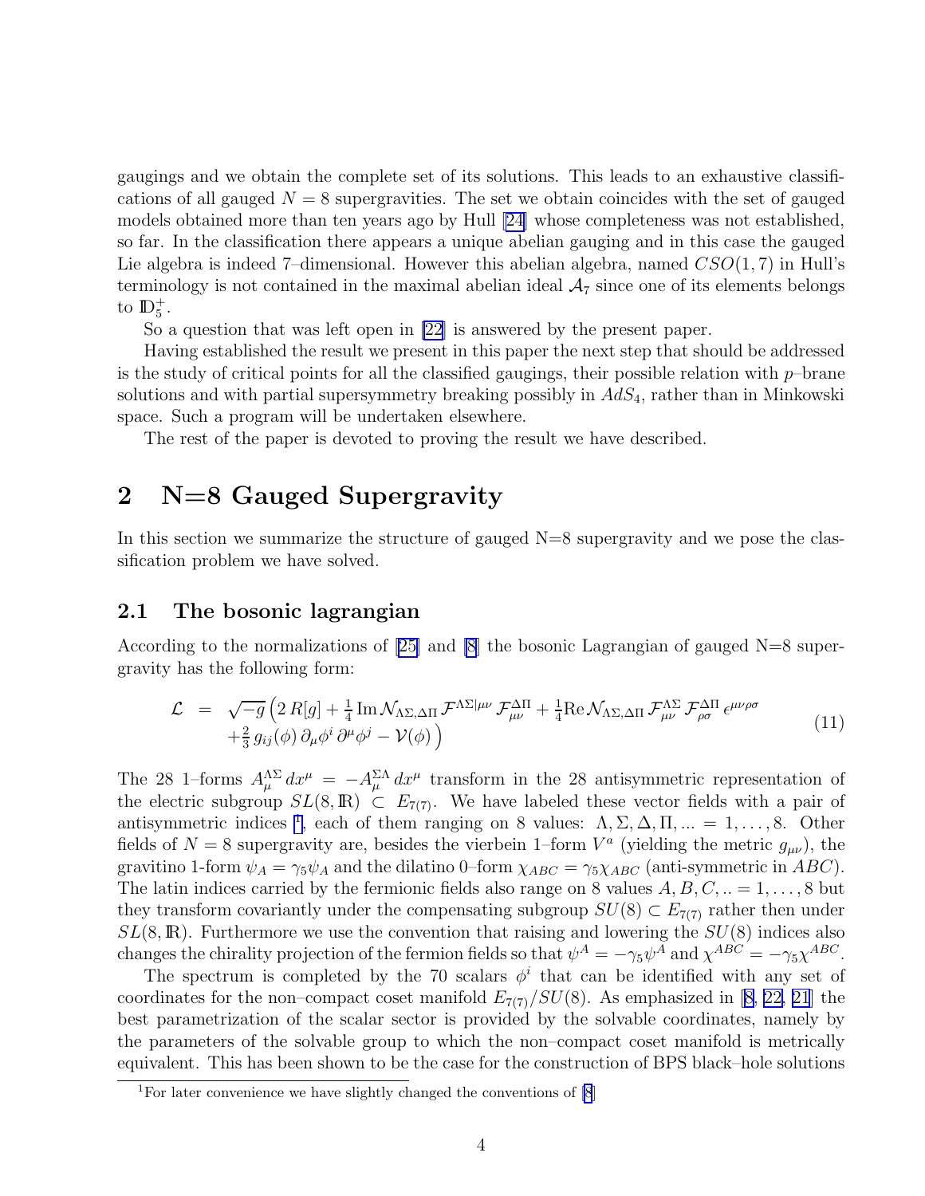gaugings and we obtain the complete set of its solutions. This leads to an exhaustive classifications of all gauged $N = 8$ supergravities. The set we obtain coincides with the set of gauged models obtained more than ten years ago by Hull [24] whose completeness was not established, so far. In the classification there appears a unique abelian gauging and in this case the gauged Lie algebra is indeed 7–dimensional. However this abelian algebra, named $CSO(1,7)$ in Hull's terminology is not contained in the maximal abelian ideal $\mathcal{A}_7$ since one of its elements belongs to $\mathbb{D}_5^+$.

So a question that was left open in [22] is answered by the present paper.

Having established the result we present in this paper the next step that should be addressed is the study of critical points for all the classified gaugings, their possible relation with $p$–brane solutions and with partial supersymmetry breaking possibly in $AdS_4$, rather than in Minkowski space. Such a program will be undertaken elsewhere.

The rest of the paper is devoted to proving the result we have described.

## 2 N=8 Gauged Supergravity

In this section we summarize the structure of gauged N=8 supergravity and we pose the classification problem we have solved.

### 2.1 The bosonic lagrangian

According to the normalizations of [25] and [8] the bosonic Lagrangian of gauged N=8 supergravity has the following form:

$$
\begin{aligned}
\mathcal{L} \;=\; & \sqrt{-g}\,\Big(2\,R[g] + \tfrac{1}{4}\,\mathrm{Im}\,\mathcal{N}_{\Lambda\Sigma,\Delta\Pi}\,\mathcal{F}^{\Lambda\Sigma|\mu\nu}\,\mathcal{F}^{\Delta\Pi}_{\mu\nu} + \tfrac{1}{4}\mathrm{Re}\,\mathcal{N}_{\Lambda\Sigma,\Delta\Pi}\,\mathcal{F}^{\Lambda\Sigma}_{\mu\nu}\,\mathcal{F}^{\Delta\Pi}_{\rho\sigma}\,\epsilon^{\mu\nu\rho\sigma} \\
& + \tfrac{2}{3}\,g_{ij}(\phi)\,\partial_\mu\phi^i\,\partial^\mu\phi^j - \mathcal{V}(\phi)\Big)
\end{aligned}
\tag{11}
$$

The 28 1–forms $A^{\Lambda\Sigma}_\mu\,dx^\mu = -A^{\Sigma\Lambda}_\mu\,dx^\mu$ transform in the 28 antisymmetric representation of the electric subgroup $SL(8,\mathbb{R}) \subset E_{7(7)}$. We have labeled these vector fields with a pair of antisymmetric indices [1], each of them ranging on 8 values: $\Lambda,\Sigma,\Delta,\Pi,... = 1,\ldots,8$. Other fields of $N = 8$ supergravity are, besides the vierbein 1–form $V^a$ (yielding the metric $g_{\mu\nu}$), the gravitino 1-form $\psi_A = \gamma_5\psi_A$ and the dilatino 0–form $\chi_{ABC} = \gamma_5\chi_{ABC}$ (anti-symmetric in $ABC$). The latin indices carried by the fermionic fields also range on 8 values $A,B,C,.. = 1,\ldots,8$ but they transform covariantly under the compensating subgroup $SU(8) \subset E_{7(7)}$ rather then under $SL(8,\mathbb{R})$. Furthermore we use the convention that raising and lowering the $SU(8)$ indices also changes the chirality projection of the fermion fields so that $\psi^A = -\gamma_5\psi^A$ and $\chi^{ABC} = -\gamma_5\chi^{ABC}$.

The spectrum is completed by the 70 scalars $\phi^i$ that can be identified with any set of coordinates for the non–compact coset manifold $E_{7(7)}/SU(8)$. As emphasized in [8, 22, 21] the best parametrization of the scalar sector is provided by the solvable coordinates, namely by the parameters of the solvable group to which the non–compact coset manifold is metrically equivalent. This has been shown to be the case for the construction of BPS black–hole solutions

[1] For later convenience we have slightly changed the conventions of [8]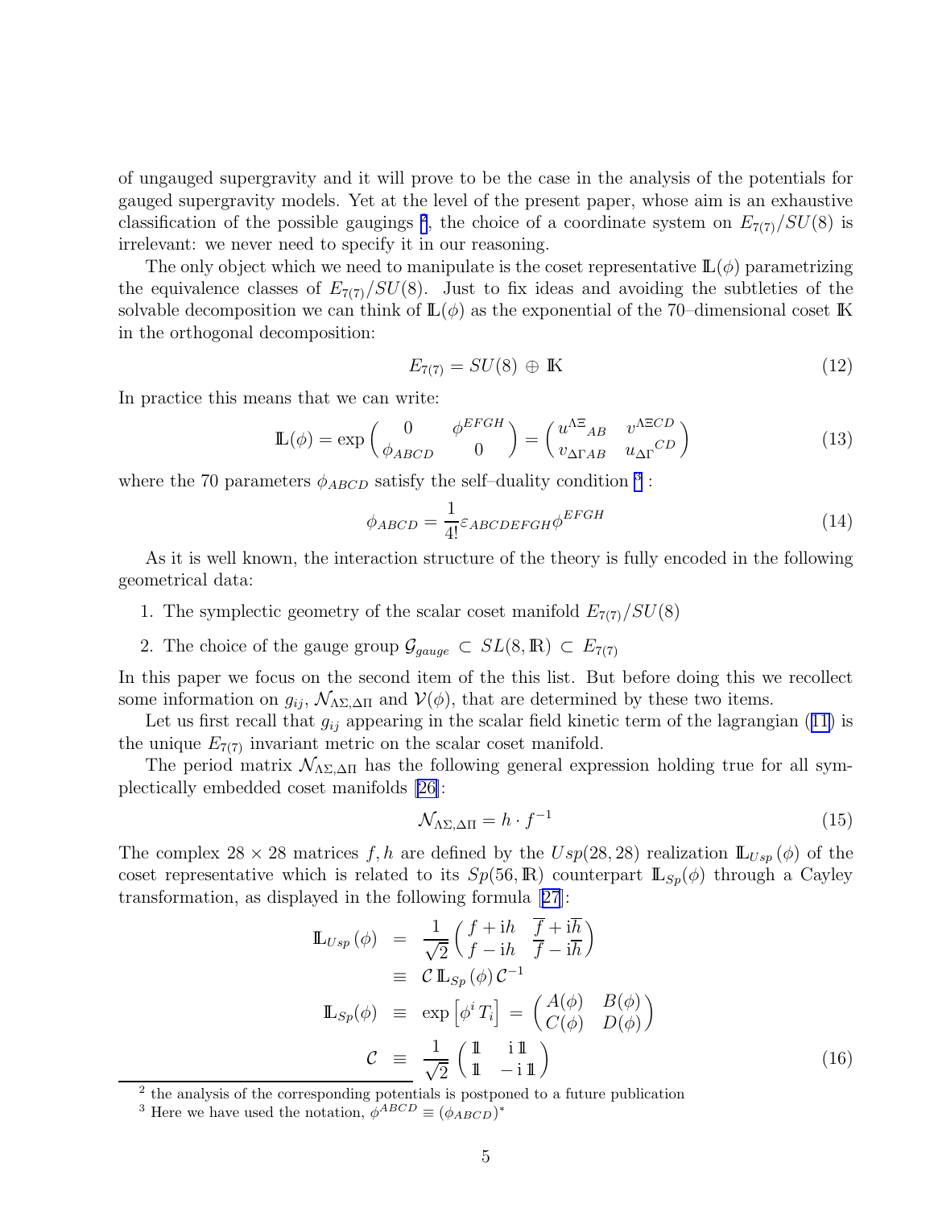of ungauged supergravity and it will prove to be the case in the analysis of the potentials for gauged supergravity models. Yet at the level of the present paper, whose aim is an exhaustive classification of the possible gaugings [2], the choice of a coordinate system on $E_{7(7)}/SU(8)$ is irrelevant: we never need to specify it in our reasoning.

The only object which we need to manipulate is the coset representative $\mathbb{L}(\phi)$ parametrizing the equivalence classes of $E_{7(7)}/SU(8)$. Just to fix ideas and avoiding the subtleties of the solvable decomposition we can think of $\mathbb{L}(\phi)$ as the exponential of the 70–dimensional coset $\mathbb{K}$ in the orthogonal decomposition:

$$E_{7(7)} = SU(8) \oplus \mathbb{K} \tag{12}$$

In practice this means that we can write:

$$\mathbb{L}(\phi) = \exp\begin{pmatrix} 0 & \phi^{EFGH} \\ \phi_{ABCD} & 0 \end{pmatrix} = \begin{pmatrix} u^{\Lambda\Xi}{}_{AB} & v^{\Lambda\Xi CD} \\ v_{\Delta\Gamma AB} & u_{\Delta\Gamma}{}^{CD} \end{pmatrix} \tag{13}$$

where the 70 parameters $\phi_{ABCD}$ satisfy the self–duality condition [3]:

$$\phi_{ABCD} = \frac{1}{4!}\varepsilon_{ABCDEFGH}\phi^{EFGH} \tag{14}$$

As it is well known, the interaction structure of the theory is fully encoded in the following geometrical data:

1. The symplectic geometry of the scalar coset manifold $E_{7(7)}/SU(8)$
2. The choice of the gauge group $\mathcal{G}_{gauge} \subset SL(8,\mathbb{R}) \subset E_{7(7)}$

In this paper we focus on the second item of the this list. But before doing this we recollect some information on $g_{ij}$, $\mathcal{N}_{\Lambda\Sigma,\Delta\Pi}$ and $\mathcal{V}(\phi)$, that are determined by these two items.

Let us first recall that $g_{ij}$ appearing in the scalar field kinetic term of the lagrangian (11) is the unique $E_{7(7)}$ invariant metric on the scalar coset manifold.

The period matrix $\mathcal{N}_{\Lambda\Sigma,\Delta\Pi}$ has the following general expression holding true for all symplectically embedded coset manifolds [26]:

$$\mathcal{N}_{\Lambda\Sigma,\Delta\Pi} = h \cdot f^{-1} \tag{15}$$

The complex $28 \times 28$ matrices $f, h$ are defined by the $Usp(28,28)$ realization $\mathbb{L}_{Usp}(\phi)$ of the coset representative which is related to its $Sp(56,\mathbb{R})$ counterpart $\mathbb{L}_{Sp}(\phi)$ through a Cayley transformation, as displayed in the following formula [27]:

$$\begin{aligned}
\mathbb{L}_{Usp}(\phi) &= \frac{1}{\sqrt{2}}\begin{pmatrix} f + \mathrm{i}h & \overline{f} + \mathrm{i}\overline{h} \\ f - \mathrm{i}h & \overline{f} - \mathrm{i}\overline{h} \end{pmatrix} \\
&\equiv \mathcal{C}\,\mathbb{L}_{Sp}(\phi)\,\mathcal{C}^{-1} \\
\mathbb{L}_{Sp}(\phi) &\equiv \exp\left[\phi^i\, T_i\right] = \begin{pmatrix} A(\phi) & B(\phi) \\ C(\phi) & D(\phi) \end{pmatrix} \\
\mathcal{C} &\equiv \frac{1}{\sqrt{2}}\begin{pmatrix} \mathbb{1} & \mathrm{i}\,\mathbb{1} \\ \mathbb{1} & -\mathrm{i}\,\mathbb{1} \end{pmatrix}
\end{aligned} \tag{16}$$

[2] the analysis of the corresponding potentials is postponed to a future publication

[3] Here we have used the notation, $\phi^{ABCD} \equiv (\phi_{ABCD})^*$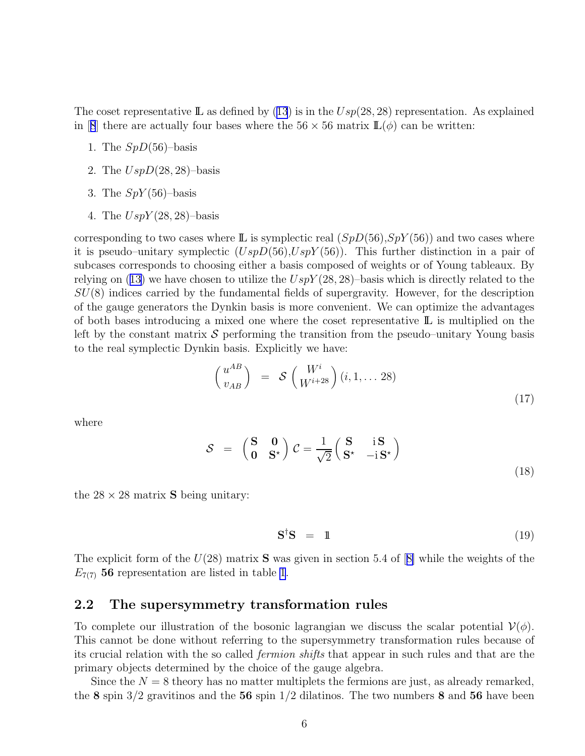The coset representative $\mathbb{L}$ as defined by (13) is in the $Usp(28,28)$ representation. As explained in [8] there are actually four bases where the $56 \times 56$ matrix $\mathbb{L}(\phi)$ can be written:

1. The $SpD(56)$–basis
2. The $UspD(28,28)$–basis
3. The $SpY(56)$–basis
4. The $UspY(28,28)$–basis

corresponding to two cases where $\mathbb{L}$ is symplectic real ($SpD(56)$,$SpY(56)$) and two cases where it is pseudo–unitary symplectic ($UspD(56)$,$UspY(56)$). This further distinction in a pair of subcases corresponds to choosing either a basis composed of weights or of Young tableaux. By relying on (13) we have chosen to utilize the $UspY(28,28)$–basis which is directly related to the $SU(8)$ indices carried by the fundamental fields of supergravity. However, for the description of the gauge generators the Dynkin basis is more convenient. We can optimize the advantages of both bases introducing a mixed one where the coset representative $\mathbb{L}$ is multiplied on the left by the constant matrix $\mathcal{S}$ performing the transition from the pseudo–unitary Young basis to the real symplectic Dynkin basis. Explicitly we have:

$$
\begin{pmatrix} u^{AB} \\ v_{AB} \end{pmatrix} \;=\; \mathcal{S} \begin{pmatrix} W^i \\ W^{i+28} \end{pmatrix} (i, 1, \dots 28) \tag{17}
$$

where

$$
\mathcal{S} \;=\; \begin{pmatrix} \mathbf{S} & \mathbf{0} \\ \mathbf{0} & \mathbf{S}^\star \end{pmatrix} \mathcal{C} = \frac{1}{\sqrt{2}} \begin{pmatrix} \mathbf{S} & \mathrm{i}\,\mathbf{S} \\ \mathbf{S}^\star & -\mathrm{i}\,\mathbf{S}^\star \end{pmatrix} \tag{18}
$$

the $28 \times 28$ matrix $\mathbf{S}$ being unitary:

$$
\mathbf{S}^\dagger \mathbf{S} \;=\; \mathbb{1} \tag{19}
$$

The explicit form of the $U(28)$ matrix $\mathbf{S}$ was given in section 5.4 of [8] while the weights of the $E_{7(7)}$ **56** representation are listed in table 1.

## 2.2 The supersymmetry transformation rules

To complete our illustration of the bosonic lagrangian we discuss the scalar potential $\mathcal{V}(\phi)$. This cannot be done without referring to the supersymmetry transformation rules because of its crucial relation with the so called *fermion shifts* that appear in such rules and that are the primary objects determined by the choice of the gauge algebra.

Since the $N = 8$ theory has no matter multiplets the fermions are just, as already remarked, the **8** spin 3/2 gravitinos and the **56** spin 1/2 dilatinos. The two numbers **8** and **56** have been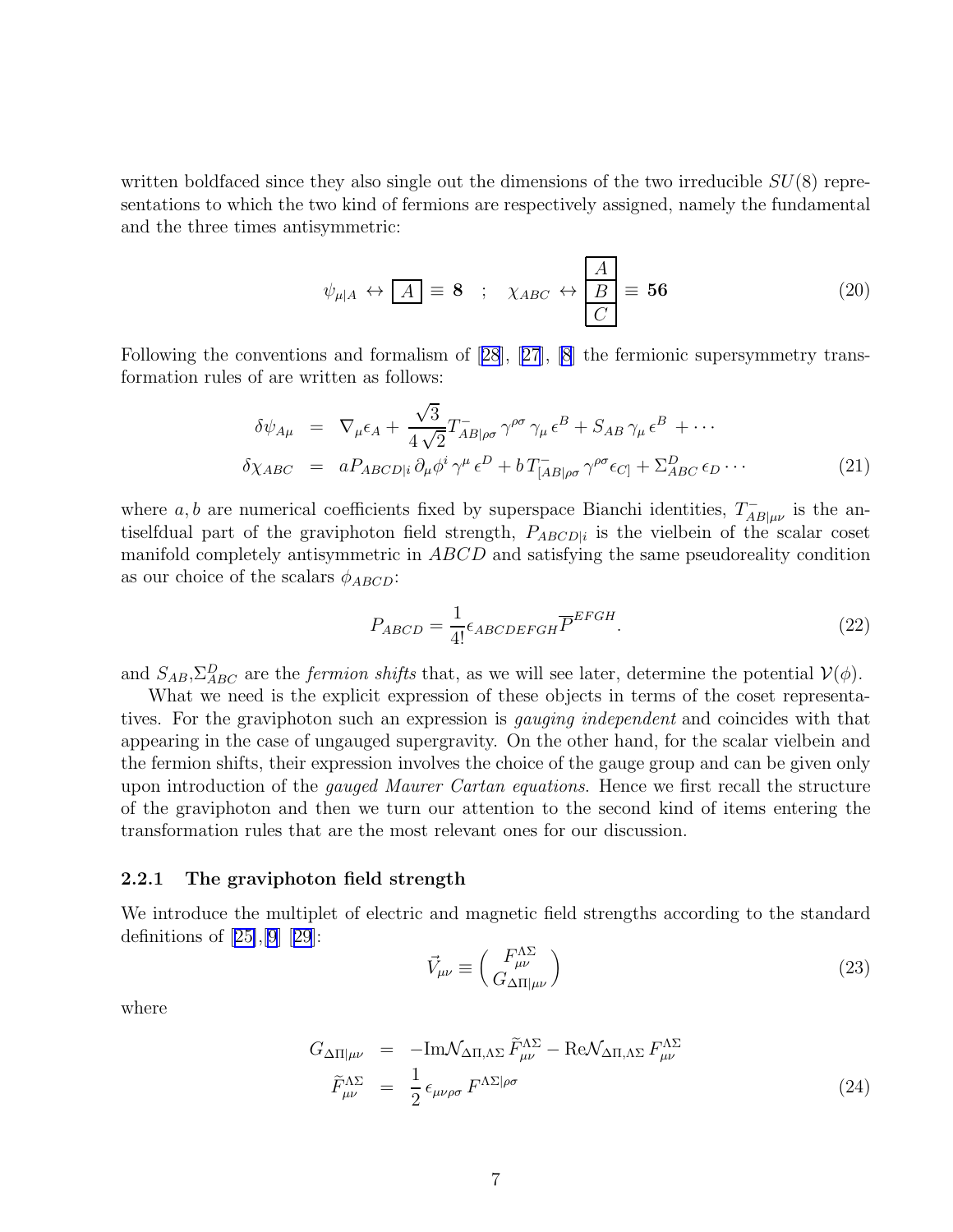written boldfaced since they also single out the dimensions of the two irreducible $SU(8)$ representations to which the two kind of fermions are respectively assigned, namely the fundamental and the three times antisymmetric:

$$
\psi_{\mu|A} \leftrightarrow \boxed{A} \equiv \mathbf{8} \quad ; \quad \chi_{ABC} \leftrightarrow \begin{array}{|c|} \hline A \\ \hline B \\ \hline C \\ \hline \end{array} \equiv \mathbf{56} \tag{20}
$$

Following the conventions and formalism of [28], [27], [8] the fermionic supersymmetry transformation rules of are written as follows:

$$
\begin{aligned}
\delta\psi_{A\mu} &= \nabla_\mu \epsilon_A + \frac{\sqrt{3}}{4\sqrt{2}} T^-_{AB|\rho\sigma}\, \gamma^{\rho\sigma}\, \gamma_\mu\, \epsilon^B + S_{AB}\, \gamma_\mu\, \epsilon^B + \cdots \\
\delta\chi_{ABC} &= a P_{ABCD|i}\, \partial_\mu \phi^i\, \gamma^\mu\, \epsilon^D + b\, T^-_{[AB|\rho\sigma}\, \gamma^{\rho\sigma} \epsilon_{C]} + \Sigma^D_{ABC}\, \epsilon_D \cdots
\end{aligned} \tag{21}
$$

where $a, b$ are numerical coefficients fixed by superspace Bianchi identities, $T^-_{AB|\mu\nu}$ is the antiselfdual part of the graviphoton field strength, $P_{ABCD|i}$ is the vielbein of the scalar coset manifold completely antisymmetric in $ABCD$ and satisfying the same pseudoreality condition as our choice of the scalars $\phi_{ABCD}$:

$$
P_{ABCD} = \frac{1}{4!} \epsilon_{ABCDEFGH} \overline{P}^{EFGH}. \tag{22}
$$

and $S_{AB}$,$\Sigma^D_{ABC}$ are the *fermion shifts* that, as we will see later, determine the potential $\mathcal{V}(\phi)$.

What we need is the explicit expression of these objects in terms of the coset representatives. For the graviphoton such an expression is *gauging independent* and coincides with that appearing in the case of ungauged supergravity. On the other hand, for the scalar vielbein and the fermion shifts, their expression involves the choice of the gauge group and can be given only upon introduction of the *gauged Maurer Cartan equations*. Hence we first recall the structure of the graviphoton and then we turn our attention to the second kind of items entering the transformation rules that are the most relevant ones for our discussion.

### 2.2.1 The graviphoton field strength

We introduce the multiplet of electric and magnetic field strengths according to the standard definitions of [25],[9] [29]:

$$
\vec{V}_{\mu\nu} \equiv \begin{pmatrix} F^{\Lambda\Sigma}_{\mu\nu} \\ G_{\Delta\Pi|\mu\nu} \end{pmatrix} \tag{23}
$$

where

$$
\begin{aligned}
G_{\Delta\Pi|\mu\nu} &= -\mathrm{Im}\mathcal{N}_{\Delta\Pi,\Lambda\Sigma}\, \widetilde{F}^{\Lambda\Sigma}_{\mu\nu} - \mathrm{Re}\mathcal{N}_{\Delta\Pi,\Lambda\Sigma}\, F^{\Lambda\Sigma}_{\mu\nu} \\
\widetilde{F}^{\Lambda\Sigma}_{\mu\nu} &= \frac{1}{2}\, \epsilon_{\mu\nu\rho\sigma}\, F^{\Lambda\Sigma|\rho\sigma}
\end{aligned} \tag{24}
$$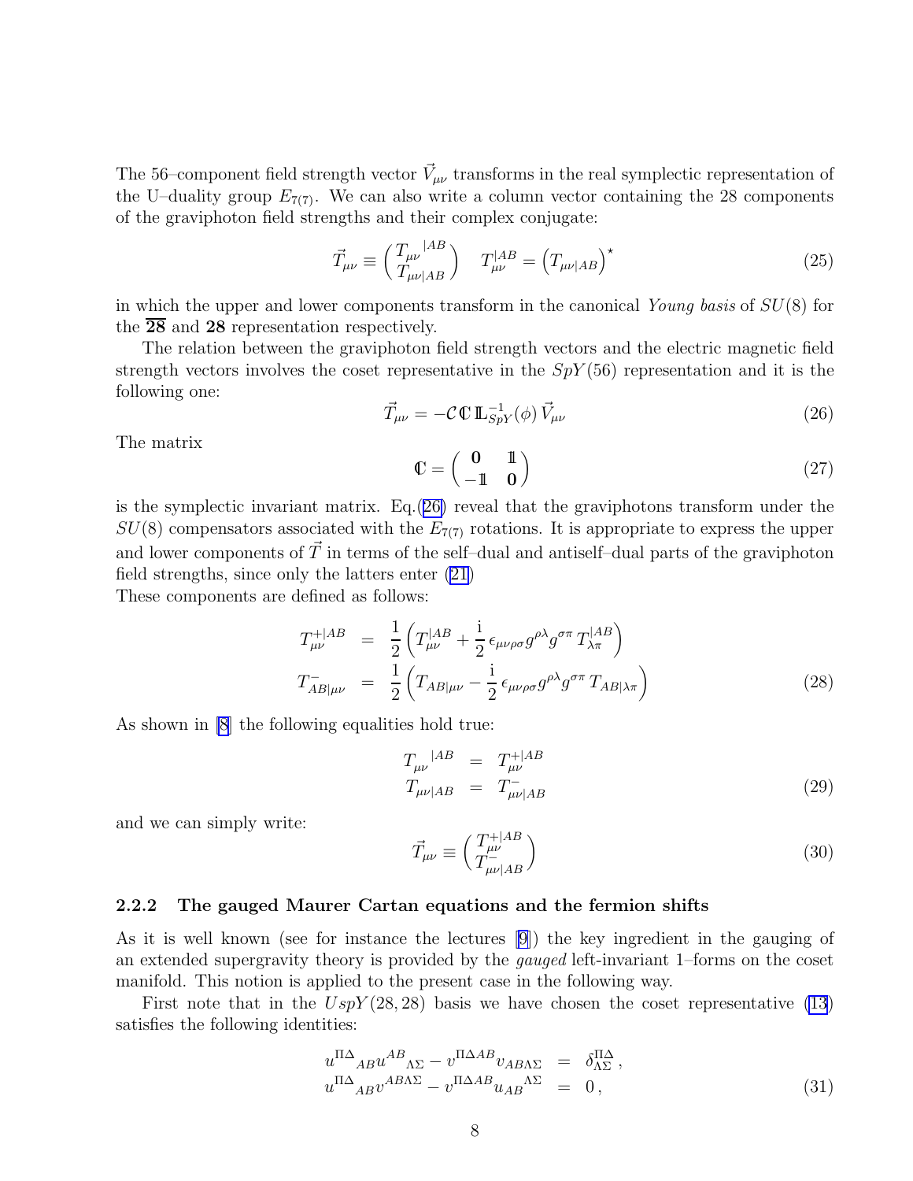The 56–component field strength vector $\vec{V}_{\mu\nu}$ transforms in the real symplectic representation of the U–duality group $E_{7(7)}$. We can also write a column vector containing the 28 components of the graviphoton field strengths and their complex conjugate:

$$
\vec{T}_{\mu\nu} \equiv \begin{pmatrix} T_{\mu\nu}{}^{|AB} \\ T_{\mu\nu|AB} \end{pmatrix} \quad T_{\mu\nu}^{|AB} = \left(T_{\mu\nu|AB}\right)^{\star} \tag{25}
$$

in which the upper and lower components transform in the canonical *Young basis* of $SU(8)$ for the $\overline{\mathbf{28}}$ and $\mathbf{28}$ representation respectively.

The relation between the graviphoton field strength vectors and the electric magnetic field strength vectors involves the coset representative in the $SpY(56)$ representation and it is the following one:

$$
\vec{T}_{\mu\nu} = -\mathcal{C}\,\mathbb{C}\,\mathbb{L}_{SpY}^{-1}(\phi)\,\vec{V}_{\mu\nu} \tag{26}
$$

The matrix

$$
\mathbb{C} = \begin{pmatrix} \mathbf{0} & \mathbb{1} \\ -\mathbb{1} & \mathbf{0} \end{pmatrix} \tag{27}
$$

is the symplectic invariant matrix. Eq.(26) reveal that the graviphotons transform under the $SU(8)$ compensators associated with the $E_{7(7)}$ rotations. It is appropriate to express the upper and lower components of $\vec{T}$ in terms of the self–dual and antiself–dual parts of the graviphoton field strengths, since only the latters enter (21)

These components are defined as follows:

$$
\begin{aligned}
T_{\mu\nu}^{+|AB} &= \frac{1}{2}\left(T_{\mu\nu}^{|AB} + \frac{\mathrm{i}}{2}\,\epsilon_{\mu\nu\rho\sigma} g^{\rho\lambda} g^{\sigma\pi}\, T_{\lambda\pi}^{|AB}\right) \\
T_{AB|\mu\nu}^{-} &= \frac{1}{2}\left(T_{AB|\mu\nu} - \frac{\mathrm{i}}{2}\,\epsilon_{\mu\nu\rho\sigma} g^{\rho\lambda} g^{\sigma\pi}\, T_{AB|\lambda\pi}\right)
\end{aligned} \tag{28}
$$

As shown in [8] the following equalities hold true:

$$
\begin{aligned}
T_{\mu\nu}{}^{|AB} &= T_{\mu\nu}^{+|AB} \\
T_{\mu\nu|AB} &= T_{\mu\nu|AB}^{-}
\end{aligned} \tag{29}
$$

and we can simply write:

$$
\vec{T}_{\mu\nu} \equiv \begin{pmatrix} T_{\mu\nu}^{+|AB} \\ T_{\mu\nu|AB}^{-} \end{pmatrix} \tag{30}
$$

### 2.2.2 The gauged Maurer Cartan equations and the fermion shifts

As it is well known (see for instance the lectures [9]) the key ingredient in the gauging of an extended supergravity theory is provided by the *gauged* left-invariant 1–forms on the coset manifold. This notion is applied to the present case in the following way.

First note that in the $UspY(28,28)$ basis we have chosen the coset representative (13) satisfies the following identities:

$$
\begin{aligned}
u^{\Pi\Delta}{}_{AB} u^{AB}{}_{\Lambda\Sigma} - v^{\Pi\Delta AB} v_{AB\Lambda\Sigma} &= \delta^{\Pi\Delta}_{\Lambda\Sigma}\,, \\
u^{\Pi\Delta}{}_{AB} v^{AB\Lambda\Sigma} - v^{\Pi\Delta AB} u_{AB}{}^{\Lambda\Sigma} &= 0\,,
\end{aligned} \tag{31}
$$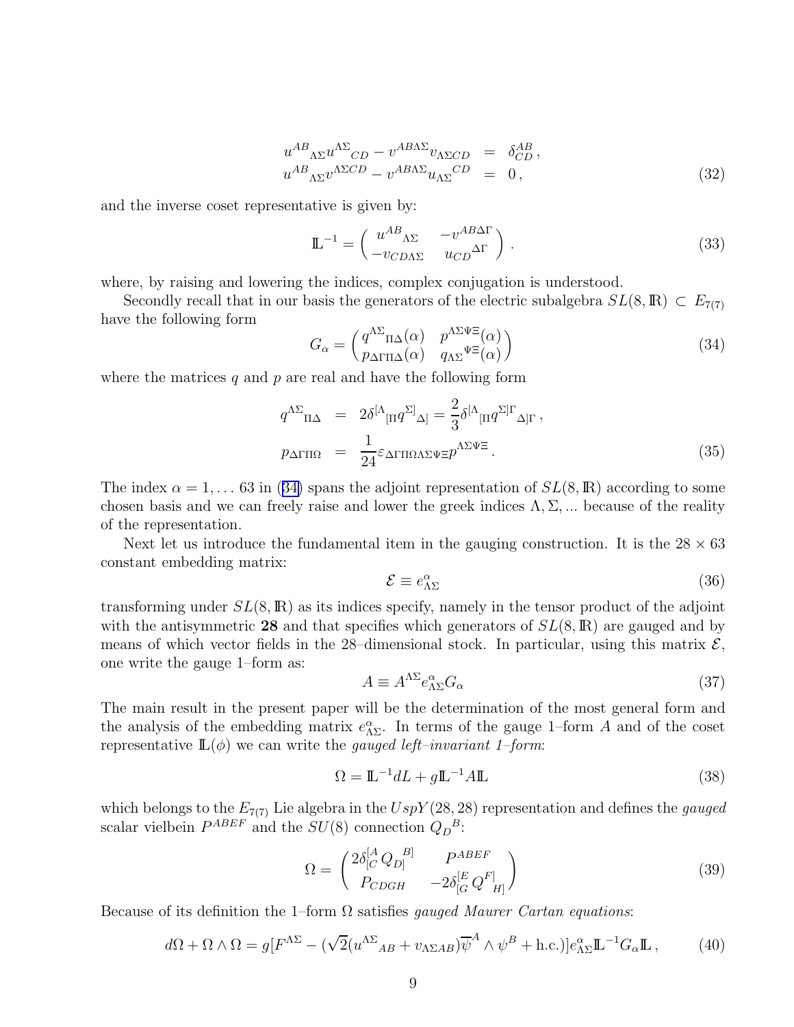$$
\begin{aligned}
u^{AB}{}_{\Lambda\Sigma} u^{\Lambda\Sigma}{}_{CD} - v^{AB\Lambda\Sigma} v_{\Lambda\Sigma CD} &= \delta^{AB}_{CD}\,, \\
u^{AB}{}_{\Lambda\Sigma} v^{\Lambda\Sigma CD} - v^{AB\Lambda\Sigma} u_{\Lambda\Sigma}{}^{CD} &= 0\,,
\end{aligned}
\tag{32}
$$

and the inverse coset representative is given by:

$$
\mathbb{L}^{-1} = \begin{pmatrix} u^{AB}{}_{\Lambda\Sigma} & -v^{AB\Delta\Gamma} \\ -v_{CD\Lambda\Sigma} & u_{CD}{}^{\Delta\Gamma} \end{pmatrix}.
\tag{33}
$$

where, by raising and lowering the indices, complex conjugation is understood.

Secondly recall that in our basis the generators of the electric subalgebra $SL(8,\mathbb{R}) \subset E_{7(7)}$ have the following form

$$
G_\alpha = \begin{pmatrix} q^{\Lambda\Sigma}{}_{\Pi\Delta}(\alpha) & p^{\Lambda\Sigma\Psi\Xi}(\alpha) \\ p_{\Delta\Gamma\Pi\Delta}(\alpha) & q_{\Lambda\Sigma}{}^{\Psi\Xi}(\alpha) \end{pmatrix}
\tag{34}
$$

where the matrices $q$ and $p$ are real and have the following form

$$
\begin{aligned}
q^{\Lambda\Sigma}{}_{\Pi\Delta} &= 2\delta^{[\Lambda}{}_{[\Pi} q^{\Sigma]}{}_{\Delta]} = \frac{2}{3}\delta^{[\Lambda}{}_{[\Pi} q^{\Sigma]\Gamma}{}_{\Delta]\Gamma}\,, \\
p_{\Delta\Gamma\Pi\Omega} &= \frac{1}{24}\varepsilon_{\Delta\Gamma\Pi\Omega\Lambda\Sigma\Psi\Xi} p^{\Lambda\Sigma\Psi\Xi}\,.
\end{aligned}
\tag{35}
$$

The index $\alpha = 1, \ldots 63$ in (34) spans the adjoint representation of $SL(8,\mathbb{R})$ according to some chosen basis and we can freely raise and lower the greek indices $\Lambda, \Sigma, \ldots$ because of the reality of the representation.

Next let us introduce the fundamental item in the gauging construction. It is the $28 \times 63$ constant embedding matrix:

$$
\mathcal{E} \equiv e^\alpha_{\Lambda\Sigma}
\tag{36}
$$

transforming under $SL(8,\mathbb{R})$ as its indices specify, namely in the tensor product of the adjoint with the antisymmetric **28** and that specifies which generators of $SL(8,\mathbb{R})$ are gauged and by means of which vector fields in the 28–dimensional stock. In particular, using this matrix $\mathcal{E}$, one write the gauge 1–form as:

$$
A \equiv A^{\Lambda\Sigma} e^\alpha_{\Lambda\Sigma} G_\alpha
\tag{37}
$$

The main result in the present paper will be the determination of the most general form and the analysis of the embedding matrix $e^\alpha_{\Lambda\Sigma}$. In terms of the gauge 1–form $A$ and of the coset representative $\mathbb{L}(\phi)$ we can write the *gauged left–invariant 1–form*:

$$
\Omega = \mathbb{L}^{-1} dL + g\mathbb{L}^{-1} A \mathbb{L}
\tag{38}
$$

which belongs to the $E_{7(7)}$ Lie algebra in the $UspY(28,28)$ representation and defines the *gauged* scalar vielbein $P^{ABEF}$ and the $SU(8)$ connection $Q_D{}^B$:

$$
\Omega = \begin{pmatrix} 2\delta^{[A}_{[C}\, Q_{D]}{}^{B]} & P^{ABEF} \\ P_{CDGH} & -2\delta^{[E}_{[G}\, Q^{F]}{}_{H]} \end{pmatrix}
\tag{39}
$$

Because of its definition the 1–form $\Omega$ satisfies *gauged Maurer Cartan equations*:

$$
d\Omega + \Omega \wedge \Omega = g[F^{\Lambda\Sigma} - (\sqrt{2}(u^{\Lambda\Sigma}{}_{AB} + v_{\Lambda\Sigma AB})\overline{\psi}^A \wedge \psi^B + \text{h.c.})] e^\alpha_{\Lambda\Sigma} \mathbb{L}^{-1} G_\alpha \mathbb{L}\,,
\tag{40}
$$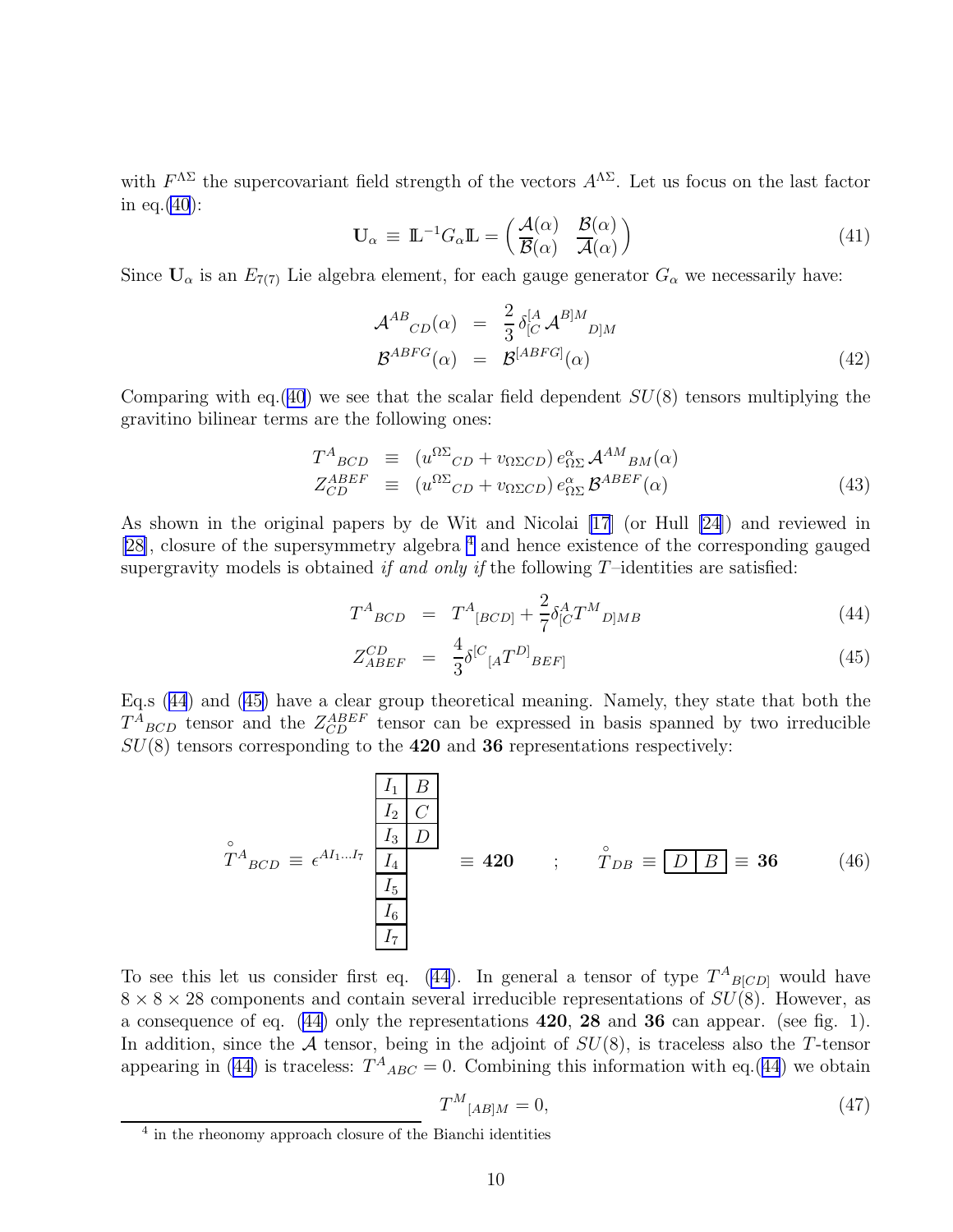with $F^{\Lambda\Sigma}$ the supercovariant field strength of the vectors $A^{\Lambda\Sigma}$. Let us focus on the last factor in eq.(40):

$$\mathbf{U}_\alpha \equiv \mathbb{L}^{-1} G_\alpha \mathbb{L} = \begin{pmatrix} \mathcal{A}(\alpha) & \mathcal{B}(\alpha) \\ \overline{\mathcal{B}}(\alpha) & \overline{\mathcal{A}}(\alpha) \end{pmatrix} \tag{41}$$

Since $\mathbf{U}_\alpha$ is an $E_{7(7)}$ Lie algebra element, for each gauge generator $G_\alpha$ we necessarily have:

$$\begin{aligned} \mathcal{A}^{AB}{}_{CD}(\alpha) &= \frac{2}{3}\,\delta^{[A}_{[C}\,\mathcal{A}^{B]M}{}_{D]M} \\ \mathcal{B}^{ABFG}(\alpha) &= \mathcal{B}^{[ABFG]}(\alpha) \end{aligned} \tag{42}$$

Comparing with eq.(40) we see that the scalar field dependent $SU(8)$ tensors multiplying the gravitino bilinear terms are the following ones:

$$\begin{aligned} T^A{}_{BCD} &\equiv (u^{\Omega\Sigma}{}_{CD} + v_{\Omega\Sigma CD})\, e^\alpha_{\Omega\Sigma}\, \mathcal{A}^{AM}{}_{BM}(\alpha) \\ Z^{ABEF}_{CD} &\equiv (u^{\Omega\Sigma}{}_{CD} + v_{\Omega\Sigma CD})\, e^\alpha_{\Omega\Sigma}\, \mathcal{B}^{ABEF}(\alpha) \end{aligned} \tag{43}$$

As shown in the original papers by de Wit and Nicolai [17] (or Hull [24]) and reviewed in [28], closure of the supersymmetry algebra [4] and hence existence of the corresponding gauged supergravity models is obtained *if and only if* the following $T$–identities are satisfied:

$$T^A{}_{BCD} = T^A{}_{[BCD]} + \frac{2}{7}\delta^A_{[C} T^M{}_{D]MB} \tag{44}$$

$$Z^{CD}_{ABEF} = \frac{4}{3}\delta^{[C}{}_{[A} T^{D]}{}_{BEF]} \tag{45}$$

Eq.s (44) and (45) have a clear group theoretical meaning. Namely, they state that both the $T^A{}_{BCD}$ tensor and the $Z^{ABEF}_{CD}$ tensor can be expressed in basis spanned by two irreducible $SU(8)$ tensors corresponding to the **420** and **36** representations respectively:

$$\overset{\circ}{T}{}^A{}_{BCD} \equiv \epsilon^{AI_1\dots I_7} \begin{array}{|c|c|} \hline I_1 & B \\ \hline I_2 & C \\ \hline I_3 & D \\ \hline I_4 & \\ \cline{1-1} I_5 \\ \cline{1-1} I_6 \\ \cline{1-1} I_7 \\ \cline{1-1} \end{array} \equiv \mathbf{420} \quad ; \quad \overset{\circ}{T}_{DB} \equiv \begin{array}{|c|c|} \hline D & B \\ \hline \end{array} \equiv \mathbf{36} \tag{46}$$

To see this let us consider first eq. (44). In general a tensor of type $T^A{}_{B[CD]}$ would have $8 \times 8 \times 28$ components and contain several irreducible representations of $SU(8)$. However, as a consequence of eq. (44) only the representations **420**, **28** and **36** can appear. (see fig. 1). In addition, since the $\mathcal{A}$ tensor, being in the adjoint of $SU(8)$, is traceless also the $T$-tensor appearing in (44) is traceless: $T^A{}_{ABC} = 0$. Combining this information with eq.(44) we obtain

$$T^M{}_{[AB]M} = 0, \tag{47}$$

[4] in the rheonomy approach closure of the Bianchi identities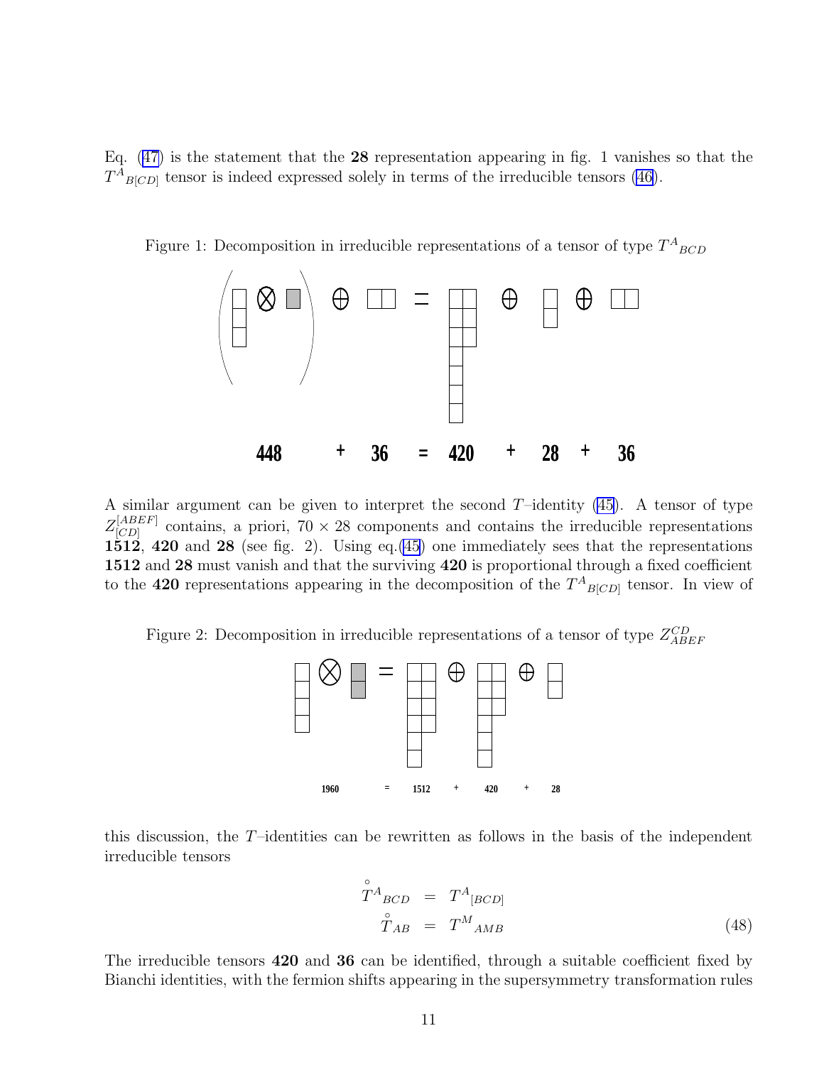Eq. (47) is the statement that the **28** representation appearing in fig. 1 vanishes so that the $T^{A}{}_{B[CD]}$ tensor is indeed expressed solely in terms of the irreducible tensors (46).

Figure 1: Decomposition in irreducible representations of a tensor of type $T^{A}{}_{BCD}$

**448** + **36** = **420** + **28** + **36**

A similar argument can be given to interpret the second $T$–identity (45). A tensor of type $Z^{[ABEF]}_{[CD]}$ contains, a priori, $70 \times 28$ components and contains the irreducible representations **1512**, **420** and **28** (see fig. 2). Using eq.(45) one immediately sees that the representations **1512** and **28** must vanish and that the surviving **420** is proportional through a fixed coefficient to the **420** representations appearing in the decomposition of the $T^{A}{}_{B[CD]}$ tensor. In view of

Figure 2: Decomposition in irreducible representations of a tensor of type $Z^{CD}_{ABEF}$

**1960** = **1512** + **420** + **28**

this discussion, the $T$–identities can be rewritten as follows in the basis of the independent irreducible tensors

$$
\begin{aligned}
\overset{\circ}{T}{}^{A}{}_{BCD} &= T^{A}{}_{[BCD]} \\
\overset{\circ}{T}{}_{AB} &= T^{M}{}_{AMB}
\end{aligned}
\tag{48}
$$

The irreducible tensors **420** and **36** can be identified, through a suitable coefficient fixed by Bianchi identities, with the fermion shifts appearing in the supersymmetry transformation rules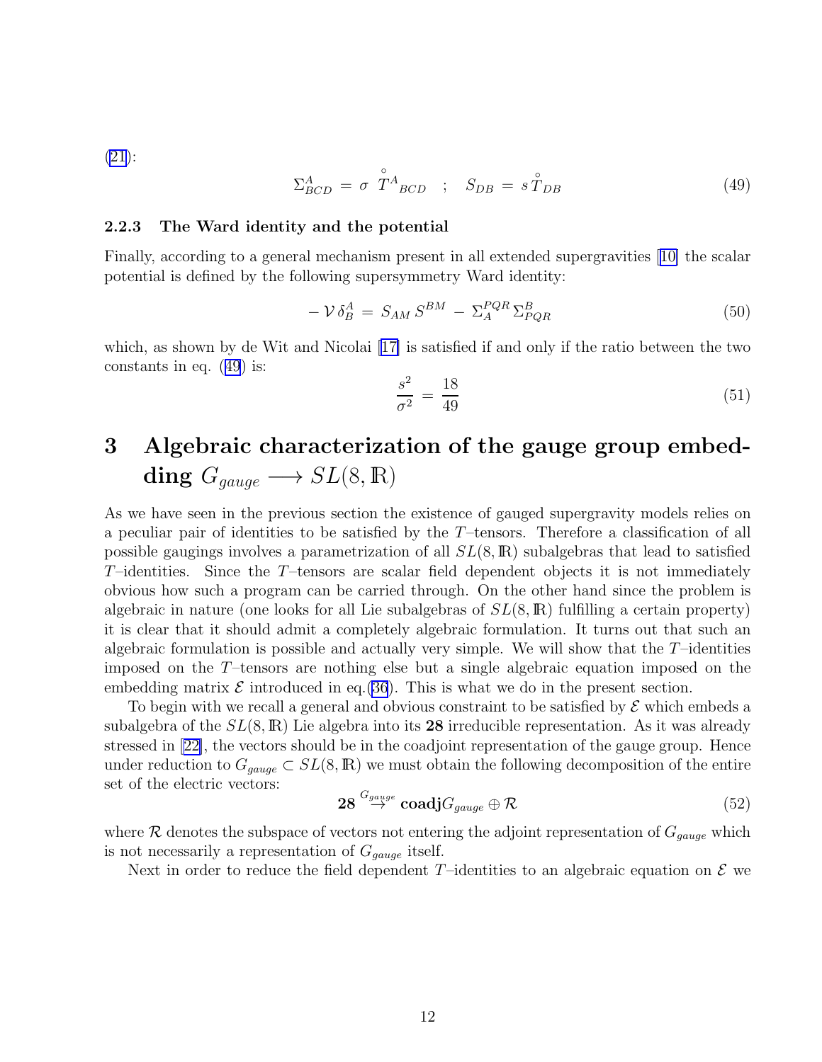(21):

$$\Sigma^A_{BCD} = \sigma \; \overset{\circ}{T}{}^A{}_{BCD} \quad ; \quad S_{DB} = s \, \overset{\circ}{T}_{DB} \tag{49}$$

### 2.2.3 The Ward identity and the potential

Finally, according to a general mechanism present in all extended supergravities [10] the scalar potential is defined by the following supersymmetry Ward identity:

$$- \mathcal{V} \, \delta^A_B = S_{AM} \, S^{BM} - \Sigma^{PQR}_A \, \Sigma^B_{PQR} \tag{50}$$

which, as shown by de Wit and Nicolai [17] is satisfied if and only if the ratio between the two constants in eq. (49) is:

$$\frac{s^2}{\sigma^2} = \frac{18}{49} \tag{51}$$

# 3 Algebraic characterization of the gauge group embedding $G_{gauge} \longrightarrow SL(8,\mathbb{R})$

As we have seen in the previous section the existence of gauged supergravity models relies on a peculiar pair of identities to be satisfied by the $T$–tensors. Therefore a classification of all possible gaugings involves a parametrization of all $SL(8,\mathbb{R})$ subalgebras that lead to satisfied $T$–identities. Since the $T$–tensors are scalar field dependent objects it is not immediately obvious how such a program can be carried through. On the other hand since the problem is algebraic in nature (one looks for all Lie subalgebras of $SL(8,\mathbb{R})$ fulfilling a certain property) it is clear that it should admit a completely algebraic formulation. It turns out that such an algebraic formulation is possible and actually very simple. We will show that the $T$–identities imposed on the $T$–tensors are nothing else but a single algebraic equation imposed on the embedding matrix $\mathcal{E}$ introduced in eq.(36). This is what we do in the present section.

To begin with we recall a general and obvious constraint to be satisfied by $\mathcal{E}$ which embeds a subalgebra of the $SL(8,\mathbb{R})$ Lie algebra into its **28** irreducible representation. As it was already stressed in [22], the vectors should be in the coadjoint representation of the gauge group. Hence under reduction to $G_{gauge} \subset SL(8,\mathbb{R})$ we must obtain the following decomposition of the entire set of the electric vectors:

$$\mathbf{28} \overset{G_{gauge}}{\rightarrow} \mathbf{coadj} G_{gauge} \oplus \mathcal{R} \tag{52}$$

where $\mathcal{R}$ denotes the subspace of vectors not entering the adjoint representation of $G_{gauge}$ which is not necessarily a representation of $G_{gauge}$ itself.

Next in order to reduce the field dependent $T$–identities to an algebraic equation on $\mathcal{E}$ we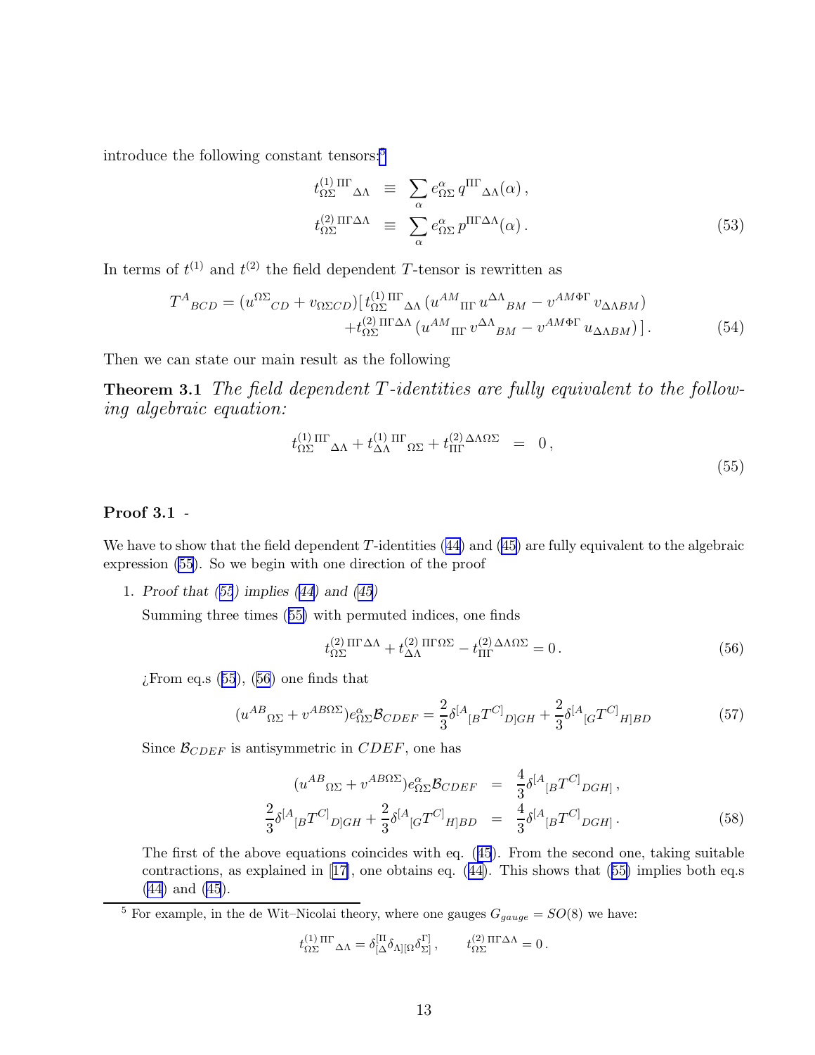introduce the following constant tensors:[5]

$$
\begin{aligned}
t^{(1)\,\Pi\Gamma}_{\Omega\Sigma\quad\Delta\Lambda} &\equiv \sum_\alpha e^\alpha_{\Omega\Sigma}\, q^{\Pi\Gamma}{}_{\Delta\Lambda}(\alpha)\,,\\
t^{(2)\,\Pi\Gamma\Delta\Lambda}_{\Omega\Sigma} &\equiv \sum_\alpha e^\alpha_{\Omega\Sigma}\, p^{\Pi\Gamma\Delta\Lambda}(\alpha)\,.
\end{aligned}
\tag{53}
$$

In terms of $t^{(1)}$ and $t^{(2)}$ the field dependent $T$-tensor is rewritten as

$$
\begin{aligned}
T^A{}_{BCD} = (u^{\Omega\Sigma}{}_{CD} + v_{\Omega\Sigma CD})\big[\, & t^{(1)\,\Pi\Gamma}_{\Omega\Sigma\quad\Delta\Lambda}\,(u^{AM}{}_{\Pi\Gamma}\,u^{\Delta\Lambda}{}_{BM} - v^{AM\Phi\Gamma}\,v_{\Delta\Lambda BM})\\
& + t^{(2)\,\Pi\Gamma\Delta\Lambda}_{\Omega\Sigma}\,(u^{AM}{}_{\Pi\Gamma}\,v^{\Delta\Lambda}{}_{BM} - v^{AM\Phi\Gamma}\,u_{\Delta\Lambda BM})\,\big]\,.
\end{aligned}
\tag{54}
$$

Then we can state our main result as the following

**Theorem 3.1** *The field dependent $T$-identities are fully equivalent to the following algebraic equation:*

$$
t^{(1)\,\Pi\Gamma}_{\Omega\Sigma\quad\Delta\Lambda} + t^{(1)\,\Pi\Gamma}_{\Delta\Lambda\quad\Omega\Sigma} + t^{(2)\,\Delta\Lambda\Omega\Sigma}_{\Pi\Gamma} \;=\; 0\,,
\tag{55}
$$

**Proof 3.1** -

We have to show that the field dependent $T$-identities (44) and (45) are fully equivalent to the algebraic expression (55). So we begin with one direction of the proof

1. *Proof that (55) implies (44) and (45)*

   Summing three times (55) with permuted indices, one finds

   $$
   t^{(2)\,\Pi\Gamma\Delta\Lambda}_{\Omega\Sigma} + t^{(2)\,\Pi\Gamma\Omega\Sigma}_{\Delta\Lambda} - t^{(2)\,\Delta\Lambda\Omega\Sigma}_{\Pi\Gamma} = 0\,.
   \tag{56}
   $$

   ¿From eq.s (55), (56) one finds that

   $$
   (u^{AB}{}_{\Omega\Sigma} + v^{AB\Omega\Sigma})e^\alpha_{\Omega\Sigma}\mathcal{B}_{CDEF} = \frac{2}{3}\delta^{[A}{}_{[B}T^{C]}{}_{D]GH} + \frac{2}{3}\delta^{[A}{}_{[G}T^{C]}{}_{H]BD}
   \tag{57}
   $$

   Since $\mathcal{B}_{CDEF}$ is antisymmetric in $CDEF$, one has

   $$
   \begin{aligned}
   (u^{AB}{}_{\Omega\Sigma} + v^{AB\Omega\Sigma})e^\alpha_{\Omega\Sigma}\mathcal{B}_{CDEF} &= \frac{4}{3}\delta^{[A}{}_{[B}T^{C]}{}_{DGH]}\,,\\
   \frac{2}{3}\delta^{[A}{}_{[B}T^{C]}{}_{D]GH} + \frac{2}{3}\delta^{[A}{}_{[G}T^{C]}{}_{H]BD} &= \frac{4}{3}\delta^{[A}{}_{[B}T^{C]}{}_{DGH]}\,.
   \end{aligned}
   \tag{58}
   $$

   The first of the above equations coincides with eq. (45). From the second one, taking suitable contractions, as explained in [17], one obtains eq. (44). This shows that (55) implies both eq.s (44) and (45).

---

[5] For example, in the de Wit–Nicolai theory, where one gauges $G_{gauge} = SO(8)$ we have:

$$
t^{(1)\,\Pi\Gamma}_{\Omega\Sigma\quad\Delta\Lambda} = \delta^{[\Pi}_{[\Delta}\delta_{\Lambda][\Omega}\delta^{\Gamma]}_{\Sigma]}\,, \qquad t^{(2)\,\Pi\Gamma\Delta\Lambda}_{\Omega\Sigma} = 0\,.
$$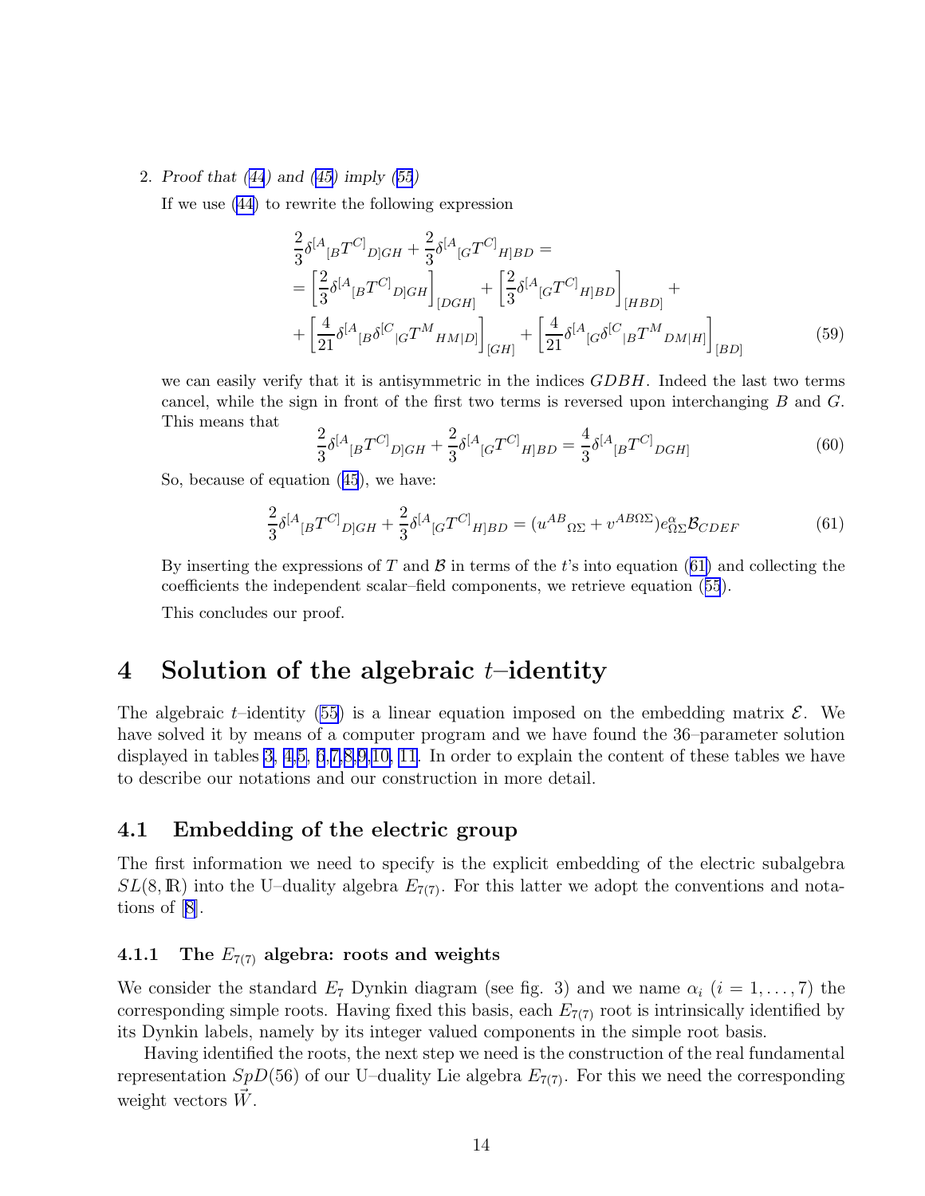2. *Proof that (44) and (45) imply (55)*

   If we use (44) to rewrite the following expression

$$
\begin{aligned}
&\frac{2}{3}\delta^{[A}{}_{[B}T^{C]}{}_{D]GH} + \frac{2}{3}\delta^{[A}{}_{[G}T^{C]}{}_{H]BD} = \\
&= \left[\frac{2}{3}\delta^{[A}{}_{[B}T^{C]}{}_{D]GH}\right]_{[DGH]} + \left[\frac{2}{3}\delta^{[A}{}_{[G}T^{C]}{}_{H]BD}\right]_{[HBD]} + \\
&+ \left[\frac{4}{21}\delta^{[A}{}_{[B}\delta^{[C}{}_{|G}T^{M}{}_{HM|D]}\right]_{[GH]} + \left[\frac{4}{21}\delta^{[A}{}_{[G}\delta^{[C}{}_{|B}T^{M}{}_{DM|H]}\right]_{[BD]}
\end{aligned}
\tag{59}
$$

   we can easily verify that it is antisymmetric in the indices $GDBH$. Indeed the last two terms cancel, while the sign in front of the first two terms is reversed upon interchanging $B$ and $G$. This means that

$$
\frac{2}{3}\delta^{[A}{}_{[B}T^{C]}{}_{D]GH} + \frac{2}{3}\delta^{[A}{}_{[G}T^{C]}{}_{H]BD} = \frac{4}{3}\delta^{[A}{}_{[B}T^{C]}{}_{DGH]}
\tag{60}
$$

   So, because of equation (45), we have:

$$
\frac{2}{3}\delta^{[A}{}_{[B}T^{C]}{}_{D]GH} + \frac{2}{3}\delta^{[A}{}_{[G}T^{C]}{}_{H]BD} = (u^{AB}{}_{\Omega\Sigma} + v^{AB\Omega\Sigma})e^{\alpha}_{\Omega\Sigma}\mathcal{B}_{CDEF}
\tag{61}
$$

   By inserting the expressions of $T$ and $\mathcal{B}$ in terms of the $t$'s into equation (61) and collecting the coefficients the independent scalar–field components, we retrieve equation (55).

   This concludes our proof.

# 4 Solution of the algebraic $t$–identity

The algebraic $t$–identity (55) is a linear equation imposed on the embedding matrix $\mathcal{E}$. We have solved it by means of a computer program and we have found the 36–parameter solution displayed in tables 3, 4,5, 6,7,8,9,10, 11. In order to explain the content of these tables we have to describe our notations and our construction in more detail.

## 4.1 Embedding of the electric group

The first information we need to specify is the explicit embedding of the electric subalgebra $SL(8,\mathbb{R})$ into the U–duality algebra $E_{7(7)}$. For this latter we adopt the conventions and notations of [8].

### 4.1.1 The $E_{7(7)}$ algebra: roots and weights

We consider the standard $E_7$ Dynkin diagram (see fig. 3) and we name $\alpha_i$ ($i = 1,\ldots,7$) the corresponding simple roots. Having fixed this basis, each $E_{7(7)}$ root is intrinsically identified by its Dynkin labels, namely by its integer valued components in the simple root basis.

Having identified the roots, the next step we need is the construction of the real fundamental representation $SpD(56)$ of our U–duality Lie algebra $E_{7(7)}$. For this we need the corresponding weight vectors $\vec{W}$.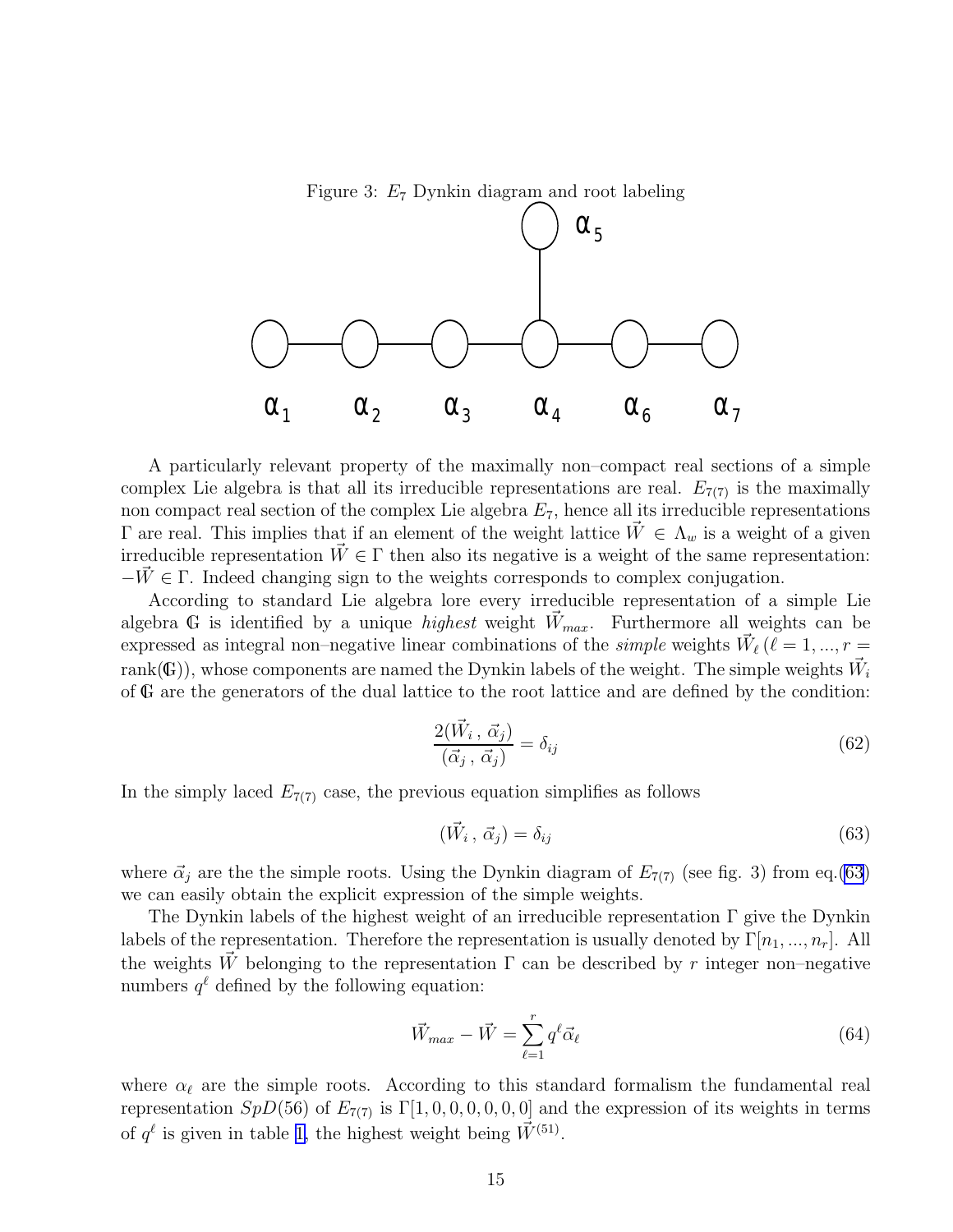Figure 3: $E_7$ Dynkin diagram and root labeling

A particularly relevant property of the maximally non–compact real sections of a simple complex Lie algebra is that all its irreducible representations are real. $E_{7(7)}$ is the maximally non compact real section of the complex Lie algebra $E_7$, hence all its irreducible representations $\Gamma$ are real. This implies that if an element of the weight lattice $\vec{W} \in \Lambda_w$ is a weight of a given irreducible representation $\vec{W} \in \Gamma$ then also its negative is a weight of the same representation: $-\vec{W} \in \Gamma$. Indeed changing sign to the weights corresponds to complex conjugation.

According to standard Lie algebra lore every irreducible representation of a simple Lie algebra $\mathbb{G}$ is identified by a unique *highest* weight $\vec{W}_{max}$. Furthermore all weights can be expressed as integral non–negative linear combinations of the *simple* weights $\vec{W}_\ell \, (\ell = 1, ..., r = \text{rank}(\mathbb{G}))$, whose components are named the Dynkin labels of the weight. The simple weights $\vec{W}_i$ of $\mathbb{G}$ are the generators of the dual lattice to the root lattice and are defined by the condition:

$$\frac{2(\vec{W}_i \, , \, \vec{\alpha}_j)}{(\vec{\alpha}_j \, , \, \vec{\alpha}_j)} = \delta_{ij} \tag{62}$$

In the simply laced $E_{7(7)}$ case, the previous equation simplifies as follows

$$(\vec{W}_i \, , \, \vec{\alpha}_j) = \delta_{ij} \tag{63}$$

where $\vec{\alpha}_j$ are the the simple roots. Using the Dynkin diagram of $E_{7(7)}$ (see fig. 3) from eq.(63) we can easily obtain the explicit expression of the simple weights.

The Dynkin labels of the highest weight of an irreducible representation $\Gamma$ give the Dynkin labels of the representation. Therefore the representation is usually denoted by $\Gamma[n_1, ..., n_r]$. All the weights $\vec{W}$ belonging to the representation $\Gamma$ can be described by $r$ integer non–negative numbers $q^\ell$ defined by the following equation:

$$\vec{W}_{max} - \vec{W} = \sum_{\ell=1}^{r} q^\ell \vec{\alpha}_\ell \tag{64}$$

where $\alpha_\ell$ are the simple roots. According to this standard formalism the fundamental real representation $SpD(56)$ of $E_{7(7)}$ is $\Gamma[1, 0, 0, 0, 0, 0, 0]$ and the expression of its weights in terms of $q^\ell$ is given in table 1, the highest weight being $\vec{W}^{(51)}$.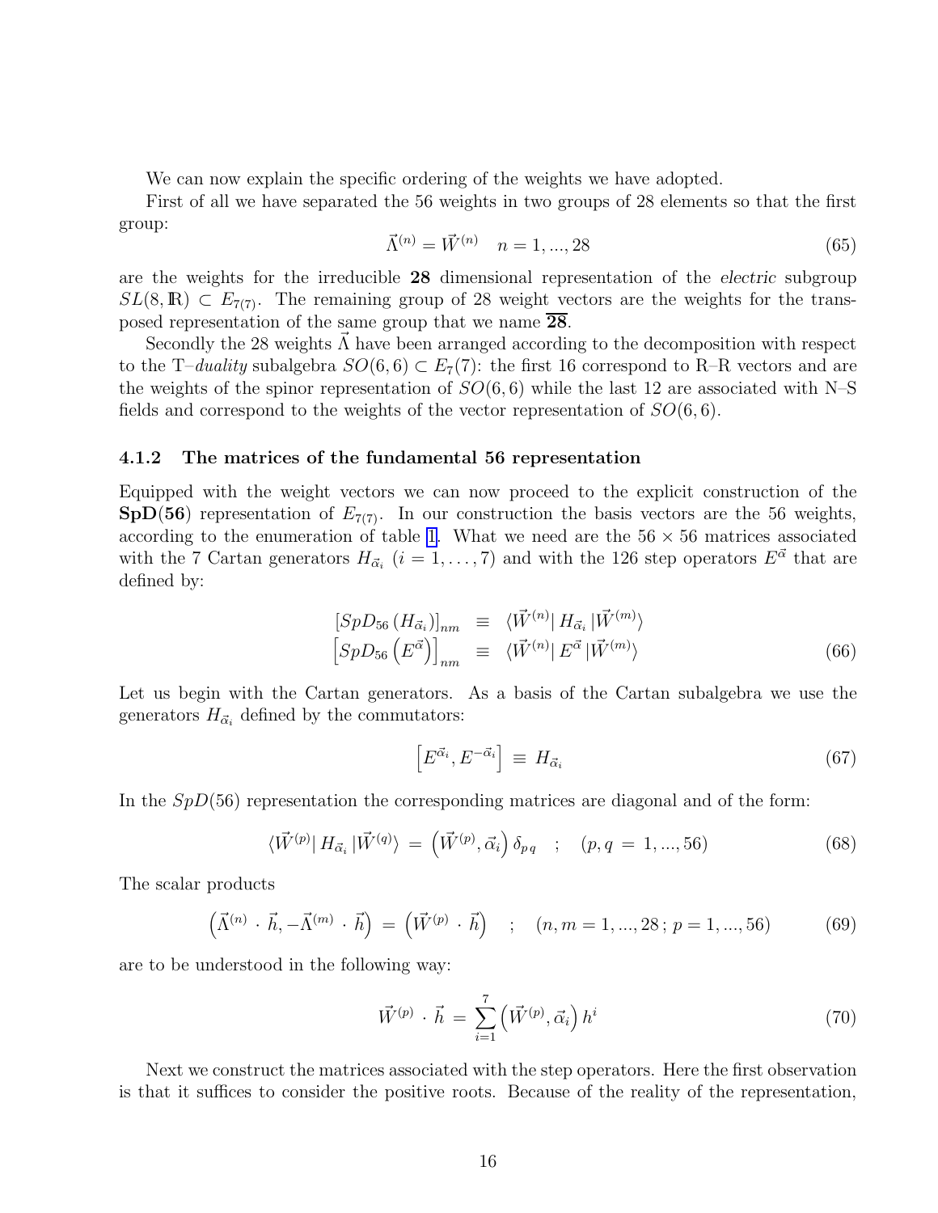We can now explain the specific ordering of the weights we have adopted.

First of all we have separated the 56 weights in two groups of 28 elements so that the first group:

$$\vec{\Lambda}^{(n)} = \vec{W}^{(n)} \quad n = 1, ..., 28 \tag{65}$$

are the weights for the irreducible **28** dimensional representation of the *electric* subgroup $SL(8, \mathbb{R}) \subset E_{7(7)}$. The remaining group of 28 weight vectors are the weights for the transposed representation of the same group that we name $\overline{\mathbf{28}}$.

Secondly the 28 weights $\vec{\Lambda}$ have been arranged according to the decomposition with respect to the T–*duality* subalgebra $SO(6,6) \subset E_7(7)$: the first 16 correspond to R–R vectors and are the weights of the spinor representation of $SO(6,6)$ while the last 12 are associated with N–S fields and correspond to the weights of the vector representation of $SO(6,6)$.

### 4.1.2 The matrices of the fundamental 56 representation

Equipped with the weight vectors we can now proceed to the explicit construction of the $\mathbf{SpD(56)}$ representation of $E_{7(7)}$. In our construction the basis vectors are the 56 weights, according to the enumeration of table 1. What we need are the $56 \times 56$ matrices associated with the 7 Cartan generators $H_{\vec{\alpha}_i}$ $(i = 1, \ldots, 7)$ and with the 126 step operators $E^{\vec{\alpha}}$ that are defined by:

$$\begin{aligned} \left[SpD_{56}\left(H_{\vec{\alpha}_i}\right)\right]_{nm} &\equiv \langle \vec{W}^{(n)} | \, H_{\vec{\alpha}_i} \, | \vec{W}^{(m)} \rangle \\ \left[SpD_{56}\left(E^{\vec{\alpha}}\right)\right]_{nm} &\equiv \langle \vec{W}^{(n)} | \, E^{\vec{\alpha}} \, | \vec{W}^{(m)} \rangle \end{aligned} \tag{66}$$

Let us begin with the Cartan generators. As a basis of the Cartan subalgebra we use the generators $H_{\vec{\alpha}_i}$ defined by the commutators:

$$\left[E^{\vec{\alpha}_i}, E^{-\vec{\alpha}_i}\right] \equiv H_{\vec{\alpha}_i} \tag{67}$$

In the $SpD(56)$ representation the corresponding matrices are diagonal and of the form:

$$\langle \vec{W}^{(p)} | \, H_{\vec{\alpha}_i} \, | \vec{W}^{(q)} \rangle = \left(\vec{W}^{(p)}, \vec{\alpha}_i\right) \delta_{p\,q} \quad ; \quad (p, q = 1, ..., 56) \tag{68}$$

The scalar products

$$\left(\vec{\Lambda}^{(n)} \cdot \vec{h}, -\vec{\Lambda}^{(m)} \cdot \vec{h}\right) = \left(\vec{W}^{(p)} \cdot \vec{h}\right) \quad ; \quad (n, m = 1, ..., 28 \, ; \, p = 1, ..., 56) \tag{69}$$

are to be understood in the following way:

$$\vec{W}^{(p)} \cdot \vec{h} = \sum_{i=1}^{7} \left(\vec{W}^{(p)}, \vec{\alpha}_i\right) h^i \tag{70}$$

Next we construct the matrices associated with the step operators. Here the first observation is that it suffices to consider the positive roots. Because of the reality of the representation,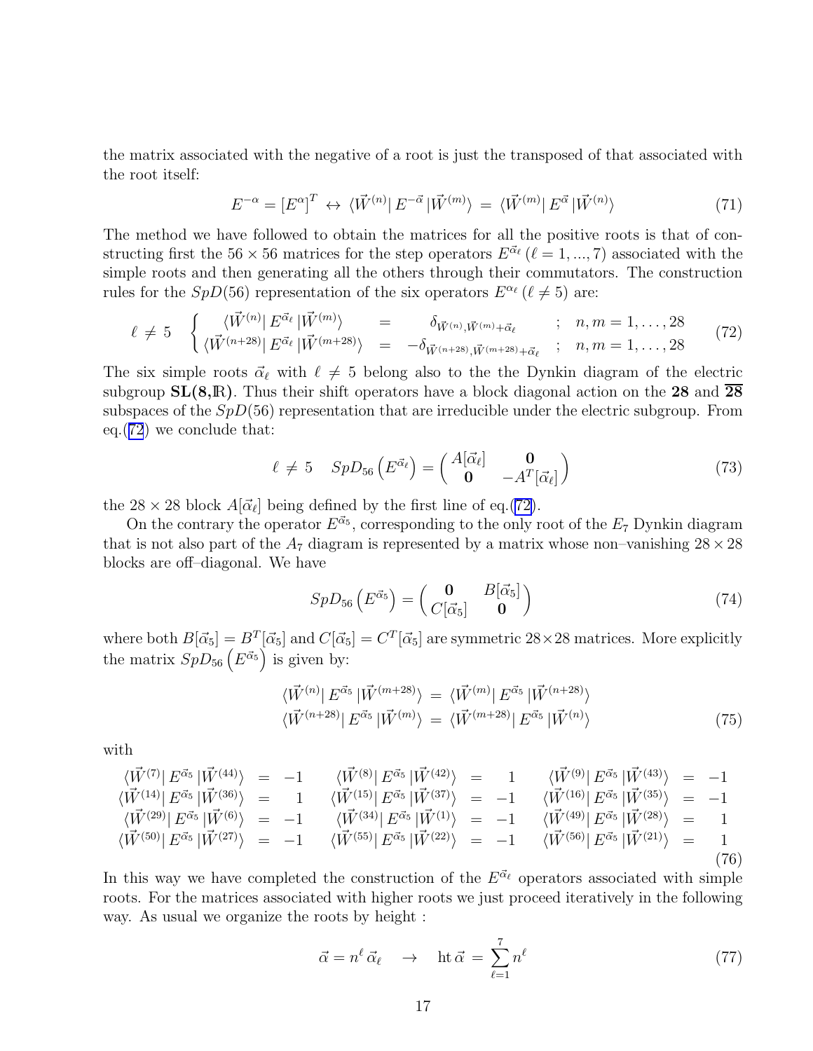the matrix associated with the negative of a root is just the transposed of that associated with the root itself:

$$E^{-\alpha} = \left[E^{\alpha}\right]^T \;\leftrightarrow\; \langle \vec{W}^{(n)}|\, E^{-\vec{\alpha}}\, |\vec{W}^{(m)}\rangle \;=\; \langle \vec{W}^{(m)}|\, E^{\vec{\alpha}}\, |\vec{W}^{(n)}\rangle \tag{71}$$

The method we have followed to obtain the matrices for all the positive roots is that of constructing first the $56 \times 56$ matrices for the step operators $E^{\vec{\alpha}_\ell}$ ($\ell = 1, ..., 7$) associated with the simple roots and then generating all the others through their commutators. The construction rules for the $SpD(56)$ representation of the six operators $E^{\alpha_\ell}$ ($\ell \neq 5$) are:

$$\ell \,\neq\, 5 \quad \begin{cases} \langle \vec{W}^{(n)}|\, E^{\vec{\alpha}_\ell}\, |\vec{W}^{(m)}\rangle & = \quad \delta_{\vec{W}^{(n)},\vec{W}^{(m)}+\vec{\alpha}_\ell} \quad ; \quad n,m = 1,\ldots,28 \\ \langle \vec{W}^{(n+28)}|\, E^{\vec{\alpha}_\ell}\, |\vec{W}^{(m+28)}\rangle & = \quad -\delta_{\vec{W}^{(n+28)},\vec{W}^{(m+28)}+\vec{\alpha}_\ell} \quad ; \quad n,m = 1,\ldots,28 \end{cases} \tag{72}$$

The six simple roots $\vec{\alpha}_\ell$ with $\ell \neq 5$ belong also to the the Dynkin diagram of the electric subgroup $\mathbf{SL(8,\mathbb{R})}$. Thus their shift operators have a block diagonal action on the $\mathbf{28}$ and $\overline{\mathbf{28}}$ subspaces of the $SpD(56)$ representation that are irreducible under the electric subgroup. From eq.(72) we conclude that:

$$\ell \,\neq\, 5 \quad SpD_{56}\left(E^{\vec{\alpha}_\ell}\right) = \begin{pmatrix} A[\vec{\alpha}_\ell] & \mathbf{0} \\ \mathbf{0} & -A^T[\vec{\alpha}_\ell] \end{pmatrix} \tag{73}$$

the $28 \times 28$ block $A[\vec{\alpha}_\ell]$ being defined by the first line of eq.(72).

On the contrary the operator $E^{\vec{\alpha}_5}$, corresponding to the only root of the $E_7$ Dynkin diagram that is not also part of the $A_7$ diagram is represented by a matrix whose non–vanishing $28 \times 28$ blocks are off–diagonal. We have

$$SpD_{56}\left(E^{\vec{\alpha}_5}\right) = \begin{pmatrix} \mathbf{0} & B[\vec{\alpha}_5] \\ C[\vec{\alpha}_5] & \mathbf{0} \end{pmatrix} \tag{74}$$

where both $B[\vec{\alpha}_5] = B^T[\vec{\alpha}_5]$ and $C[\vec{\alpha}_5] = C^T[\vec{\alpha}_5]$ are symmetric $28 \times 28$ matrices. More explicitly the matrix $SpD_{56}\left(E^{\vec{\alpha}_5}\right)$ is given by:

$$\begin{aligned} \langle \vec{W}^{(n)}|\, E^{\vec{\alpha}_5}\, |\vec{W}^{(m+28)}\rangle \;&=\; \langle \vec{W}^{(m)}|\, E^{\vec{\alpha}_5}\, |\vec{W}^{(n+28)}\rangle \\ \langle \vec{W}^{(n+28)}|\, E^{\vec{\alpha}_5}\, |\vec{W}^{(m)}\rangle \;&=\; \langle \vec{W}^{(m+28)}|\, E^{\vec{\alpha}_5}\, |\vec{W}^{(n)}\rangle \end{aligned} \tag{75}$$

with

$$\begin{array}{rclrclrcl} \langle \vec{W}^{(7)}|\, E^{\vec{\alpha}_5}\, |\vec{W}^{(44)}\rangle & = & -1 & \quad \langle \vec{W}^{(8)}|\, E^{\vec{\alpha}_5}\, |\vec{W}^{(42)}\rangle & = & 1 & \quad \langle \vec{W}^{(9)}|\, E^{\vec{\alpha}_5}\, |\vec{W}^{(43)}\rangle & = & -1 \\ \langle \vec{W}^{(14)}|\, E^{\vec{\alpha}_5}\, |\vec{W}^{(36)}\rangle & = & 1 & \quad \langle \vec{W}^{(15)}|\, E^{\vec{\alpha}_5}\, |\vec{W}^{(37)}\rangle & = & -1 & \quad \langle \vec{W}^{(16)}|\, E^{\vec{\alpha}_5}\, |\vec{W}^{(35)}\rangle & = & -1 \\ \langle \vec{W}^{(29)}|\, E^{\vec{\alpha}_5}\, |\vec{W}^{(6)}\rangle & = & -1 & \quad \langle \vec{W}^{(34)}|\, E^{\vec{\alpha}_5}\, |\vec{W}^{(1)}\rangle & = & -1 & \quad \langle \vec{W}^{(49)}|\, E^{\vec{\alpha}_5}\, |\vec{W}^{(28)}\rangle & = & 1 \\ \langle \vec{W}^{(50)}|\, E^{\vec{\alpha}_5}\, |\vec{W}^{(27)}\rangle & = & -1 & \quad \langle \vec{W}^{(55)}|\, E^{\vec{\alpha}_5}\, |\vec{W}^{(22)}\rangle & = & -1 & \quad \langle \vec{W}^{(56)}|\, E^{\vec{\alpha}_5}\, |\vec{W}^{(21)}\rangle & = & 1 \end{array} \tag{76}$$

In this way we have completed the construction of the $E^{\vec{\alpha}_\ell}$ operators associated with simple roots. For the matrices associated with higher roots we just proceed iteratively in the following way. As usual we organize the roots by height :

$$\vec{\alpha} = n^\ell\, \vec{\alpha}_\ell \quad \rightarrow \quad \mathrm{ht}\, \vec{\alpha} \,=\, \sum_{\ell=1}^{7} n^\ell \tag{77}$$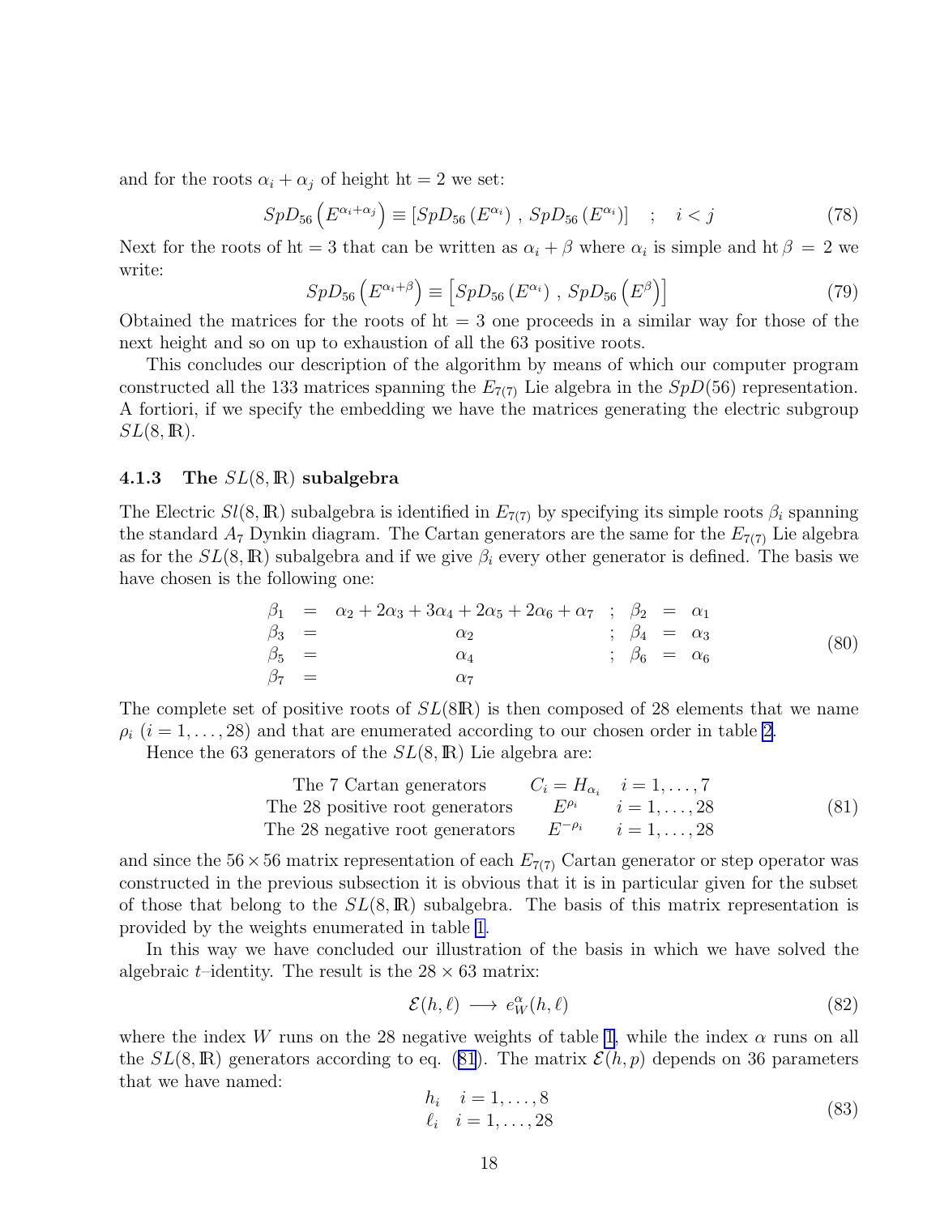and for the roots $\alpha_i + \alpha_j$ of height $\text{ht} = 2$ we set:

$$SpD_{56}\left(E^{\alpha_i+\alpha_j}\right) \equiv \left[SpD_{56}\left(E^{\alpha_i}\right)\,,\,SpD_{56}\left(E^{\alpha_i}\right)\right] \quad ; \quad i<j \tag{78}$$

Next for the roots of $\text{ht} = 3$ that can be written as $\alpha_i + \beta$ where $\alpha_i$ is simple and $\text{ht}\,\beta = 2$ we write:

$$SpD_{56}\left(E^{\alpha_i+\beta}\right) \equiv \left[SpD_{56}\left(E^{\alpha_i}\right)\,,\,SpD_{56}\left(E^{\beta}\right)\right] \tag{79}$$

Obtained the matrices for the roots of $\text{ht} = 3$ one proceeds in a similar way for those of the next height and so on up to exhaustion of all the 63 positive roots.

This concludes our description of the algorithm by means of which our computer program constructed all the 133 matrices spanning the $E_{7(7)}$ Lie algebra in the $SpD(56)$ representation. A fortiori, if we specify the embedding we have the matrices generating the electric subgroup $SL(8,\mathbb{R})$.

### 4.1.3 The $SL(8,\mathbb{R})$ subalgebra

The Electric $Sl(8,\mathbb{R})$ subalgebra is identified in $E_{7(7)}$ by specifying its simple roots $\beta_i$ spanning the standard $A_7$ Dynkin diagram. The Cartan generators are the same for the $E_{7(7)}$ Lie algebra as for the $SL(8,\mathbb{R})$ subalgebra and if we give $\beta_i$ every other generator is defined. The basis we have chosen is the following one:

$$\begin{array}{rclcrcl}
\beta_1 & = & \alpha_2 + 2\alpha_3 + 3\alpha_4 + 2\alpha_5 + 2\alpha_6 + \alpha_7 & ; & \beta_2 & = & \alpha_1 \\
\beta_3 & = & \alpha_2 & ; & \beta_4 & = & \alpha_3 \\
\beta_5 & = & \alpha_4 & ; & \beta_6 & = & \alpha_6 \\
\beta_7 & = & \alpha_7 & & & &
\end{array} \tag{80}$$

The complete set of positive roots of $SL(8\mathbb{R})$ is then composed of 28 elements that we name $\rho_i$ $(i = 1,\ldots,28)$ and that are enumerated according to our chosen order in table 2.

Hence the 63 generators of the $SL(8,\mathbb{R})$ Lie algebra are:

$$\begin{array}{ccc}
\text{The 7 Cartan generators} & C_i = H_{\alpha_i} & i = 1,\ldots,7 \\
\text{The 28 positive root generators} & E^{\rho_i} & i = 1,\ldots,28 \\
\text{The 28 negative root generators} & E^{-\rho_i} & i = 1,\ldots,28
\end{array} \tag{81}$$

and since the $56\times 56$ matrix representation of each $E_{7(7)}$ Cartan generator or step operator was constructed in the previous subsection it is obvious that it is in particular given for the subset of those that belong to the $SL(8,\mathbb{R})$ subalgebra. The basis of this matrix representation is provided by the weights enumerated in table 1.

In this way we have concluded our illustration of the basis in which we have solved the algebraic $t$–identity. The result is the $28\times 63$ matrix:

$$\mathcal{E}(h,\ell) \longrightarrow e^{\alpha}_{W}(h,\ell) \tag{82}$$

where the index $W$ runs on the 28 negative weights of table 1, while the index $\alpha$ runs on all the $SL(8,\mathbb{R})$ generators according to eq. (81). The matrix $\mathcal{E}(h,p)$ depends on 36 parameters that we have named:

$$\begin{array}{ll}
h_i & i = 1,\ldots,8 \\
\ell_i & i = 1,\ldots,28
\end{array} \tag{83}$$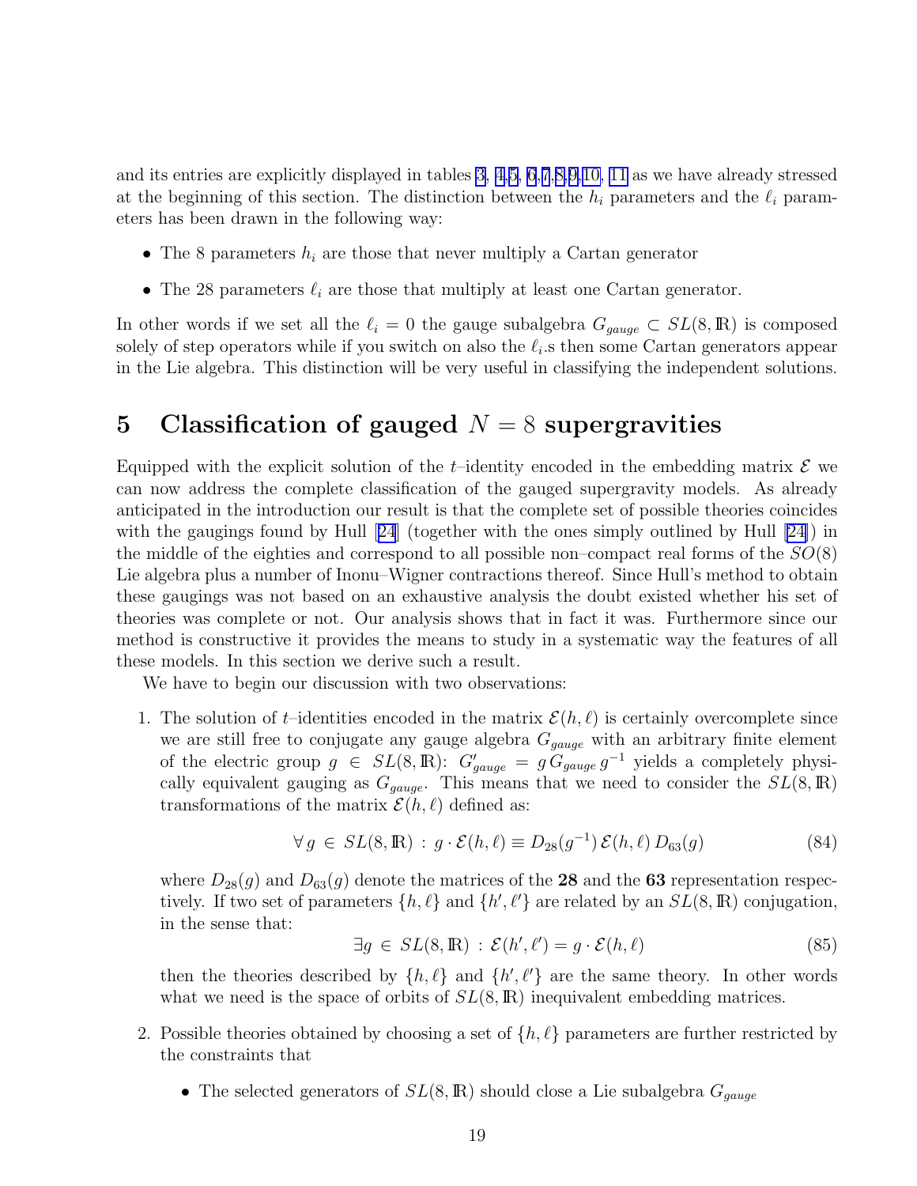and its entries are explicitly displayed in tables 3, 4,5, 6,7,8,9,10, 11 as we have already stressed at the beginning of this section. The distinction between the $h_i$ parameters and the $\ell_i$ parameters has been drawn in the following way:

- The 8 parameters $h_i$ are those that never multiply a Cartan generator
- The 28 parameters $\ell_i$ are those that multiply at least one Cartan generator.

In other words if we set all the $\ell_i = 0$ the gauge subalgebra $G_{gauge} \subset SL(8, \mathbb{R})$ is composed solely of step operators while if you switch on also the $\ell_i$.s then some Cartan generators appear in the Lie algebra. This distinction will be very useful in classifying the independent solutions.

# 5 Classification of gauged $N = 8$ supergravities

Equipped with the explicit solution of the $t$–identity encoded in the embedding matrix $\mathcal{E}$ we can now address the complete classification of the gauged supergravity models. As already anticipated in the introduction our result is that the complete set of possible theories coincides with the gaugings found by Hull [24] (together with the ones simply outlined by Hull [24]) in the middle of the eighties and correspond to all possible non–compact real forms of the $SO(8)$ Lie algebra plus a number of Inonu–Wigner contractions thereof. Since Hull's method to obtain these gaugings was not based on an exhaustive analysis the doubt existed whether his set of theories was complete or not. Our analysis shows that in fact it was. Furthermore since our method is constructive it provides the means to study in a systematic way the features of all these models. In this section we derive such a result.

We have to begin our discussion with two observations:

1. The solution of $t$–identities encoded in the matrix $\mathcal{E}(h, \ell)$ is certainly overcomplete since we are still free to conjugate any gauge algebra $G_{gauge}$ with an arbitrary finite element of the electric group $g \in SL(8, \mathbb{R})$: $G'_{gauge} = g \, G_{gauge} \, g^{-1}$ yields a completely physically equivalent gauging as $G_{gauge}$. This means that we need to consider the $SL(8, \mathbb{R})$ transformations of the matrix $\mathcal{E}(h, \ell)$ defined as:

$$\forall \, g \in SL(8, \mathbb{R}) \, : \, g \cdot \mathcal{E}(h, \ell) \equiv D_{28}(g^{-1}) \, \mathcal{E}(h, \ell) \, D_{63}(g) \tag{84}$$

   where $D_{28}(g)$ and $D_{63}(g)$ denote the matrices of the **28** and the **63** representation respectively. If two set of parameters $\{h, \ell\}$ and $\{h', \ell'\}$ are related by an $SL(8, \mathbb{R})$ conjugation, in the sense that:

$$\exists g \in SL(8, \mathbb{R}) \, : \, \mathcal{E}(h', \ell') = g \cdot \mathcal{E}(h, \ell) \tag{85}$$

   then the theories described by $\{h, \ell\}$ and $\{h', \ell'\}$ are the same theory. In other words what we need is the space of orbits of $SL(8, \mathbb{R})$ inequivalent embedding matrices.

2. Possible theories obtained by choosing a set of $\{h, \ell\}$ parameters are further restricted by the constraints that

   - The selected generators of $SL(8, \mathbb{R})$ should close a Lie subalgebra $G_{gauge}$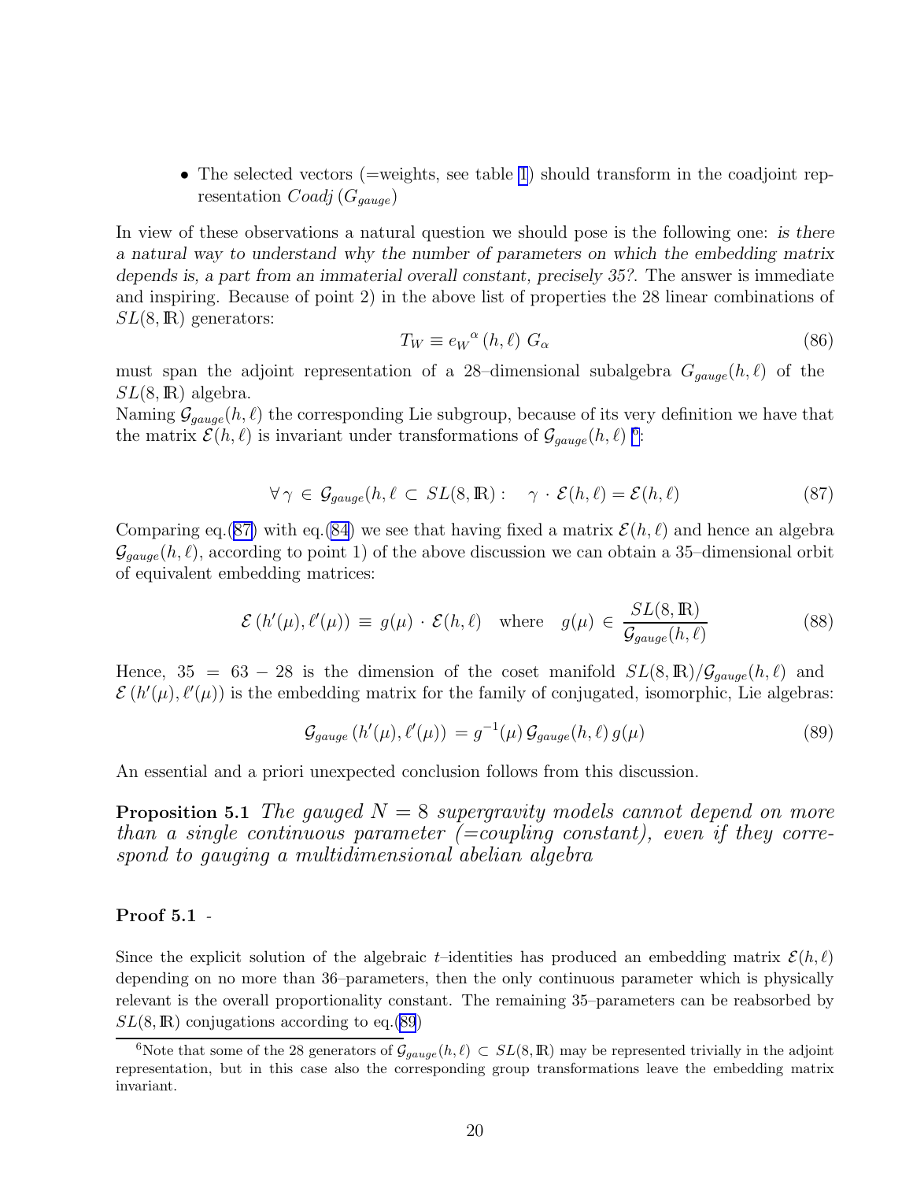- The selected vectors (=weights, see table 1) should transform in the coadjoint representation $Coadj\,(G_{gauge})$

In view of these observations a natural question we should pose is the following one: *is there a natural way to understand why the number of parameters on which the embedding matrix depends is, a part from an immaterial overall constant, precisely 35?*. The answer is immediate and inspiring. Because of point 2) in the above list of properties the 28 linear combinations of $SL(8,\mathbb{R})$ generators:

$$T_W \equiv e_W{}^{\alpha}\,(h,\ell)\;G_\alpha \tag{86}$$

must span the adjoint representation of a 28–dimensional subalgebra $G_{gauge}(h,\ell)$ of the $SL(8,\mathbb{R})$ algebra.

Naming $\mathcal{G}_{gauge}(h,\ell)$ the corresponding Lie subgroup, because of its very definition we have that the matrix $\mathcal{E}(h,\ell)$ is invariant under transformations of $\mathcal{G}_{gauge}(h,\ell)$ [6]:

$$\forall\,\gamma\,\in\,\mathcal{G}_{gauge}(h,\ell\,\subset\,SL(8,\mathbb{R}):\quad \gamma\,\cdot\,\mathcal{E}(h,\ell)=\mathcal{E}(h,\ell) \tag{87}$$

Comparing eq.(87) with eq.(84) we see that having fixed a matrix $\mathcal{E}(h,\ell)$ and hence an algebra $\mathcal{G}_{gauge}(h,\ell)$, according to point 1) of the above discussion we can obtain a 35–dimensional orbit of equivalent embedding matrices:

$$\mathcal{E}\left(h'(\mu),\ell'(\mu)\right)\,\equiv\,g(\mu)\,\cdot\,\mathcal{E}(h,\ell)\quad\text{where}\quad g(\mu)\,\in\,\frac{SL(8,\mathbb{R})}{\mathcal{G}_{gauge}(h,\ell)} \tag{88}$$

Hence, $35 = 63 - 28$ is the dimension of the coset manifold $SL(8,\mathbb{R})/\mathcal{G}_{gauge}(h,\ell)$ and $\mathcal{E}\left(h'(\mu),\ell'(\mu)\right)$ is the embedding matrix for the family of conjugated, isomorphic, Lie algebras:

$$\mathcal{G}_{gauge}\left(h'(\mu),\ell'(\mu)\right)\,=\,g^{-1}(\mu)\,\mathcal{G}_{gauge}(h,\ell)\,g(\mu) \tag{89}$$

An essential and a priori unexpected conclusion follows from this discussion.

**Proposition 5.1** *The gauged $N=8$ supergravity models cannot depend on more than a single continuous parameter (=coupling constant), even if they correspond to gauging a multidimensional abelian algebra*

**Proof 5.1** -

Since the explicit solution of the algebraic $t$–identities has produced an embedding matrix $\mathcal{E}(h,\ell)$ depending on no more than 36–parameters, then the only continuous parameter which is physically relevant is the overall proportionality constant. The remaining 35–parameters can be reabsorbed by $SL(8,\mathbb{R})$ conjugations according to eq.(89)

[6] Note that some of the 28 generators of $\mathcal{G}_{gauge}(h,\ell)\subset SL(8,\mathbb{R})$ may be represented trivially in the adjoint representation, but in this case also the corresponding group transformations leave the embedding matrix invariant.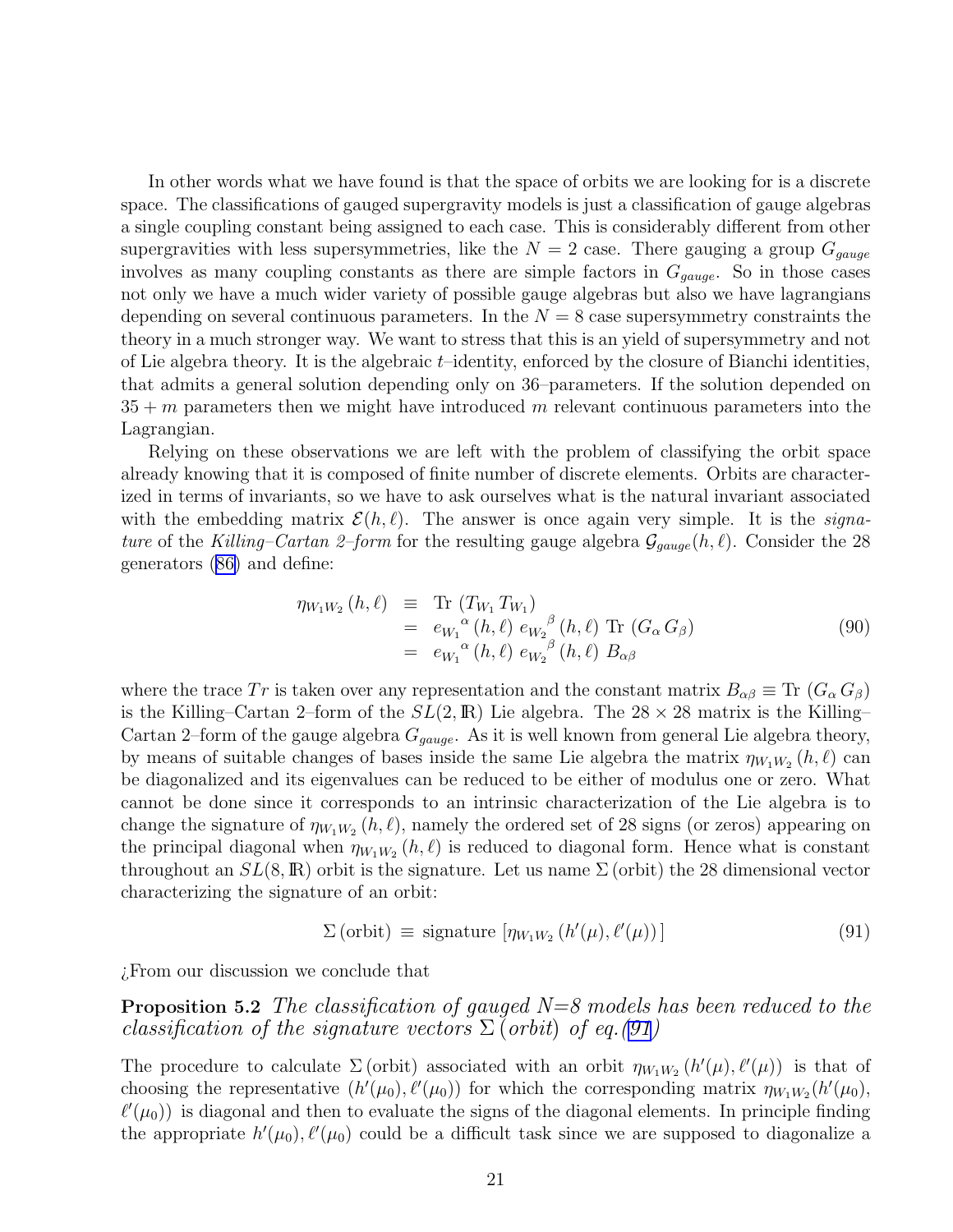In other words what we have found is that the space of orbits we are looking for is a discrete space. The classifications of gauged supergravity models is just a classification of gauge algebras a single coupling constant being assigned to each case. This is considerably different from other supergravities with less supersymmetries, like the $N = 2$ case. There gauging a group $G_{gauge}$ involves as many coupling constants as there are simple factors in $G_{gauge}$. So in those cases not only we have a much wider variety of possible gauge algebras but also we have lagrangians depending on several continuous parameters. In the $N = 8$ case supersymmetry constraints the theory in a much stronger way. We want to stress that this is an yield of supersymmetry and not of Lie algebra theory. It is the algebraic $t$–identity, enforced by the closure of Bianchi identities, that admits a general solution depending only on 36–parameters. If the solution depended on $35 + m$ parameters then we might have introduced $m$ relevant continuous parameters into the Lagrangian.

Relying on these observations we are left with the problem of classifying the orbit space already knowing that it is composed of finite number of discrete elements. Orbits are characterized in terms of invariants, so we have to ask ourselves what is the natural invariant associated with the embedding matrix $\mathcal{E}(h, \ell)$. The answer is once again very simple. It is the *signature* of the *Killing–Cartan 2–form* for the resulting gauge algebra $\mathcal{G}_{gauge}(h, \ell)$. Consider the 28 generators (86) and define:

$$
\begin{aligned}
\eta_{W_1 W_2}(h, \ell) &\equiv \text{Tr}\,(T_{W_1} T_{W_1}) \\
&= e_{W_1}{}^{\alpha}(h, \ell)\, e_{W_2}{}^{\beta}(h, \ell)\, \text{Tr}\,(G_\alpha G_\beta) \\
&= e_{W_1}{}^{\alpha}(h, \ell)\, e_{W_2}{}^{\beta}(h, \ell)\, B_{\alpha\beta}
\end{aligned}
\tag{90}
$$

where the trace $Tr$ is taken over any representation and the constant matrix $B_{\alpha\beta} \equiv \text{Tr}\,(G_\alpha G_\beta)$ is the Killing–Cartan 2–form of the $SL(2, \mathbb{R})$ Lie algebra. The $28 \times 28$ matrix is the Killing–Cartan 2–form of the gauge algebra $G_{gauge}$. As it is well known from general Lie algebra theory, by means of suitable changes of bases inside the same Lie algebra the matrix $\eta_{W_1 W_2}(h, \ell)$ can be diagonalized and its eigenvalues can be reduced to be either of modulus one or zero. What cannot be done since it corresponds to an intrinsic characterization of the Lie algebra is to change the signature of $\eta_{W_1 W_2}(h, \ell)$, namely the ordered set of 28 signs (or zeros) appearing on the principal diagonal when $\eta_{W_1 W_2}(h, \ell)$ is reduced to diagonal form. Hence what is constant throughout an $SL(8, \mathbb{R})$ orbit is the signature. Let us name $\Sigma\,(\text{orbit})$ the 28 dimensional vector characterizing the signature of an orbit:

$$
\Sigma\,(\text{orbit}) \equiv \text{signature}\,[\eta_{W_1 W_2}(h'(\mu), \ell'(\mu))]
\tag{91}
$$

¿From our discussion we conclude that

**Proposition 5.2** *The classification of gauged N=8 models has been reduced to the classification of the signature vectors $\Sigma\,(orbit)$ of eq.(91)*

The procedure to calculate $\Sigma\,(\text{orbit})$ associated with an orbit $\eta_{W_1 W_2}(h'(\mu), \ell'(\mu))$ is that of choosing the representative $(h'(\mu_0), \ell'(\mu_0))$ for which the corresponding matrix $\eta_{W_1 W_2}(h'(\mu_0), \ell'(\mu_0))$ is diagonal and then to evaluate the signs of the diagonal elements. In principle finding the appropriate $h'(\mu_0), \ell'(\mu_0)$ could be a difficult task since we are supposed to diagonalize a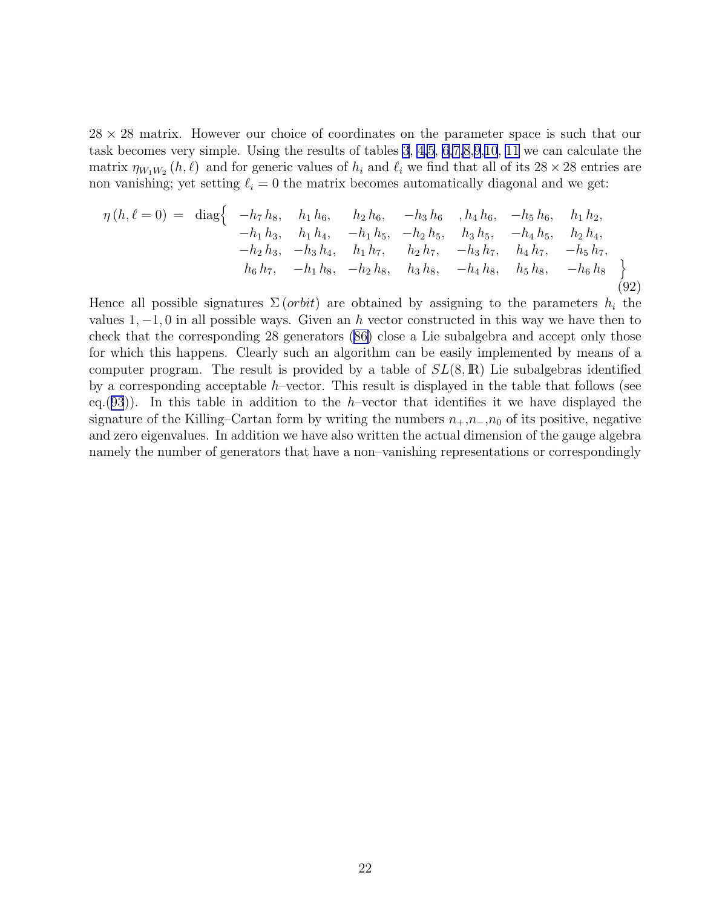$28 \times 28$ matrix. However our choice of coordinates on the parameter space is such that our task becomes very simple. Using the results of tables 3, 4,5, 6,7,8,9,10, 11 we can calculate the matrix $\eta_{W_1 W_2}(h, \ell)$ and for generic values of $h_i$ and $\ell_i$ we find that all of its $28 \times 28$ entries are non vanishing; yet setting $\ell_i = 0$ the matrix becomes automatically diagonal and we get:

$$
\begin{aligned}
\eta\,(h, \ell = 0) = \ \mathrm{diag}\Big\{ \ & -h_7\, h_8, \quad h_1\, h_6, \quad h_2\, h_6, \quad -h_3\, h_6 \quad , h_4\, h_6, \quad -h_5\, h_6, \quad h_1\, h_2, \\
& -h_1\, h_3, \quad h_1\, h_4, \quad -h_1\, h_5, \quad -h_2\, h_5, \quad h_3\, h_5, \quad -h_4\, h_5, \quad h_2\, h_4, \\
& -h_2\, h_3, \quad -h_3\, h_4, \quad h_1\, h_7, \quad h_2\, h_7, \quad -h_3\, h_7, \quad h_4\, h_7, \quad -h_5\, h_7, \\
& h_6\, h_7, \quad -h_1\, h_8, \quad -h_2\, h_8, \quad h_3\, h_8, \quad -h_4\, h_8, \quad h_5\, h_8, \quad -h_6\, h_8 \quad \Big\}
\end{aligned}
\tag{92}
$$

Hence all possible signatures $\Sigma\,(orbit)$ are obtained by assigning to the parameters $h_i$ the values $1, -1, 0$ in all possible ways. Given an $h$ vector constructed in this way we have then to check that the corresponding 28 generators (86) close a Lie subalgebra and accept only those for which this happens. Clearly such an algorithm can be easily implemented by means of a computer program. The result is provided by a table of $SL(8, \mathbb{R})$ Lie subalgebras identified by a corresponding acceptable $h$–vector. This result is displayed in the table that follows (see eq.(93)). In this table in addition to the $h$–vector that identifies it we have displayed the signature of the Killing–Cartan form by writing the numbers $n_+$,$n_-$,$n_0$ of its positive, negative and zero eigenvalues. In addition we have also written the actual dimension of the gauge algebra namely the number of generators that have a non–vanishing representations or correspondingly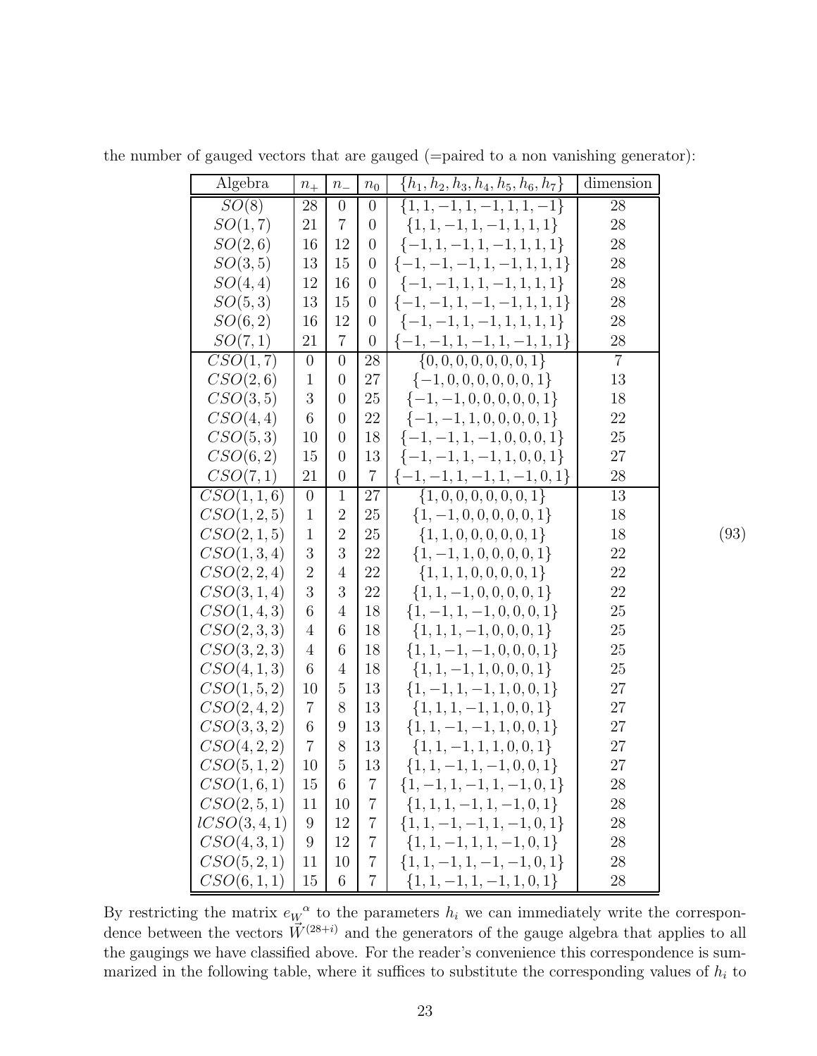the number of gauged vectors that are gauged (=paired to a non vanishing generator):

| Algebra | $n_+$ | $n_-$ | $n_0$ | $\{h_1,h_2,h_3,h_4,h_5,h_6,h_7\}$ | dimension |
|---|---|---|---|---|---|
| $SO(8)$ | 28 | 0 | 0 | $\{1,1,-1,1,-1,1,1,-1\}$ | 28 |
| $SO(1,7)$ | 21 | 7 | 0 | $\{1,1,-1,1,-1,1,1,1\}$ | 28 |
| $SO(2,6)$ | 16 | 12 | 0 | $\{-1,1,-1,1,-1,1,1,1\}$ | 28 |
| $SO(3,5)$ | 13 | 15 | 0 | $\{-1,-1,-1,1,-1,1,1,1\}$ | 28 |
| $SO(4,4)$ | 12 | 16 | 0 | $\{-1,-1,1,1,-1,1,1,1\}$ | 28 |
| $SO(5,3)$ | 13 | 15 | 0 | $\{-1,-1,1,-1,-1,1,1,1\}$ | 28 |
| $SO(6,2)$ | 16 | 12 | 0 | $\{-1,-1,1,-1,1,1,1,1\}$ | 28 |
| $SO(7,1)$ | 21 | 7 | 0 | $\{-1,-1,1,-1,1,-1,1,1\}$ | 28 |
| $CSO(1,7)$ | 0 | 0 | 28 | $\{0,0,0,0,0,0,0,1\}$ | 7 |
| $CSO(2,6)$ | 1 | 0 | 27 | $\{-1,0,0,0,0,0,0,1\}$ | 13 |
| $CSO(3,5)$ | 3 | 0 | 25 | $\{-1,-1,0,0,0,0,0,1\}$ | 18 |
| $CSO(4,4)$ | 6 | 0 | 22 | $\{-1,-1,1,0,0,0,0,1\}$ | 22 |
| $CSO(5,3)$ | 10 | 0 | 18 | $\{-1,-1,1,-1,0,0,0,1\}$ | 25 |
| $CSO(6,2)$ | 15 | 0 | 13 | $\{-1,-1,1,-1,1,0,0,1\}$ | 27 |
| $CSO(7,1)$ | 21 | 0 | 7 | $\{-1,-1,1,-1,1,-1,0,1\}$ | 28 |
| $CSO(1,1,6)$ | 0 | 1 | 27 | $\{1,0,0,0,0,0,0,1\}$ | 13 |
| $CSO(1,2,5)$ | 1 | 2 | 25 | $\{1,-1,0,0,0,0,0,1\}$ | 18 |
| $CSO(2,1,5)$ | 1 | 2 | 25 | $\{1,1,0,0,0,0,0,1\}$ | 18 |
| $CSO(1,3,4)$ | 3 | 3 | 22 | $\{1,-1,1,0,0,0,0,1\}$ | 22 |
| $CSO(2,2,4)$ | 2 | 4 | 22 | $\{1,1,1,0,0,0,0,1\}$ | 22 |
| $CSO(3,1,4)$ | 3 | 3 | 22 | $\{1,1,-1,0,0,0,0,1\}$ | 22 |
| $CSO(1,4,3)$ | 6 | 4 | 18 | $\{1,-1,1,-1,0,0,0,1\}$ | 25 |
| $CSO(2,3,3)$ | 4 | 6 | 18 | $\{1,1,1,-1,0,0,0,1\}$ | 25 |
| $CSO(3,2,3)$ | 4 | 6 | 18 | $\{1,1,-1,-1,0,0,0,1\}$ | 25 |
| $CSO(4,1,3)$ | 6 | 4 | 18 | $\{1,1,-1,1,0,0,0,1\}$ | 25 |
| $CSO(1,5,2)$ | 10 | 5 | 13 | $\{1,-1,1,-1,1,0,0,1\}$ | 27 |
| $CSO(2,4,2)$ | 7 | 8 | 13 | $\{1,1,1,-1,1,0,0,1\}$ | 27 |
| $CSO(3,3,2)$ | 6 | 9 | 13 | $\{1,1,-1,-1,1,0,0,1\}$ | 27 |
| $CSO(4,2,2)$ | 7 | 8 | 13 | $\{1,1,-1,1,1,0,0,1\}$ | 27 |
| $CSO(5,1,2)$ | 10 | 5 | 13 | $\{1,1,-1,1,-1,0,0,1\}$ | 27 |
| $CSO(1,6,1)$ | 15 | 6 | 7 | $\{1,-1,1,-1,1,-1,0,1\}$ | 28 |
| $CSO(2,5,1)$ | 11 | 10 | 7 | $\{1,1,1,-1,1,-1,0,1\}$ | 28 |
| $lCSO(3,4,1)$ | 9 | 12 | 7 | $\{1,1,-1,-1,1,-1,0,1\}$ | 28 |
| $CSO(4,3,1)$ | 9 | 12 | 7 | $\{1,1,-1,1,1,-1,0,1\}$ | 28 |
| $CSO(5,2,1)$ | 11 | 10 | 7 | $\{1,1,-1,1,-1,-1,0,1\}$ | 28 |
| $CSO(6,1,1)$ | 15 | 6 | 7 | $\{1,1,-1,1,-1,1,0,1\}$ | 28 |

(93)

By restricting the matrix ${e_W}^{\alpha}$ to the parameters $h_i$ we can immediately write the correspondence between the vectors $\vec{W}^{(28+i)}$ and the generators of the gauge algebra that applies to all the gaugings we have classified above. For the reader's convenience this correspondence is summarized in the following table, where it suffices to substitute the corresponding values of $h_i$ to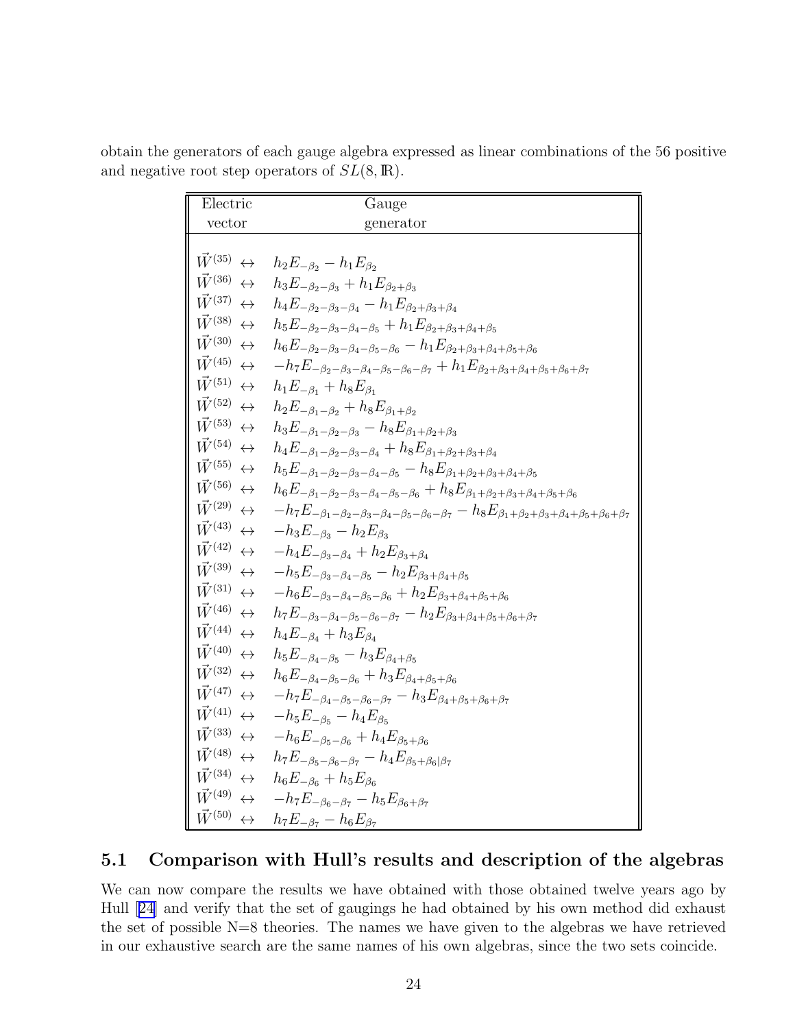obtain the generators of each gauge algebra expressed as linear combinations of the 56 positive and negative root step operators of $SL(8,\mathbb{R})$.

| Electric vector | | Gauge generator |
|---|---|---|
| $\vec{W}^{(35)}$ | $\leftrightarrow$ | $h_2 E_{-\beta_2} - h_1 E_{\beta_2}$ |
| $\vec{W}^{(36)}$ | $\leftrightarrow$ | $h_3 E_{-\beta_2-\beta_3} + h_1 E_{\beta_2+\beta_3}$ |
| $\vec{W}^{(37)}$ | $\leftrightarrow$ | $h_4 E_{-\beta_2-\beta_3-\beta_4} - h_1 E_{\beta_2+\beta_3+\beta_4}$ |
| $\vec{W}^{(38)}$ | $\leftrightarrow$ | $h_5 E_{-\beta_2-\beta_3-\beta_4-\beta_5} + h_1 E_{\beta_2+\beta_3+\beta_4+\beta_5}$ |
| $\vec{W}^{(30)}$ | $\leftrightarrow$ | $h_6 E_{-\beta_2-\beta_3-\beta_4-\beta_5-\beta_6} - h_1 E_{\beta_2+\beta_3+\beta_4+\beta_5+\beta_6}$ |
| $\vec{W}^{(45)}$ | $\leftrightarrow$ | $-h_7 E_{-\beta_2-\beta_3-\beta_4-\beta_5-\beta_6-\beta_7} + h_1 E_{\beta_2+\beta_3+\beta_4+\beta_5+\beta_6+\beta_7}$ |
| $\vec{W}^{(51)}$ | $\leftrightarrow$ | $h_1 E_{-\beta_1} + h_8 E_{\beta_1}$ |
| $\vec{W}^{(52)}$ | $\leftrightarrow$ | $h_2 E_{-\beta_1-\beta_2} + h_8 E_{\beta_1+\beta_2}$ |
| $\vec{W}^{(53)}$ | $\leftrightarrow$ | $h_3 E_{-\beta_1-\beta_2-\beta_3} - h_8 E_{\beta_1+\beta_2+\beta_3}$ |
| $\vec{W}^{(54)}$ | $\leftrightarrow$ | $h_4 E_{-\beta_1-\beta_2-\beta_3-\beta_4} + h_8 E_{\beta_1+\beta_2+\beta_3+\beta_4}$ |
| $\vec{W}^{(55)}$ | $\leftrightarrow$ | $h_5 E_{-\beta_1-\beta_2-\beta_3-\beta_4-\beta_5} - h_8 E_{\beta_1+\beta_2+\beta_3+\beta_4+\beta_5}$ |
| $\vec{W}^{(56)}$ | $\leftrightarrow$ | $h_6 E_{-\beta_1-\beta_2-\beta_3-\beta_4-\beta_5-\beta_6} + h_8 E_{\beta_1+\beta_2+\beta_3+\beta_4+\beta_5+\beta_6}$ |
| $\vec{W}^{(29)}$ | $\leftrightarrow$ | $-h_7 E_{-\beta_1-\beta_2-\beta_3-\beta_4-\beta_5-\beta_6-\beta_7} - h_8 E_{\beta_1+\beta_2+\beta_3+\beta_4+\beta_5+\beta_6+\beta_7}$ |
| $\vec{W}^{(43)}$ | $\leftrightarrow$ | $-h_3 E_{-\beta_3} - h_2 E_{\beta_3}$ |
| $\vec{W}^{(42)}$ | $\leftrightarrow$ | $-h_4 E_{-\beta_3-\beta_4} + h_2 E_{\beta_3+\beta_4}$ |
| $\vec{W}^{(39)}$ | $\leftrightarrow$ | $-h_5 E_{-\beta_3-\beta_4-\beta_5} - h_2 E_{\beta_3+\beta_4+\beta_5}$ |
| $\vec{W}^{(31)}$ | $\leftrightarrow$ | $-h_6 E_{-\beta_3-\beta_4-\beta_5-\beta_6} + h_2 E_{\beta_3+\beta_4+\beta_5+\beta_6}$ |
| $\vec{W}^{(46)}$ | $\leftrightarrow$ | $h_7 E_{-\beta_3-\beta_4-\beta_5-\beta_6-\beta_7} - h_2 E_{\beta_3+\beta_4+\beta_5+\beta_6+\beta_7}$ |
| $\vec{W}^{(44)}$ | $\leftrightarrow$ | $h_4 E_{-\beta_4} + h_3 E_{\beta_4}$ |
| $\vec{W}^{(40)}$ | $\leftrightarrow$ | $h_5 E_{-\beta_4-\beta_5} - h_3 E_{\beta_4+\beta_5}$ |
| $\vec{W}^{(32)}$ | $\leftrightarrow$ | $h_6 E_{-\beta_4-\beta_5-\beta_6} + h_3 E_{\beta_4+\beta_5+\beta_6}$ |
| $\vec{W}^{(47)}$ | $\leftrightarrow$ | $-h_7 E_{-\beta_4-\beta_5-\beta_6-\beta_7} - h_3 E_{\beta_4+\beta_5+\beta_6+\beta_7}$ |
| $\vec{W}^{(41)}$ | $\leftrightarrow$ | $-h_5 E_{-\beta_5} - h_4 E_{\beta_5}$ |
| $\vec{W}^{(33)}$ | $\leftrightarrow$ | $-h_6 E_{-\beta_5-\beta_6} + h_4 E_{\beta_5+\beta_6}$ |
| $\vec{W}^{(48)}$ | $\leftrightarrow$ | $h_7 E_{-\beta_5-\beta_6-\beta_7} - h_4 E_{\beta_5+\beta_6\vert\beta_7}$ |
| $\vec{W}^{(34)}$ | $\leftrightarrow$ | $h_6 E_{-\beta_6} + h_5 E_{\beta_6}$ |
| $\vec{W}^{(49)}$ | $\leftrightarrow$ | $-h_7 E_{-\beta_6-\beta_7} - h_5 E_{\beta_6+\beta_7}$ |
| $\vec{W}^{(50)}$ | $\leftrightarrow$ | $h_7 E_{-\beta_7} - h_6 E_{\beta_7}$ |

## 5.1 Comparison with Hull's results and description of the algebras

We can now compare the results we have obtained with those obtained twelve years ago by Hull [24] and verify that the set of gaugings he had obtained by his own method did exhaust the set of possible N=8 theories. The names we have given to the algebras we have retrieved in our exhaustive search are the same names of his own algebras, since the two sets coincide.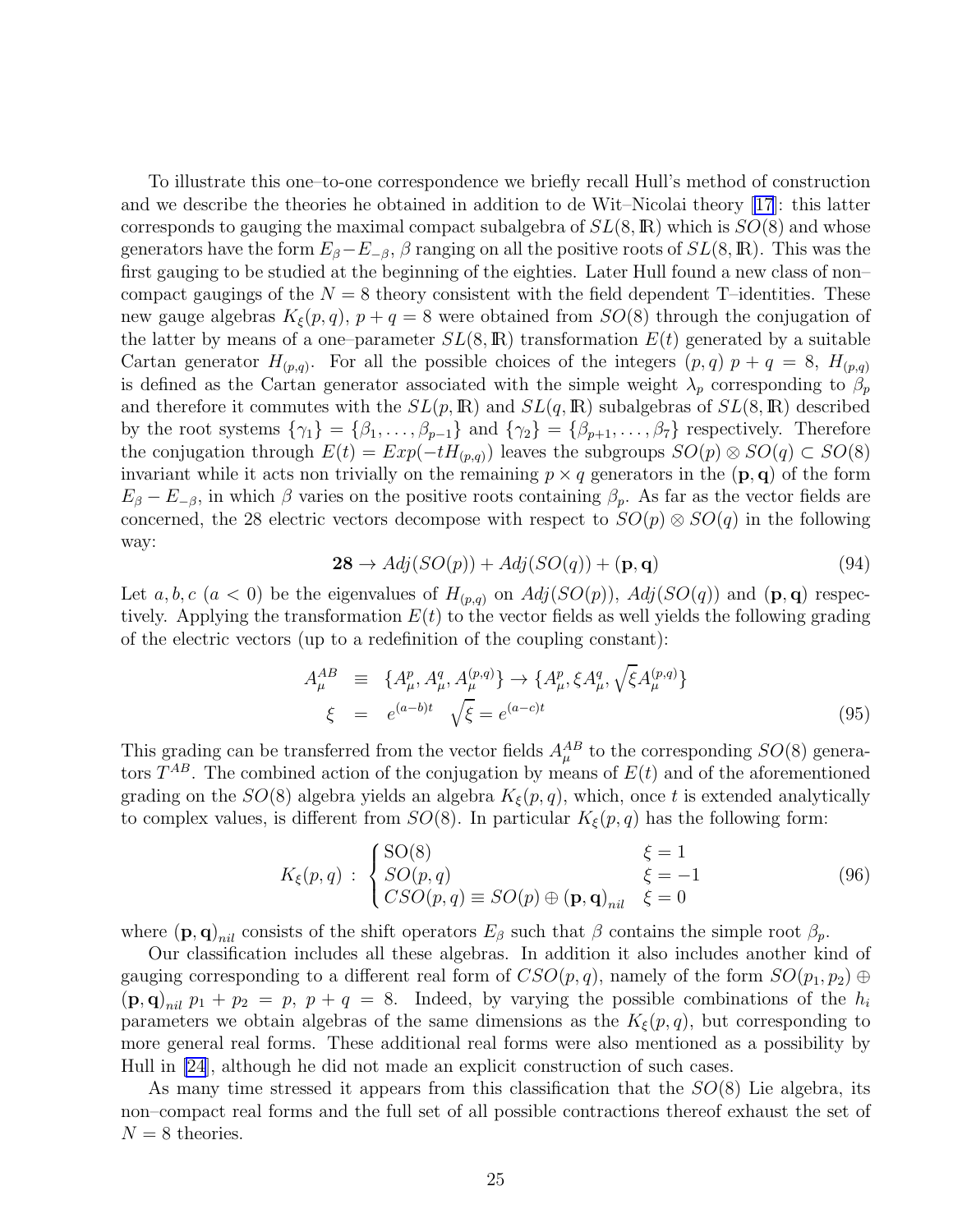To illustrate this one–to-one correspondence we briefly recall Hull's method of construction and we describe the theories he obtained in addition to de Wit–Nicolai theory [17]: this latter corresponds to gauging the maximal compact subalgebra of $SL(8,\mathbb{R})$ which is $SO(8)$ and whose generators have the form $E_\beta - E_{-\beta}$, $\beta$ ranging on all the positive roots of $SL(8,\mathbb{R})$. This was the first gauging to be studied at the beginning of the eighties. Later Hull found a new class of non–compact gaugings of the $N=8$ theory consistent with the field dependent T–identities. These new gauge algebras $K_\xi(p,q)$, $p+q=8$ were obtained from $SO(8)$ through the conjugation of the latter by means of a one–parameter $SL(8,\mathbb{R})$ transformation $E(t)$ generated by a suitable Cartan generator $H_{(p,q)}$. For all the possible choices of the integers $(p,q)$ $p+q=8$, $H_{(p,q)}$ is defined as the Cartan generator associated with the simple weight $\lambda_p$ corresponding to $\beta_p$ and therefore it commutes with the $SL(p,\mathbb{R})$ and $SL(q,\mathbb{R})$ subalgebras of $SL(8,\mathbb{R})$ described by the root systems $\{\gamma_1\} = \{\beta_1,\dots,\beta_{p-1}\}$ and $\{\gamma_2\} = \{\beta_{p+1},\dots,\beta_7\}$ respectively. Therefore the conjugation through $E(t) = Exp(-tH_{(p,q)})$ leaves the subgroups $SO(p)\otimes SO(q) \subset SO(8)$ invariant while it acts non trivially on the remaining $p\times q$ generators in the $(\mathbf{p},\mathbf{q})$ of the form $E_\beta - E_{-\beta}$, in which $\beta$ varies on the positive roots containing $\beta_p$. As far as the vector fields are concerned, the 28 electric vectors decompose with respect to $SO(p)\otimes SO(q)$ in the following way:

$$\mathbf{28} \to Adj(SO(p)) + Adj(SO(q)) + (\mathbf{p},\mathbf{q}) \tag{94}$$

Let $a,b,c$ $(a<0)$ be the eigenvalues of $H_{(p,q)}$ on $Adj(SO(p))$, $Adj(SO(q))$ and $(\mathbf{p},\mathbf{q})$ respectively. Applying the transformation $E(t)$ to the vector fields as well yields the following grading of the electric vectors (up to a redefinition of the coupling constant):

$$\begin{aligned} A^{AB}_\mu &\equiv \{A^p_\mu, A^q_\mu, A^{(p,q)}_\mu\} \to \{A^p_\mu, \xi A^q_\mu, \sqrt{\xi} A^{(p,q)}_\mu\} \\ \xi &= e^{(a-b)t} \quad \sqrt{\xi} = e^{(a-c)t} \end{aligned} \tag{95}$$

This grading can be transferred from the vector fields $A^{AB}_\mu$ to the corresponding $SO(8)$ generators $T^{AB}$. The combined action of the conjugation by means of $E(t)$ and of the aforementioned grading on the $SO(8)$ algebra yields an algebra $K_\xi(p,q)$, which, once $t$ is extended analytically to complex values, is different from $SO(8)$. In particular $K_\xi(p,q)$ has the following form:

$$K_\xi(p,q) \,:\, \begin{cases} \mathrm{SO}(8) & \xi = 1 \\ SO(p,q) & \xi = -1 \\ CSO(p,q) \equiv SO(p) \oplus (\mathbf{p},\mathbf{q})_{nil} & \xi = 0 \end{cases} \tag{96}$$

where $(\mathbf{p},\mathbf{q})_{nil}$ consists of the shift operators $E_\beta$ such that $\beta$ contains the simple root $\beta_p$.

Our classification includes all these algebras. In addition it also includes another kind of gauging corresponding to a different real form of $CSO(p,q)$, namely of the form $SO(p_1,p_2)\oplus(\mathbf{p},\mathbf{q})_{nil}$ $p_1+p_2=p$, $p+q=8$. Indeed, by varying the possible combinations of the $h_i$ parameters we obtain algebras of the same dimensions as the $K_\xi(p,q)$, but corresponding to more general real forms. These additional real forms were also mentioned as a possibility by Hull in [24], although he did not made an explicit construction of such cases.

As many time stressed it appears from this classification that the $SO(8)$ Lie algebra, its non–compact real forms and the full set of all possible contractions thereof exhaust the set of $N=8$ theories.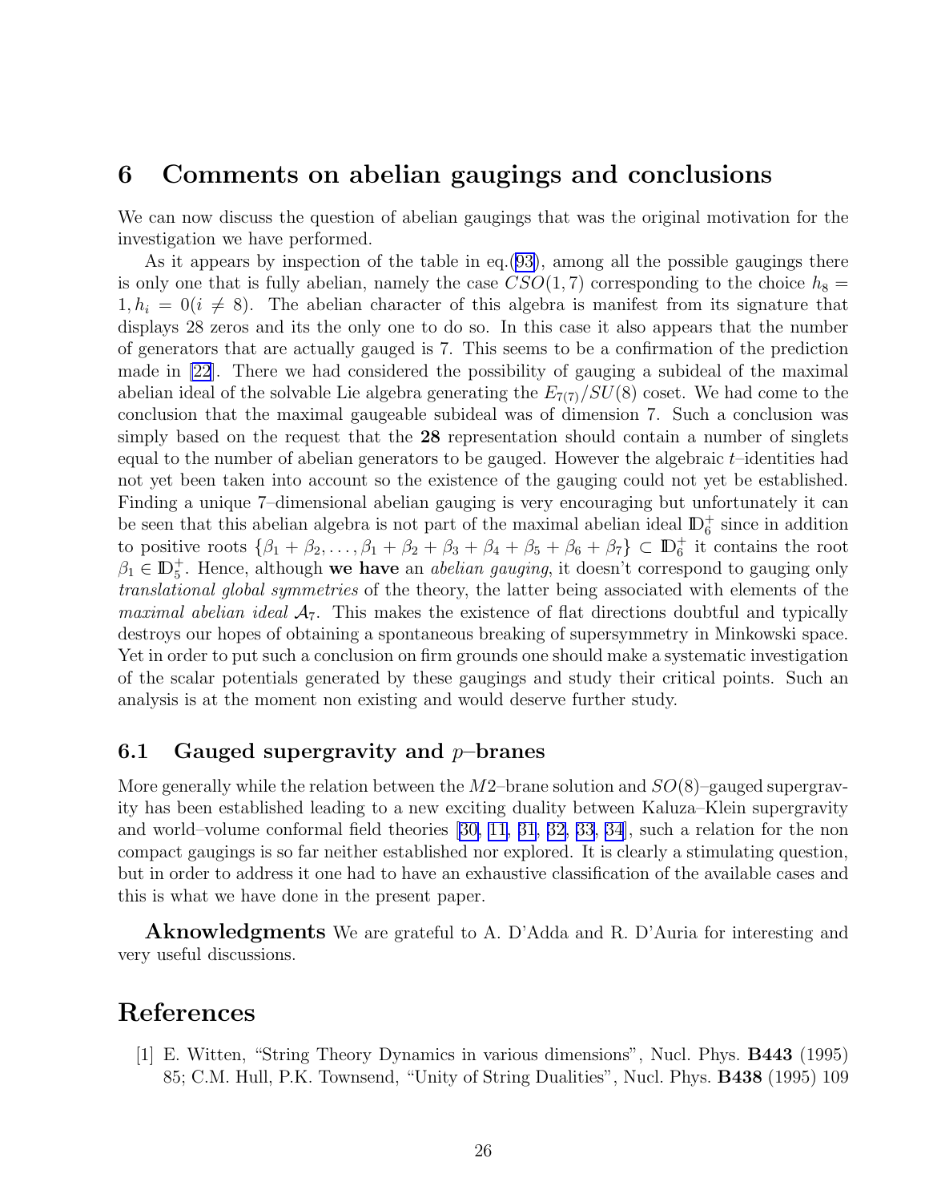# 6 Comments on abelian gaugings and conclusions

We can now discuss the question of abelian gaugings that was the original motivation for the investigation we have performed.

As it appears by inspection of the table in eq.(93), among all the possible gaugings there is only one that is fully abelian, namely the case $CSO(1,7)$ corresponding to the choice $h_8 = 1, h_i = 0 (i \neq 8)$. The abelian character of this algebra is manifest from its signature that displays 28 zeros and its the only one to do so. In this case it also appears that the number of generators that are actually gauged is 7. This seems to be a confirmation of the prediction made in [22]. There we had considered the possibility of gauging a subideal of the maximal abelian ideal of the solvable Lie algebra generating the $E_{7(7)}/SU(8)$ coset. We had come to the conclusion that the maximal gaugeable subideal was of dimension 7. Such a conclusion was simply based on the request that the **28** representation should contain a number of singlets equal to the number of abelian generators to be gauged. However the algebraic $t$–identities had not yet been taken into account so the existence of the gauging could not yet be established. Finding a unique 7–dimensional abelian gauging is very encouraging but unfortunately it can be seen that this abelian algebra is not part of the maximal abelian ideal $\mathbb{D}_6^+$ since in addition to positive roots $\{\beta_1 + \beta_2, \ldots, \beta_1 + \beta_2 + \beta_3 + \beta_4 + \beta_5 + \beta_6 + \beta_7\} \subset \mathbb{D}_6^+$ it contains the root $\beta_1 \in \mathbb{D}_5^+$. Hence, although **we have** an *abelian gauging*, it doesn't correspond to gauging only *translational global symmetries* of the theory, the latter being associated with elements of the *maximal abelian ideal* $\mathcal{A}_7$. This makes the existence of flat directions doubtful and typically destroys our hopes of obtaining a spontaneous breaking of supersymmetry in Minkowski space. Yet in order to put such a conclusion on firm grounds one should make a systematic investigation of the scalar potentials generated by these gaugings and study their critical points. Such an analysis is at the moment non existing and would deserve further study.

## 6.1 Gauged supergravity and $p$–branes

More generally while the relation between the $M2$–brane solution and $SO(8)$–gauged supergravity has been established leading to a new exciting duality between Kaluza–Klein supergravity and world–volume conformal field theories [30, 11, 31, 32, 33, 34], such a relation for the non compact gaugings is so far neither established nor explored. It is clearly a stimulating question, but in order to address it one had to have an exhaustive classification of the available cases and this is what we have done in the present paper.

**Aknowledgments** We are grateful to A. D'Adda and R. D'Auria for interesting and very useful discussions.

# References

[1] E. Witten, "String Theory Dynamics in various dimensions", Nucl. Phys. **B443** (1995) 85; C.M. Hull, P.K. Townsend, "Unity of String Dualities", Nucl. Phys. **B438** (1995) 109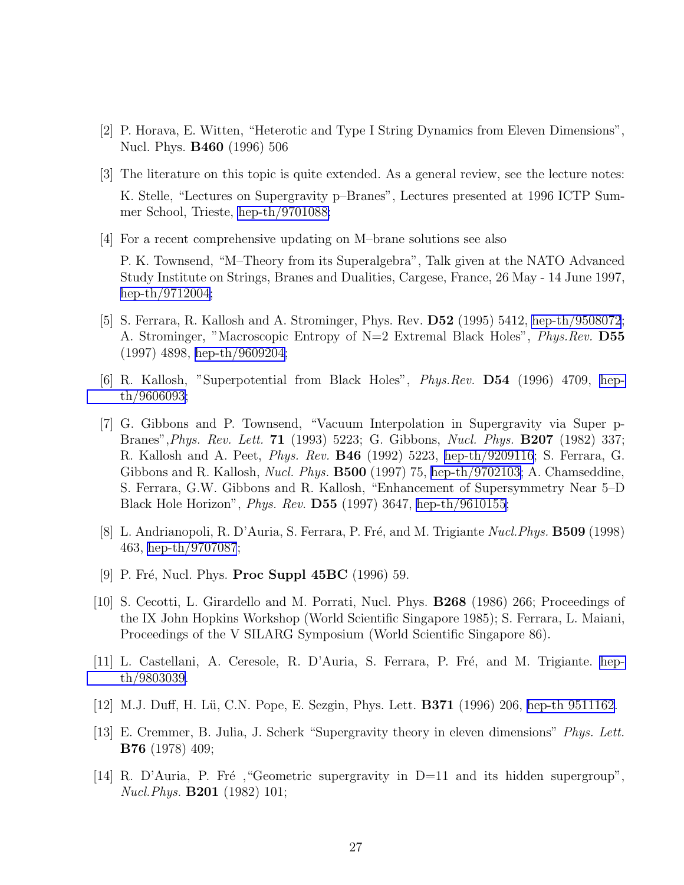[2] P. Horava, E. Witten, “Heterotic and Type I String Dynamics from Eleven Dimensions”, Nucl. Phys. **B460** (1996) 506

[3] The literature on this topic is quite extended. As a general review, see the lecture notes: K. Stelle, “Lectures on Supergravity p–Branes”, Lectures presented at 1996 ICTP Summer School, Trieste, hep-th/9701088;

[4] For a recent comprehensive updating on M–brane solutions see also P. K. Townsend, “M–Theory from its Superalgebra”, Talk given at the NATO Advanced Study Institute on Strings, Branes and Dualities, Cargese, France, 26 May - 14 June 1997, hep-th/9712004;

[5] S. Ferrara, R. Kallosh and A. Strominger, Phys. Rev. **D52** (1995) 5412, hep-th/9508072; A. Strominger, "Macroscopic Entropy of N=2 Extremal Black Holes", *Phys.Rev.* **D55** (1997) 4898, hep-th/9609204;

[6] R. Kallosh, "Superpotential from Black Holes", *Phys.Rev.* **D54** (1996) 4709, hep-th/9606093;

[7] G. Gibbons and P. Townsend, “Vacuum Interpolation in Supergravity via Super p-Branes”,*Phys. Rev. Lett.* **71** (1993) 5223; G. Gibbons, *Nucl. Phys.* **B207** (1982) 337; R. Kallosh and A. Peet, *Phys. Rev.* **B46** (1992) 5223, hep-th/9209116; S. Ferrara, G. Gibbons and R. Kallosh, *Nucl. Phys.* **B500** (1997) 75, hep-th/9702103; A. Chamseddine, S. Ferrara, G.W. Gibbons and R. Kallosh, “Enhancement of Supersymmetry Near 5–D Black Hole Horizon”, *Phys. Rev.* **D55** (1997) 3647, hep-th/9610155;

[8] L. Andrianopoli, R. D’Auria, S. Ferrara, P. Fré, and M. Trigiante *Nucl.Phys.* **B509** (1998) 463, hep-th/9707087;

[9] P. Fré, Nucl. Phys. **Proc Suppl 45BC** (1996) 59.

[10] S. Cecotti, L. Girardello and M. Porrati, Nucl. Phys. **B268** (1986) 266; Proceedings of the IX John Hopkins Workshop (World Scientific Singapore 1985); S. Ferrara, L. Maiani, Proceedings of the V SILARG Symposium (World Scientific Singapore 86).

[11] L. Castellani, A. Ceresole, R. D’Auria, S. Ferrara, P. Fré, and M. Trigiante. hep-th/9803039.

[12] M.J. Duff, H. Lü, C.N. Pope, E. Sezgin, Phys. Lett. **B371** (1996) 206, hep-th 9511162.

[13] E. Cremmer, B. Julia, J. Scherk “Supergravity theory in eleven dimensions” *Phys. Lett.* **B76** (1978) 409;

[14] R. D’Auria, P. Fré ,“Geometric supergravity in D=11 and its hidden supergroup”, *Nucl.Phys.* **B201** (1982) 101;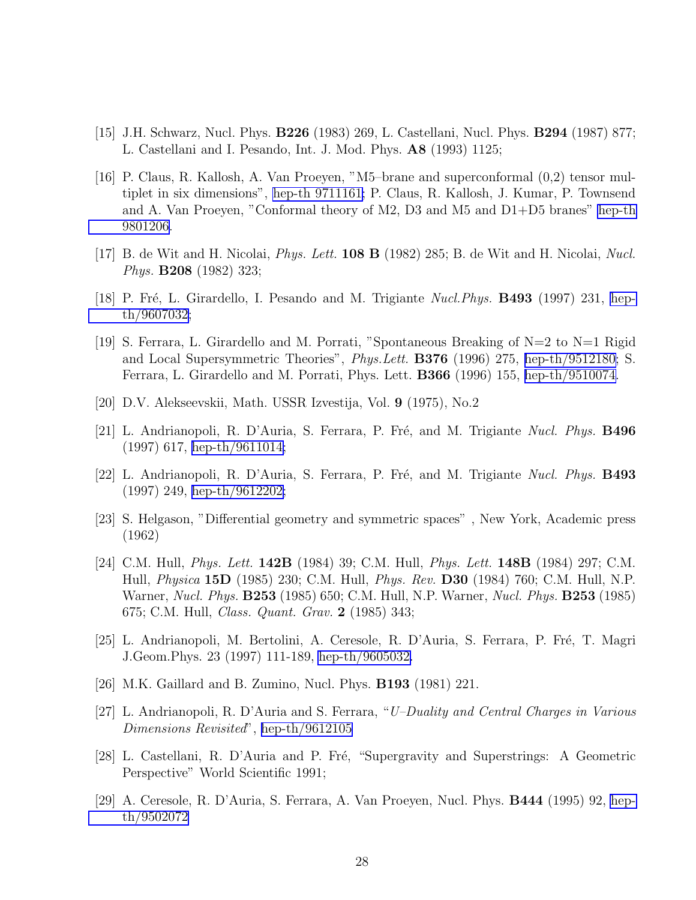[15] J.H. Schwarz, Nucl. Phys. **B226** (1983) 269, L. Castellani, Nucl. Phys. **B294** (1987) 877; L. Castellani and I. Pesando, Int. J. Mod. Phys. **A8** (1993) 1125;

[16] P. Claus, R. Kallosh, A. Van Proeyen, "M5–brane and superconformal (0,2) tensor multiplet in six dimensions", hep-th 9711161; P. Claus, R. Kallosh, J. Kumar, P. Townsend and A. Van Proeyen, "Conformal theory of M2, D3 and M5 and D1+D5 branes" hep-th 9801206.

[17] B. de Wit and H. Nicolai, *Phys. Lett.* **108 B** (1982) 285; B. de Wit and H. Nicolai, *Nucl. Phys.* **B208** (1982) 323;

[18] P. Fré, L. Girardello, I. Pesando and M. Trigiante *Nucl.Phys.* **B493** (1997) 231, hep-th/9607032;

[19] S. Ferrara, L. Girardello and M. Porrati, "Spontaneous Breaking of N=2 to N=1 Rigid and Local Supersymmetric Theories", *Phys.Lett.* **B376** (1996) 275, hep-th/9512180; S. Ferrara, L. Girardello and M. Porrati, Phys. Lett. **B366** (1996) 155, hep-th/9510074.

[20] D.V. Alekseevskii, Math. USSR Izvestija, Vol. **9** (1975), No.2

[21] L. Andrianopoli, R. D'Auria, S. Ferrara, P. Fré, and M. Trigiante *Nucl. Phys.* **B496** (1997) 617, hep-th/9611014;

[22] L. Andrianopoli, R. D'Auria, S. Ferrara, P. Fré, and M. Trigiante *Nucl. Phys.* **B493** (1997) 249, hep-th/9612202;

[23] S. Helgason, "Differential geometry and symmetric spaces" , New York, Academic press (1962)

[24] C.M. Hull, *Phys. Lett.* **142B** (1984) 39; C.M. Hull, *Phys. Lett.* **148B** (1984) 297; C.M. Hull, *Physica* **15D** (1985) 230; C.M. Hull, *Phys. Rev.* **D30** (1984) 760; C.M. Hull, N.P. Warner, *Nucl. Phys.* **B253** (1985) 650; C.M. Hull, N.P. Warner, *Nucl. Phys.* **B253** (1985) 675; C.M. Hull, *Class. Quant. Grav.* **2** (1985) 343;

[25] L. Andrianopoli, M. Bertolini, A. Ceresole, R. D'Auria, S. Ferrara, P. Fré, T. Magri J.Geom.Phys. 23 (1997) 111-189, hep-th/9605032.

[26] M.K. Gaillard and B. Zumino, Nucl. Phys. **B193** (1981) 221.

[27] L. Andrianopoli, R. D'Auria and S. Ferrara, "*U–Duality and Central Charges in Various Dimensions Revisited*", hep-th/9612105

[28] L. Castellani, R. D'Auria and P. Fré, "Supergravity and Superstrings: A Geometric Perspective" World Scientific 1991;

[29] A. Ceresole, R. D'Auria, S. Ferrara, A. Van Proeyen, Nucl. Phys. **B444** (1995) 92, hep-th/9502072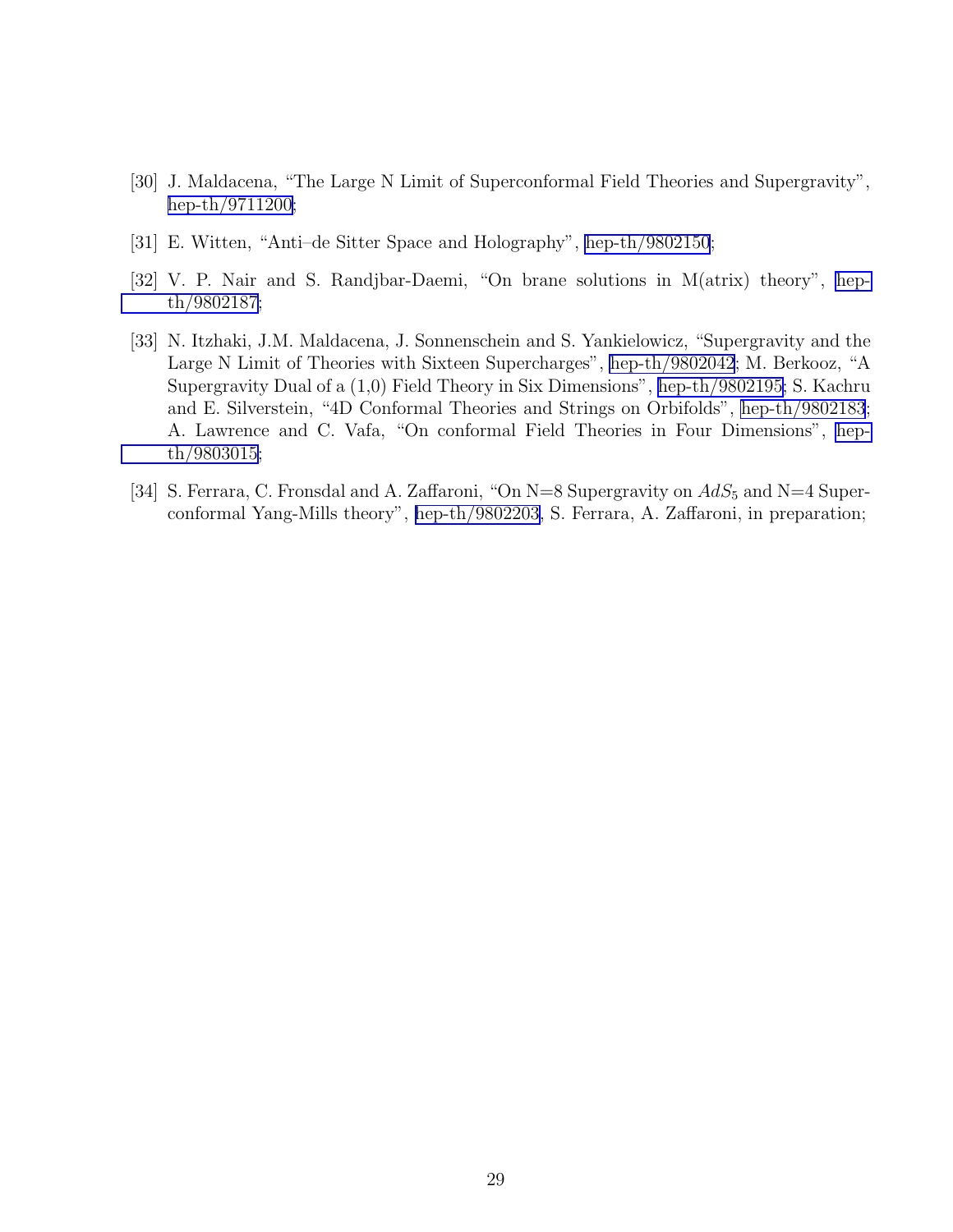[30] J. Maldacena, "The Large N Limit of Superconformal Field Theories and Supergravity", hep-th/9711200;

[31] E. Witten, "Anti–de Sitter Space and Holography", hep-th/9802150;

[32] V. P. Nair and S. Randjbar-Daemi, "On brane solutions in M(atrix) theory", hep-th/9802187;

[33] N. Itzhaki, J.M. Maldacena, J. Sonnenschein and S. Yankielowicz, "Supergravity and the Large N Limit of Theories with Sixteen Supercharges", hep-th/9802042; M. Berkooz, "A Supergravity Dual of a (1,0) Field Theory in Six Dimensions", hep-th/9802195; S. Kachru and E. Silverstein, "4D Conformal Theories and Strings on Orbifolds", hep-th/9802183; A. Lawrence and C. Vafa, "On conformal Field Theories in Four Dimensions", hep-th/9803015;

[34] S. Ferrara, C. Fronsdal and A. Zaffaroni, "On N=8 Supergravity on $AdS_5$ and N=4 Superconformal Yang-Mills theory", hep-th/9802203, S. Ferrara, A. Zaffaroni, in preparation;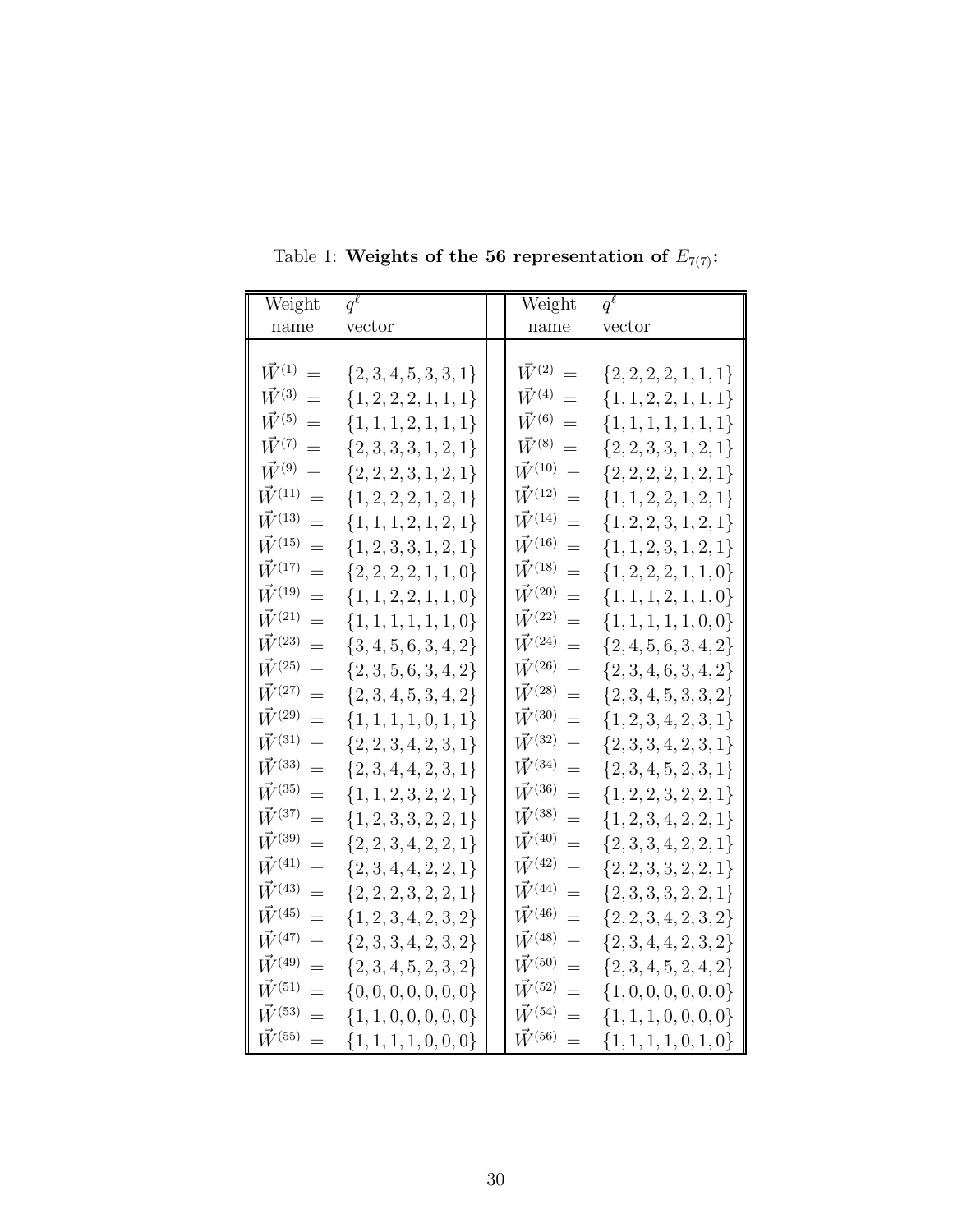Table 1: **Weights of the 56 representation of $E_{7(7)}$:**

| Weight name | $q^\ell$ vector | Weight name | $q^\ell$ vector |
|---|---|---|---|
| $\vec{W}^{(1)} =$ | $\{2,3,4,5,3,3,1\}$ | $\vec{W}^{(2)} =$ | $\{2,2,2,2,1,1,1\}$ |
| $\vec{W}^{(3)} =$ | $\{1,2,2,2,1,1,1\}$ | $\vec{W}^{(4)} =$ | $\{1,1,2,2,1,1,1\}$ |
| $\vec{W}^{(5)} =$ | $\{1,1,1,2,1,1,1\}$ | $\vec{W}^{(6)} =$ | $\{1,1,1,1,1,1,1\}$ |
| $\vec{W}^{(7)} =$ | $\{2,3,3,3,1,2,1\}$ | $\vec{W}^{(8)} =$ | $\{2,2,3,3,1,2,1\}$ |
| $\vec{W}^{(9)} =$ | $\{2,2,2,3,1,2,1\}$ | $\vec{W}^{(10)} =$ | $\{2,2,2,2,1,2,1\}$ |
| $\vec{W}^{(11)} =$ | $\{1,2,2,2,1,2,1\}$ | $\vec{W}^{(12)} =$ | $\{1,1,2,2,1,2,1\}$ |
| $\vec{W}^{(13)} =$ | $\{1,1,1,2,1,2,1\}$ | $\vec{W}^{(14)} =$ | $\{1,2,2,3,1,2,1\}$ |
| $\vec{W}^{(15)} =$ | $\{1,2,3,3,1,2,1\}$ | $\vec{W}^{(16)} =$ | $\{1,1,2,3,1,2,1\}$ |
| $\vec{W}^{(17)} =$ | $\{2,2,2,2,1,1,0\}$ | $\vec{W}^{(18)} =$ | $\{1,2,2,2,1,1,0\}$ |
| $\vec{W}^{(19)} =$ | $\{1,1,2,2,1,1,0\}$ | $\vec{W}^{(20)} =$ | $\{1,1,1,2,1,1,0\}$ |
| $\vec{W}^{(21)} =$ | $\{1,1,1,1,1,1,0\}$ | $\vec{W}^{(22)} =$ | $\{1,1,1,1,1,0,0\}$ |
| $\vec{W}^{(23)} =$ | $\{3,4,5,6,3,4,2\}$ | $\vec{W}^{(24)} =$ | $\{2,4,5,6,3,4,2\}$ |
| $\vec{W}^{(25)} =$ | $\{2,3,5,6,3,4,2\}$ | $\vec{W}^{(26)} =$ | $\{2,3,4,6,3,4,2\}$ |
| $\vec{W}^{(27)} =$ | $\{2,3,4,5,3,4,2\}$ | $\vec{W}^{(28)} =$ | $\{2,3,4,5,3,3,2\}$ |
| $\vec{W}^{(29)} =$ | $\{1,1,1,1,0,1,1\}$ | $\vec{W}^{(30)} =$ | $\{1,2,3,4,2,3,1\}$ |
| $\vec{W}^{(31)} =$ | $\{2,2,3,4,2,3,1\}$ | $\vec{W}^{(32)} =$ | $\{2,3,3,4,2,3,1\}$ |
| $\vec{W}^{(33)} =$ | $\{2,3,4,4,2,3,1\}$ | $\vec{W}^{(34)} =$ | $\{2,3,4,5,2,3,1\}$ |
| $\vec{W}^{(35)} =$ | $\{1,1,2,3,2,2,1\}$ | $\vec{W}^{(36)} =$ | $\{1,2,2,3,2,2,1\}$ |
| $\vec{W}^{(37)} =$ | $\{1,2,3,3,2,2,1\}$ | $\vec{W}^{(38)} =$ | $\{1,2,3,4,2,2,1\}$ |
| $\vec{W}^{(39)} =$ | $\{2,2,3,4,2,2,1\}$ | $\vec{W}^{(40)} =$ | $\{2,3,3,4,2,2,1\}$ |
| $\vec{W}^{(41)} =$ | $\{2,3,4,4,2,2,1\}$ | $\vec{W}^{(42)} =$ | $\{2,2,3,3,2,2,1\}$ |
| $\vec{W}^{(43)} =$ | $\{2,2,2,3,2,2,1\}$ | $\vec{W}^{(44)} =$ | $\{2,3,3,3,2,2,1\}$ |
| $\vec{W}^{(45)} =$ | $\{1,2,3,4,2,3,2\}$ | $\vec{W}^{(46)} =$ | $\{2,2,3,4,2,3,2\}$ |
| $\vec{W}^{(47)} =$ | $\{2,3,3,4,2,3,2\}$ | $\vec{W}^{(48)} =$ | $\{2,3,4,4,2,3,2\}$ |
| $\vec{W}^{(49)} =$ | $\{2,3,4,5,2,3,2\}$ | $\vec{W}^{(50)} =$ | $\{2,3,4,5,2,4,2\}$ |
| $\vec{W}^{(51)} =$ | $\{0,0,0,0,0,0,0\}$ | $\vec{W}^{(52)} =$ | $\{1,0,0,0,0,0,0\}$ |
| $\vec{W}^{(53)} =$ | $\{1,1,0,0,0,0,0\}$ | $\vec{W}^{(54)} =$ | $\{1,1,1,0,0,0,0\}$ |
| $\vec{W}^{(55)} =$ | $\{1,1,1,1,0,0,0\}$ | $\vec{W}^{(56)} =$ | $\{1,1,1,1,0,1,0\}$ |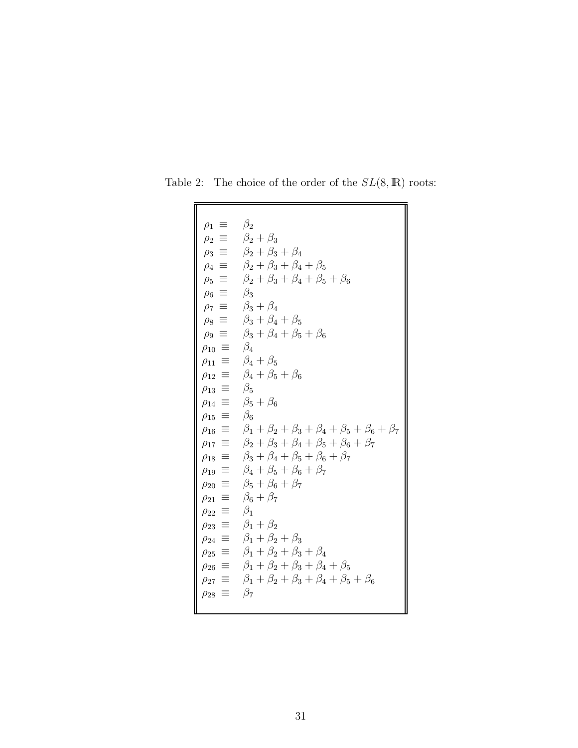Table 2: The choice of the order of the $SL(8, \mathbb{R})$ roots:

$$
\begin{aligned}
\rho_1 &\equiv \beta_2 \\
\rho_2 &\equiv \beta_2 + \beta_3 \\
\rho_3 &\equiv \beta_2 + \beta_3 + \beta_4 \\
\rho_4 &\equiv \beta_2 + \beta_3 + \beta_4 + \beta_5 \\
\rho_5 &\equiv \beta_2 + \beta_3 + \beta_4 + \beta_5 + \beta_6 \\
\rho_6 &\equiv \beta_3 \\
\rho_7 &\equiv \beta_3 + \beta_4 \\
\rho_8 &\equiv \beta_3 + \beta_4 + \beta_5 \\
\rho_9 &\equiv \beta_3 + \beta_4 + \beta_5 + \beta_6 \\
\rho_{10} &\equiv \beta_4 \\
\rho_{11} &\equiv \beta_4 + \beta_5 \\
\rho_{12} &\equiv \beta_4 + \beta_5 + \beta_6 \\
\rho_{13} &\equiv \beta_5 \\
\rho_{14} &\equiv \beta_5 + \beta_6 \\
\rho_{15} &\equiv \beta_6 \\
\rho_{16} &\equiv \beta_1 + \beta_2 + \beta_3 + \beta_4 + \beta_5 + \beta_6 + \beta_7 \\
\rho_{17} &\equiv \beta_2 + \beta_3 + \beta_4 + \beta_5 + \beta_6 + \beta_7 \\
\rho_{18} &\equiv \beta_3 + \beta_4 + \beta_5 + \beta_6 + \beta_7 \\
\rho_{19} &\equiv \beta_4 + \beta_5 + \beta_6 + \beta_7 \\
\rho_{20} &\equiv \beta_5 + \beta_6 + \beta_7 \\
\rho_{21} &\equiv \beta_6 + \beta_7 \\
\rho_{22} &\equiv \beta_1 \\
\rho_{23} &\equiv \beta_1 + \beta_2 \\
\rho_{24} &\equiv \beta_1 + \beta_2 + \beta_3 \\
\rho_{25} &\equiv \beta_1 + \beta_2 + \beta_3 + \beta_4 \\
\rho_{26} &\equiv \beta_1 + \beta_2 + \beta_3 + \beta_4 + \beta_5 \\
\rho_{27} &\equiv \beta_1 + \beta_2 + \beta_3 + \beta_4 + \beta_5 + \beta_6 \\
\rho_{28} &\equiv \beta_7
\end{aligned}
$$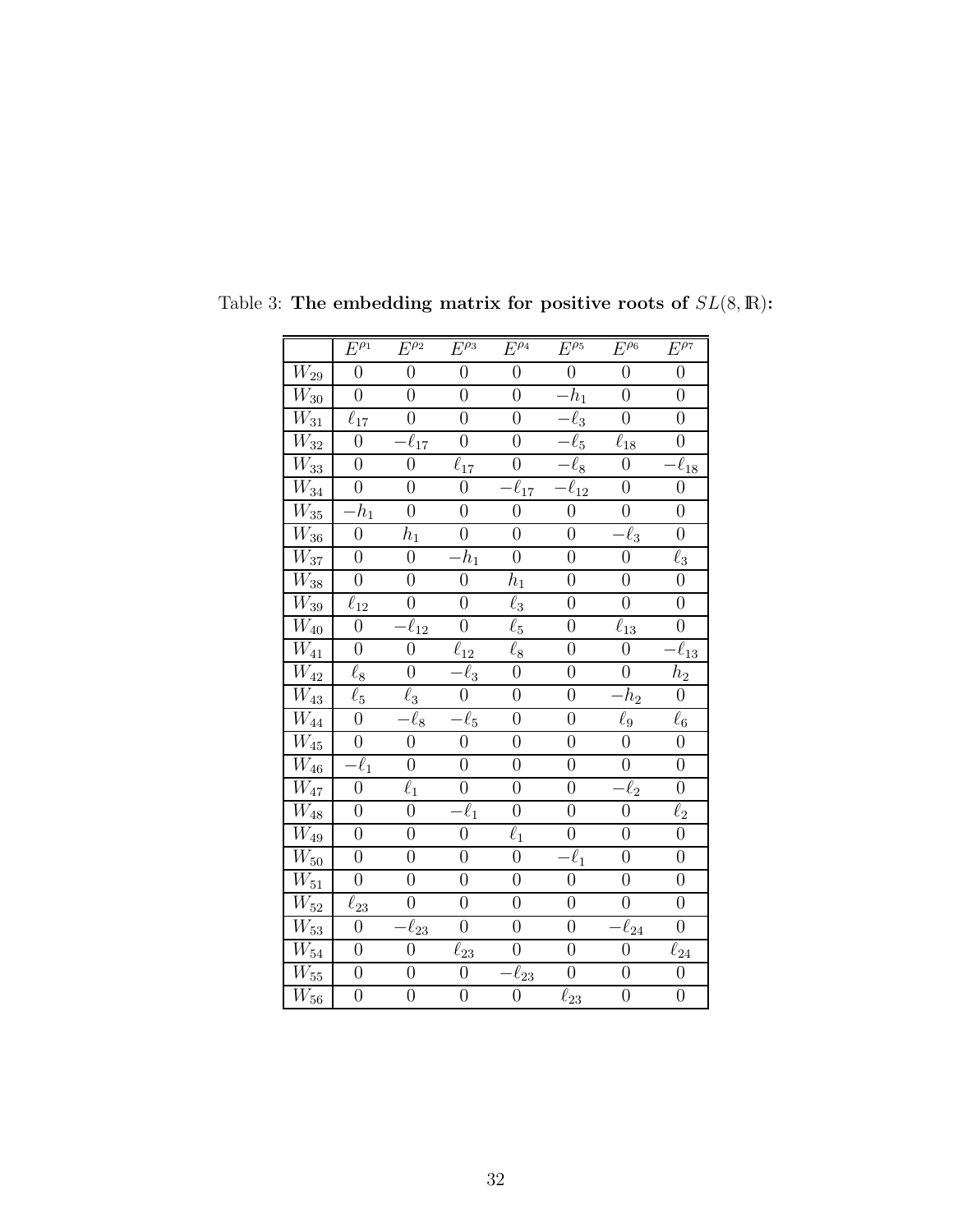Table 3: **The embedding matrix for positive roots of $SL(8,\mathbb{R})$:**

| | $E^{\rho_1}$ | $E^{\rho_2}$ | $E^{\rho_3}$ | $E^{\rho_4}$ | $E^{\rho_5}$ | $E^{\rho_6}$ | $E^{\rho_7}$ |
|---|---|---|---|---|---|---|---|
| $W_{29}$ | $0$ | $0$ | $0$ | $0$ | $0$ | $0$ | $0$ |
| $W_{30}$ | $0$ | $0$ | $0$ | $0$ | $-h_1$ | $0$ | $0$ |
| $W_{31}$ | $\ell_{17}$ | $0$ | $0$ | $0$ | $-\ell_3$ | $0$ | $0$ |
| $W_{32}$ | $0$ | $-\ell_{17}$ | $0$ | $0$ | $-\ell_5$ | $\ell_{18}$ | $0$ |
| $W_{33}$ | $0$ | $0$ | $\ell_{17}$ | $0$ | $-\ell_8$ | $0$ | $-\ell_{18}$ |
| $W_{34}$ | $0$ | $0$ | $0$ | $-\ell_{17}$ | $-\ell_{12}$ | $0$ | $0$ |
| $W_{35}$ | $-h_1$ | $0$ | $0$ | $0$ | $0$ | $0$ | $0$ |
| $W_{36}$ | $0$ | $h_1$ | $0$ | $0$ | $0$ | $-\ell_3$ | $0$ |
| $W_{37}$ | $0$ | $0$ | $-h_1$ | $0$ | $0$ | $0$ | $\ell_3$ |
| $W_{38}$ | $0$ | $0$ | $0$ | $h_1$ | $0$ | $0$ | $0$ |
| $W_{39}$ | $\ell_{12}$ | $0$ | $0$ | $\ell_3$ | $0$ | $0$ | $0$ |
| $W_{40}$ | $0$ | $-\ell_{12}$ | $0$ | $\ell_5$ | $0$ | $\ell_{13}$ | $0$ |
| $W_{41}$ | $0$ | $0$ | $\ell_{12}$ | $\ell_8$ | $0$ | $0$ | $-\ell_{13}$ |
| $W_{42}$ | $\ell_8$ | $0$ | $-\ell_3$ | $0$ | $0$ | $0$ | $h_2$ |
| $W_{43}$ | $\ell_5$ | $\ell_3$ | $0$ | $0$ | $0$ | $-h_2$ | $0$ |
| $W_{44}$ | $0$ | $-\ell_8$ | $-\ell_5$ | $0$ | $0$ | $\ell_9$ | $\ell_6$ |
| $W_{45}$ | $0$ | $0$ | $0$ | $0$ | $0$ | $0$ | $0$ |
| $W_{46}$ | $-\ell_1$ | $0$ | $0$ | $0$ | $0$ | $0$ | $0$ |
| $W_{47}$ | $0$ | $\ell_1$ | $0$ | $0$ | $0$ | $-\ell_2$ | $0$ |
| $W_{48}$ | $0$ | $0$ | $-\ell_1$ | $0$ | $0$ | $0$ | $\ell_2$ |
| $W_{49}$ | $0$ | $0$ | $0$ | $\ell_1$ | $0$ | $0$ | $0$ |
| $W_{50}$ | $0$ | $0$ | $0$ | $0$ | $-\ell_1$ | $0$ | $0$ |
| $W_{51}$ | $0$ | $0$ | $0$ | $0$ | $0$ | $0$ | $0$ |
| $W_{52}$ | $\ell_{23}$ | $0$ | $0$ | $0$ | $0$ | $0$ | $0$ |
| $W_{53}$ | $0$ | $-\ell_{23}$ | $0$ | $0$ | $0$ | $-\ell_{24}$ | $0$ |
| $W_{54}$ | $0$ | $0$ | $\ell_{23}$ | $0$ | $0$ | $0$ | $\ell_{24}$ |
| $W_{55}$ | $0$ | $0$ | $0$ | $-\ell_{23}$ | $0$ | $0$ | $0$ |
| $W_{56}$ | $0$ | $0$ | $0$ | $0$ | $\ell_{23}$ | $0$ | $0$ |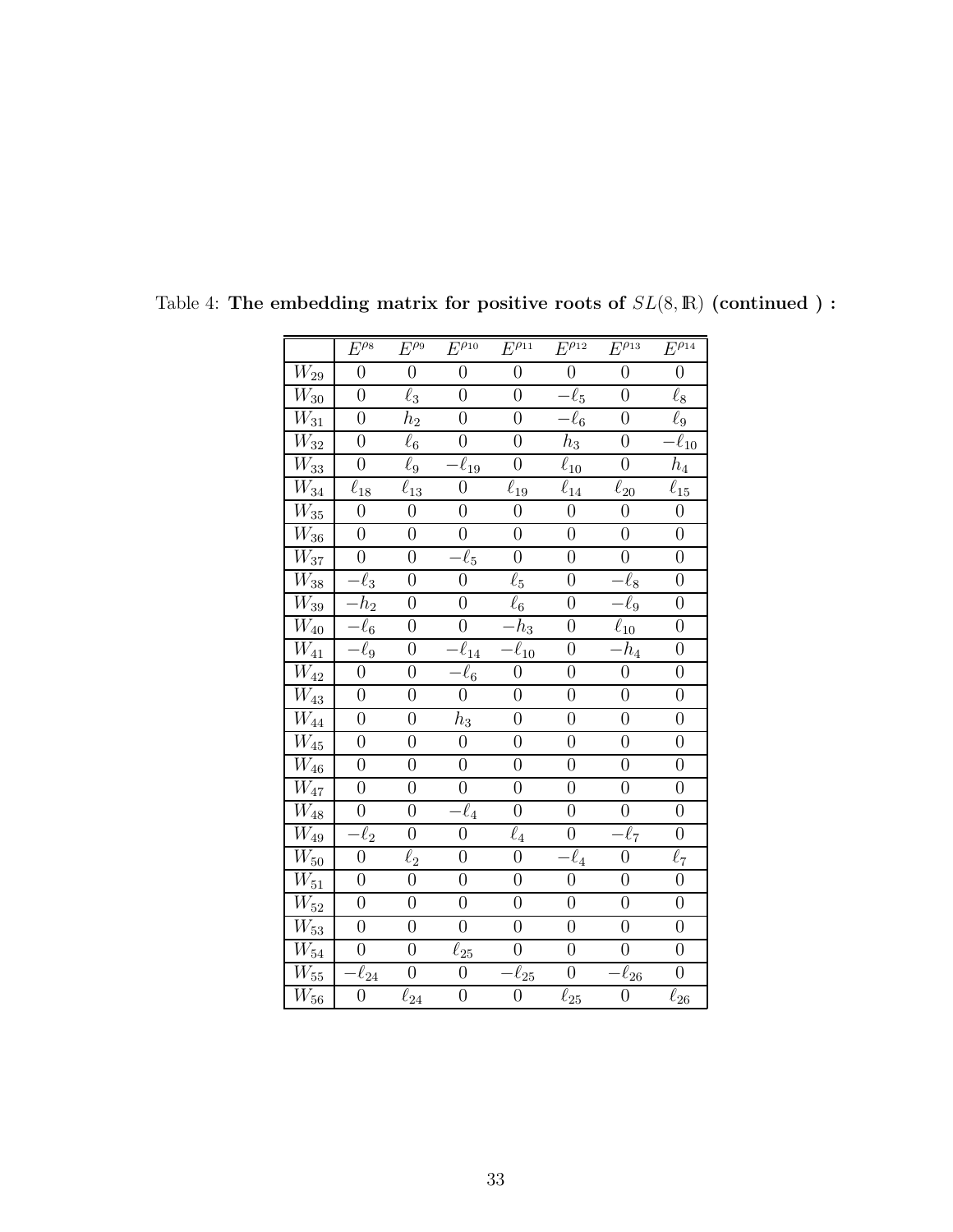Table 4: **The embedding matrix for positive roots of $SL(8, \mathbb{R})$ (continued ) :**

| | $E^{\rho_8}$ | $E^{\rho_9}$ | $E^{\rho_{10}}$ | $E^{\rho_{11}}$ | $E^{\rho_{12}}$ | $E^{\rho_{13}}$ | $E^{\rho_{14}}$ |
|---|---|---|---|---|---|---|---|
| $W_{29}$ | $0$ | $0$ | $0$ | $0$ | $0$ | $0$ | $0$ |
| $W_{30}$ | $0$ | $\ell_3$ | $0$ | $0$ | $-\ell_5$ | $0$ | $\ell_8$ |
| $W_{31}$ | $0$ | $h_2$ | $0$ | $0$ | $-\ell_6$ | $0$ | $\ell_9$ |
| $W_{32}$ | $0$ | $\ell_6$ | $0$ | $0$ | $h_3$ | $0$ | $-\ell_{10}$ |
| $W_{33}$ | $0$ | $\ell_9$ | $-\ell_{19}$ | $0$ | $\ell_{10}$ | $0$ | $h_4$ |
| $W_{34}$ | $\ell_{18}$ | $\ell_{13}$ | $0$ | $\ell_{19}$ | $\ell_{14}$ | $\ell_{20}$ | $\ell_{15}$ |
| $W_{35}$ | $0$ | $0$ | $0$ | $0$ | $0$ | $0$ | $0$ |
| $W_{36}$ | $0$ | $0$ | $0$ | $0$ | $0$ | $0$ | $0$ |
| $W_{37}$ | $0$ | $0$ | $-\ell_5$ | $0$ | $0$ | $0$ | $0$ |
| $W_{38}$ | $-\ell_3$ | $0$ | $0$ | $\ell_5$ | $0$ | $-\ell_8$ | $0$ |
| $W_{39}$ | $-h_2$ | $0$ | $0$ | $\ell_6$ | $0$ | $-\ell_9$ | $0$ |
| $W_{40}$ | $-\ell_6$ | $0$ | $0$ | $-h_3$ | $0$ | $\ell_{10}$ | $0$ |
| $W_{41}$ | $-\ell_9$ | $0$ | $-\ell_{14}$ | $-\ell_{10}$ | $0$ | $-h_4$ | $0$ |
| $W_{42}$ | $0$ | $0$ | $-\ell_6$ | $0$ | $0$ | $0$ | $0$ |
| $W_{43}$ | $0$ | $0$ | $0$ | $0$ | $0$ | $0$ | $0$ |
| $W_{44}$ | $0$ | $0$ | $h_3$ | $0$ | $0$ | $0$ | $0$ |
| $W_{45}$ | $0$ | $0$ | $0$ | $0$ | $0$ | $0$ | $0$ |
| $W_{46}$ | $0$ | $0$ | $0$ | $0$ | $0$ | $0$ | $0$ |
| $W_{47}$ | $0$ | $0$ | $0$ | $0$ | $0$ | $0$ | $0$ |
| $W_{48}$ | $0$ | $0$ | $-\ell_4$ | $0$ | $0$ | $0$ | $0$ |
| $W_{49}$ | $-\ell_2$ | $0$ | $0$ | $\ell_4$ | $0$ | $-\ell_7$ | $0$ |
| $W_{50}$ | $0$ | $\ell_2$ | $0$ | $0$ | $-\ell_4$ | $0$ | $\ell_7$ |
| $W_{51}$ | $0$ | $0$ | $0$ | $0$ | $0$ | $0$ | $0$ |
| $W_{52}$ | $0$ | $0$ | $0$ | $0$ | $0$ | $0$ | $0$ |
| $W_{53}$ | $0$ | $0$ | $0$ | $0$ | $0$ | $0$ | $0$ |
| $W_{54}$ | $0$ | $0$ | $\ell_{25}$ | $0$ | $0$ | $0$ | $0$ |
| $W_{55}$ | $-\ell_{24}$ | $0$ | $0$ | $-\ell_{25}$ | $0$ | $-\ell_{26}$ | $0$ |
| $W_{56}$ | $0$ | $\ell_{24}$ | $0$ | $0$ | $\ell_{25}$ | $0$ | $\ell_{26}$ |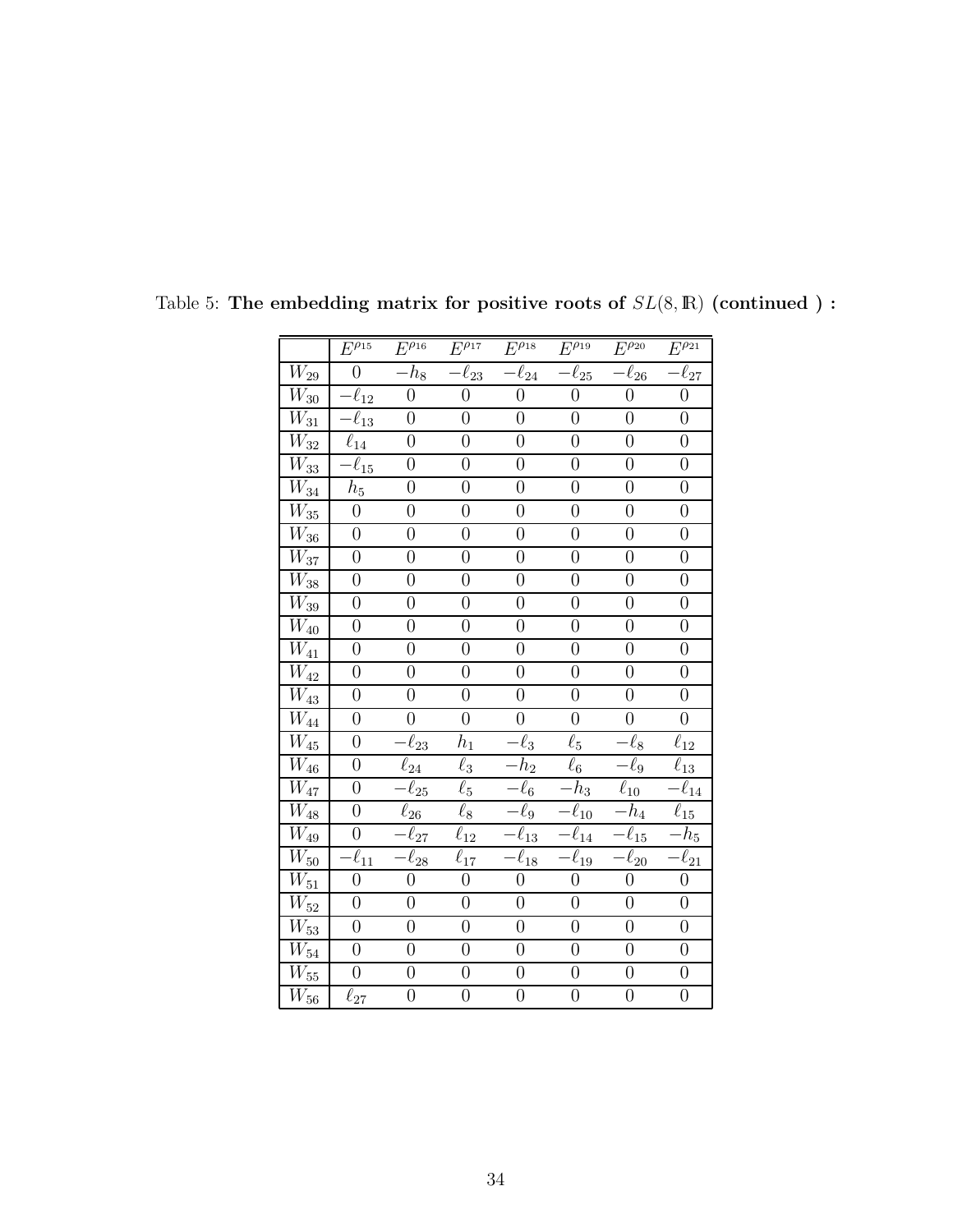Table 5: **The embedding matrix for positive roots of $SL(8,\mathbb{R})$ (continued ) :**

| | $E^{\rho_{15}}$ | $E^{\rho_{16}}$ | $E^{\rho_{17}}$ | $E^{\rho_{18}}$ | $E^{\rho_{19}}$ | $E^{\rho_{20}}$ | $E^{\rho_{21}}$ |
|---|---|---|---|---|---|---|---|
| $W_{29}$ | $0$ | $-h_8$ | $-\ell_{23}$ | $-\ell_{24}$ | $-\ell_{25}$ | $-\ell_{26}$ | $-\ell_{27}$ |
| $W_{30}$ | $-\ell_{12}$ | $0$ | $0$ | $0$ | $0$ | $0$ | $0$ |
| $W_{31}$ | $-\ell_{13}$ | $0$ | $0$ | $0$ | $0$ | $0$ | $0$ |
| $W_{32}$ | $\ell_{14}$ | $0$ | $0$ | $0$ | $0$ | $0$ | $0$ |
| $W_{33}$ | $-\ell_{15}$ | $0$ | $0$ | $0$ | $0$ | $0$ | $0$ |
| $W_{34}$ | $h_5$ | $0$ | $0$ | $0$ | $0$ | $0$ | $0$ |
| $W_{35}$ | $0$ | $0$ | $0$ | $0$ | $0$ | $0$ | $0$ |
| $W_{36}$ | $0$ | $0$ | $0$ | $0$ | $0$ | $0$ | $0$ |
| $W_{37}$ | $0$ | $0$ | $0$ | $0$ | $0$ | $0$ | $0$ |
| $W_{38}$ | $0$ | $0$ | $0$ | $0$ | $0$ | $0$ | $0$ |
| $W_{39}$ | $0$ | $0$ | $0$ | $0$ | $0$ | $0$ | $0$ |
| $W_{40}$ | $0$ | $0$ | $0$ | $0$ | $0$ | $0$ | $0$ |
| $W_{41}$ | $0$ | $0$ | $0$ | $0$ | $0$ | $0$ | $0$ |
| $W_{42}$ | $0$ | $0$ | $0$ | $0$ | $0$ | $0$ | $0$ |
| $W_{43}$ | $0$ | $0$ | $0$ | $0$ | $0$ | $0$ | $0$ |
| $W_{44}$ | $0$ | $0$ | $0$ | $0$ | $0$ | $0$ | $0$ |
| $W_{45}$ | $0$ | $-\ell_{23}$ | $h_1$ | $-\ell_3$ | $\ell_5$ | $-\ell_8$ | $\ell_{12}$ |
| $W_{46}$ | $0$ | $\ell_{24}$ | $\ell_3$ | $-h_2$ | $\ell_6$ | $-\ell_9$ | $\ell_{13}$ |
| $W_{47}$ | $0$ | $-\ell_{25}$ | $\ell_5$ | $-\ell_6$ | $-h_3$ | $\ell_{10}$ | $-\ell_{14}$ |
| $W_{48}$ | $0$ | $\ell_{26}$ | $\ell_8$ | $-\ell_9$ | $-\ell_{10}$ | $-h_4$ | $\ell_{15}$ |
| $W_{49}$ | $0$ | $-\ell_{27}$ | $\ell_{12}$ | $-\ell_{13}$ | $-\ell_{14}$ | $-\ell_{15}$ | $-h_5$ |
| $W_{50}$ | $-\ell_{11}$ | $-\ell_{28}$ | $\ell_{17}$ | $-\ell_{18}$ | $-\ell_{19}$ | $-\ell_{20}$ | $-\ell_{21}$ |
| $W_{51}$ | $0$ | $0$ | $0$ | $0$ | $0$ | $0$ | $0$ |
| $W_{52}$ | $0$ | $0$ | $0$ | $0$ | $0$ | $0$ | $0$ |
| $W_{53}$ | $0$ | $0$ | $0$ | $0$ | $0$ | $0$ | $0$ |
| $W_{54}$ | $0$ | $0$ | $0$ | $0$ | $0$ | $0$ | $0$ |
| $W_{55}$ | $0$ | $0$ | $0$ | $0$ | $0$ | $0$ | $0$ |
| $W_{56}$ | $\ell_{27}$ | $0$ | $0$ | $0$ | $0$ | $0$ | $0$ |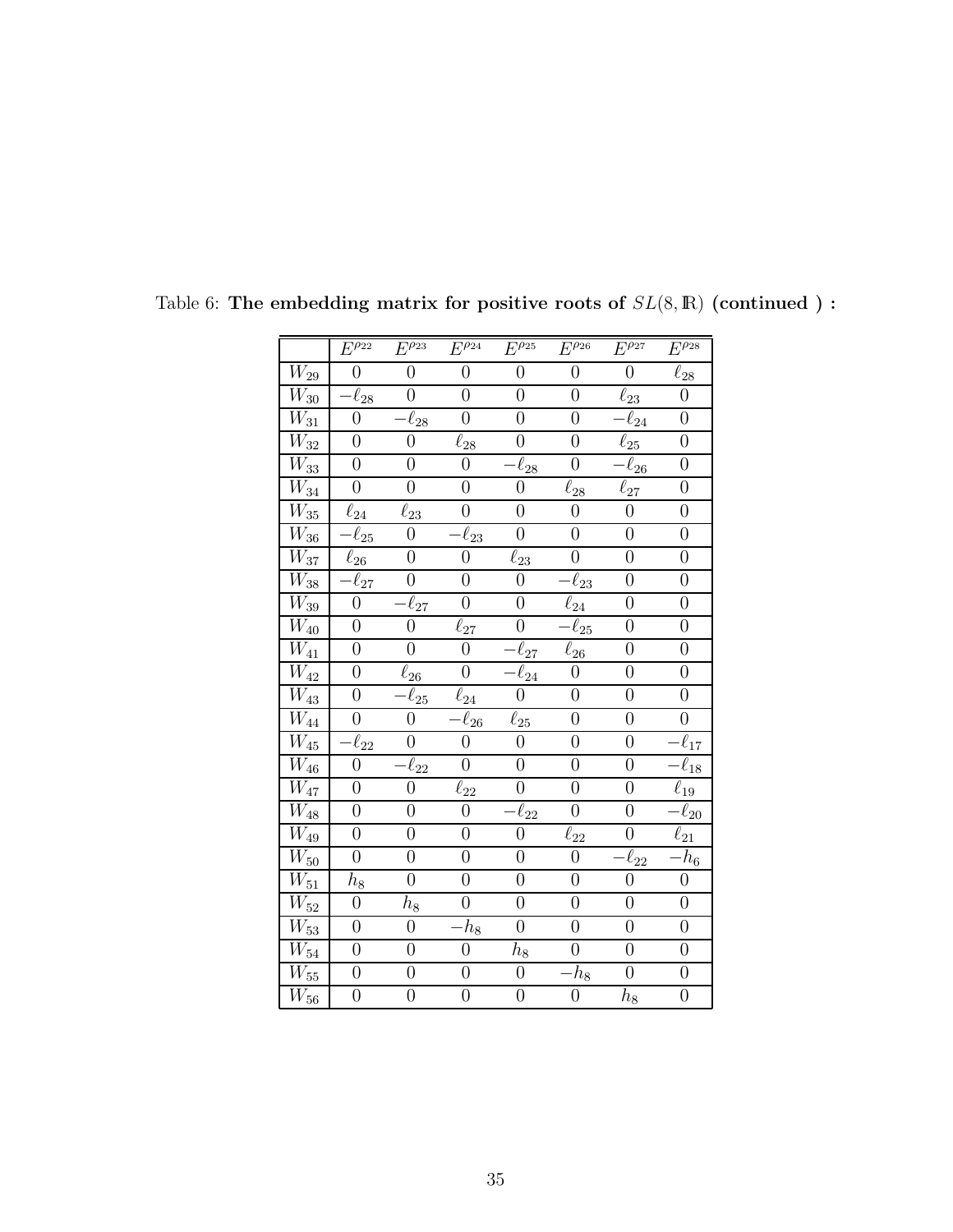Table 6: **The embedding matrix for positive roots of $SL(8,\mathbb{R})$ (continued ) :**

| | $E^{\rho_{22}}$ | $E^{\rho_{23}}$ | $E^{\rho_{24}}$ | $E^{\rho_{25}}$ | $E^{\rho_{26}}$ | $E^{\rho_{27}}$ | $E^{\rho_{28}}$ |
|---|---|---|---|---|---|---|---|
| $W_{29}$ | $0$ | $0$ | $0$ | $0$ | $0$ | $0$ | $\ell_{28}$ |
| $W_{30}$ | $-\ell_{28}$ | $0$ | $0$ | $0$ | $0$ | $\ell_{23}$ | $0$ |
| $W_{31}$ | $0$ | $-\ell_{28}$ | $0$ | $0$ | $0$ | $-\ell_{24}$ | $0$ |
| $W_{32}$ | $0$ | $0$ | $\ell_{28}$ | $0$ | $0$ | $\ell_{25}$ | $0$ |
| $W_{33}$ | $0$ | $0$ | $0$ | $-\ell_{28}$ | $0$ | $-\ell_{26}$ | $0$ |
| $W_{34}$ | $0$ | $0$ | $0$ | $0$ | $\ell_{28}$ | $\ell_{27}$ | $0$ |
| $W_{35}$ | $\ell_{24}$ | $\ell_{23}$ | $0$ | $0$ | $0$ | $0$ | $0$ |
| $W_{36}$ | $-\ell_{25}$ | $0$ | $-\ell_{23}$ | $0$ | $0$ | $0$ | $0$ |
| $W_{37}$ | $\ell_{26}$ | $0$ | $0$ | $\ell_{23}$ | $0$ | $0$ | $0$ |
| $W_{38}$ | $-\ell_{27}$ | $0$ | $0$ | $0$ | $-\ell_{23}$ | $0$ | $0$ |
| $W_{39}$ | $0$ | $-\ell_{27}$ | $0$ | $0$ | $\ell_{24}$ | $0$ | $0$ |
| $W_{40}$ | $0$ | $0$ | $\ell_{27}$ | $0$ | $-\ell_{25}$ | $0$ | $0$ |
| $W_{41}$ | $0$ | $0$ | $0$ | $-\ell_{27}$ | $\ell_{26}$ | $0$ | $0$ |
| $W_{42}$ | $0$ | $\ell_{26}$ | $0$ | $-\ell_{24}$ | $0$ | $0$ | $0$ |
| $W_{43}$ | $0$ | $-\ell_{25}$ | $\ell_{24}$ | $0$ | $0$ | $0$ | $0$ |
| $W_{44}$ | $0$ | $0$ | $-\ell_{26}$ | $\ell_{25}$ | $0$ | $0$ | $0$ |
| $W_{45}$ | $-\ell_{22}$ | $0$ | $0$ | $0$ | $0$ | $0$ | $-\ell_{17}$ |
| $W_{46}$ | $0$ | $-\ell_{22}$ | $0$ | $0$ | $0$ | $0$ | $-\ell_{18}$ |
| $W_{47}$ | $0$ | $0$ | $\ell_{22}$ | $0$ | $0$ | $0$ | $\ell_{19}$ |
| $W_{48}$ | $0$ | $0$ | $0$ | $-\ell_{22}$ | $0$ | $0$ | $-\ell_{20}$ |
| $W_{49}$ | $0$ | $0$ | $0$ | $0$ | $\ell_{22}$ | $0$ | $\ell_{21}$ |
| $W_{50}$ | $0$ | $0$ | $0$ | $0$ | $0$ | $-\ell_{22}$ | $-h_6$ |
| $W_{51}$ | $h_8$ | $0$ | $0$ | $0$ | $0$ | $0$ | $0$ |
| $W_{52}$ | $0$ | $h_8$ | $0$ | $0$ | $0$ | $0$ | $0$ |
| $W_{53}$ | $0$ | $0$ | $-h_8$ | $0$ | $0$ | $0$ | $0$ |
| $W_{54}$ | $0$ | $0$ | $0$ | $h_8$ | $0$ | $0$ | $0$ |
| $W_{55}$ | $0$ | $0$ | $0$ | $0$ | $-h_8$ | $0$ | $0$ |
| $W_{56}$ | $0$ | $0$ | $0$ | $0$ | $0$ | $h_8$ | $0$ |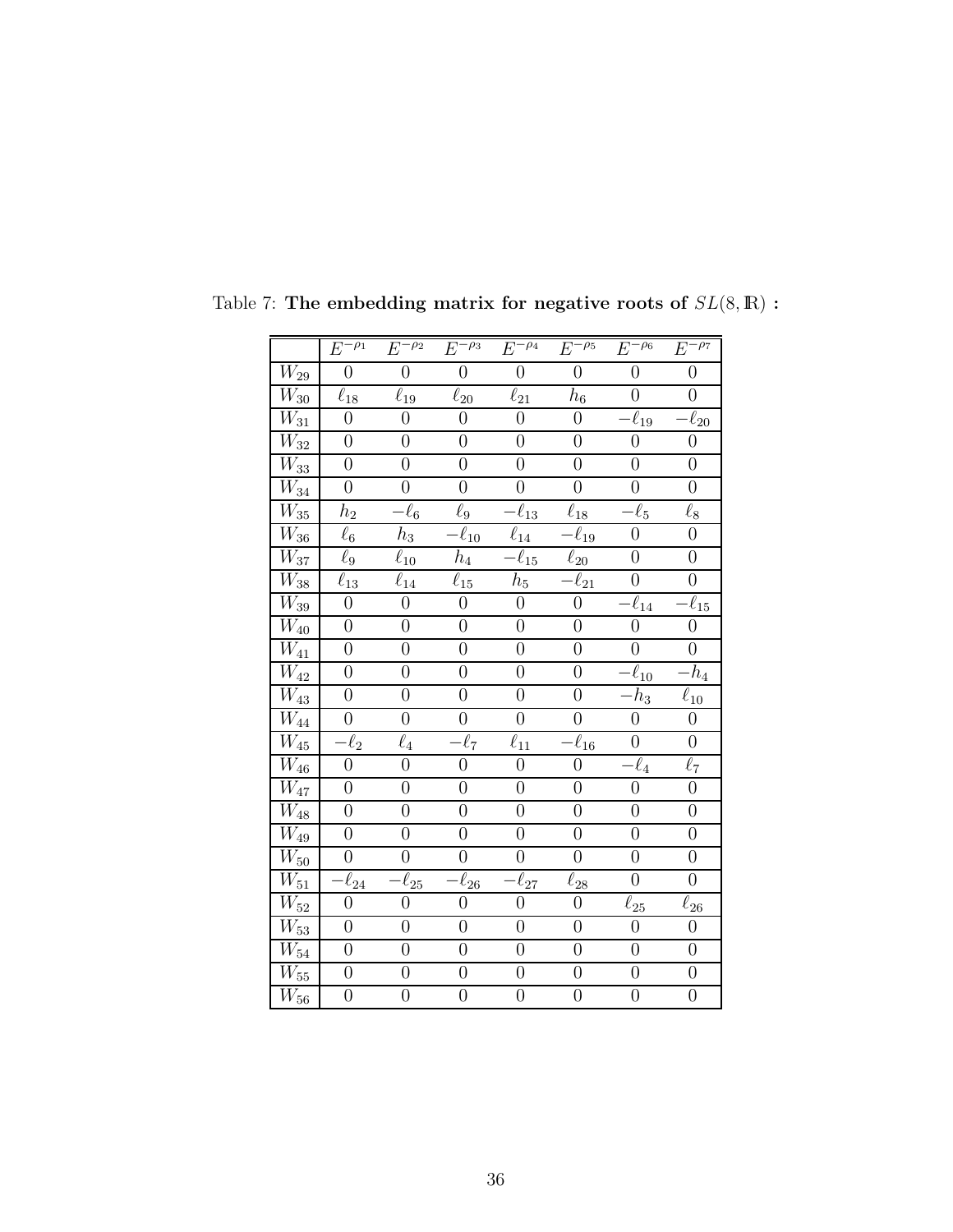Table 7: **The embedding matrix for negative roots of $SL(8,\mathbb{R})$ :**

| | $E^{-\rho_1}$ | $E^{-\rho_2}$ | $E^{-\rho_3}$ | $E^{-\rho_4}$ | $E^{-\rho_5}$ | $E^{-\rho_6}$ | $E^{-\rho_7}$ |
|---|---|---|---|---|---|---|---|
| $W_{29}$ | $0$ | $0$ | $0$ | $0$ | $0$ | $0$ | $0$ |
| $W_{30}$ | $\ell_{18}$ | $\ell_{19}$ | $\ell_{20}$ | $\ell_{21}$ | $h_6$ | $0$ | $0$ |
| $W_{31}$ | $0$ | $0$ | $0$ | $0$ | $0$ | $-\ell_{19}$ | $-\ell_{20}$ |
| $W_{32}$ | $0$ | $0$ | $0$ | $0$ | $0$ | $0$ | $0$ |
| $W_{33}$ | $0$ | $0$ | $0$ | $0$ | $0$ | $0$ | $0$ |
| $W_{34}$ | $0$ | $0$ | $0$ | $0$ | $0$ | $0$ | $0$ |
| $W_{35}$ | $h_2$ | $-\ell_6$ | $\ell_9$ | $-\ell_{13}$ | $\ell_{18}$ | $-\ell_5$ | $\ell_8$ |
| $W_{36}$ | $\ell_6$ | $h_3$ | $-\ell_{10}$ | $\ell_{14}$ | $-\ell_{19}$ | $0$ | $0$ |
| $W_{37}$ | $\ell_9$ | $\ell_{10}$ | $h_4$ | $-\ell_{15}$ | $\ell_{20}$ | $0$ | $0$ |
| $W_{38}$ | $\ell_{13}$ | $\ell_{14}$ | $\ell_{15}$ | $h_5$ | $-\ell_{21}$ | $0$ | $0$ |
| $W_{39}$ | $0$ | $0$ | $0$ | $0$ | $0$ | $-\ell_{14}$ | $-\ell_{15}$ |
| $W_{40}$ | $0$ | $0$ | $0$ | $0$ | $0$ | $0$ | $0$ |
| $W_{41}$ | $0$ | $0$ | $0$ | $0$ | $0$ | $0$ | $0$ |
| $W_{42}$ | $0$ | $0$ | $0$ | $0$ | $0$ | $-\ell_{10}$ | $-h_4$ |
| $W_{43}$ | $0$ | $0$ | $0$ | $0$ | $0$ | $-h_3$ | $\ell_{10}$ |
| $W_{44}$ | $0$ | $0$ | $0$ | $0$ | $0$ | $0$ | $0$ |
| $W_{45}$ | $-\ell_2$ | $\ell_4$ | $-\ell_7$ | $\ell_{11}$ | $-\ell_{16}$ | $0$ | $0$ |
| $W_{46}$ | $0$ | $0$ | $0$ | $0$ | $0$ | $-\ell_4$ | $\ell_7$ |
| $W_{47}$ | $0$ | $0$ | $0$ | $0$ | $0$ | $0$ | $0$ |
| $W_{48}$ | $0$ | $0$ | $0$ | $0$ | $0$ | $0$ | $0$ |
| $W_{49}$ | $0$ | $0$ | $0$ | $0$ | $0$ | $0$ | $0$ |
| $W_{50}$ | $0$ | $0$ | $0$ | $0$ | $0$ | $0$ | $0$ |
| $W_{51}$ | $-\ell_{24}$ | $-\ell_{25}$ | $-\ell_{26}$ | $-\ell_{27}$ | $\ell_{28}$ | $0$ | $0$ |
| $W_{52}$ | $0$ | $0$ | $0$ | $0$ | $0$ | $\ell_{25}$ | $\ell_{26}$ |
| $W_{53}$ | $0$ | $0$ | $0$ | $0$ | $0$ | $0$ | $0$ |
| $W_{54}$ | $0$ | $0$ | $0$ | $0$ | $0$ | $0$ | $0$ |
| $W_{55}$ | $0$ | $0$ | $0$ | $0$ | $0$ | $0$ | $0$ |
| $W_{56}$ | $0$ | $0$ | $0$ | $0$ | $0$ | $0$ | $0$ |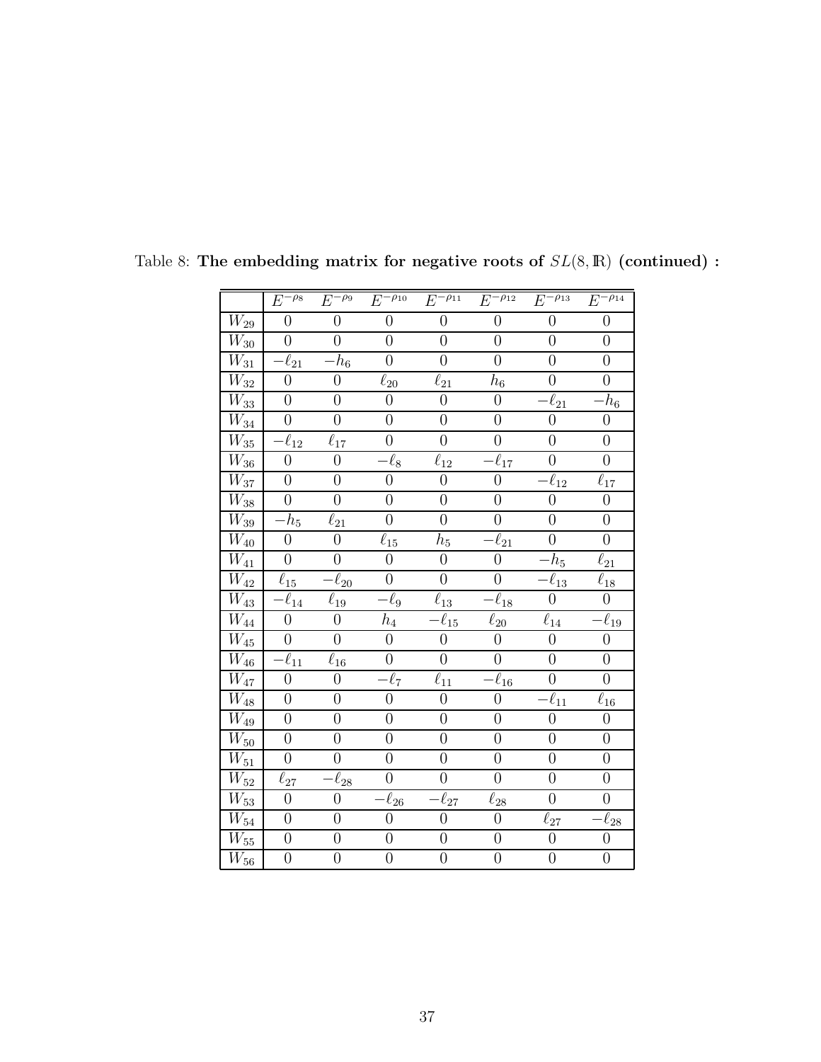Table 8: **The embedding matrix for negative roots of $SL(8,\mathbb{R})$ (continued) :**

| | $E^{-\rho_8}$ | $E^{-\rho_9}$ | $E^{-\rho_{10}}$ | $E^{-\rho_{11}}$ | $E^{-\rho_{12}}$ | $E^{-\rho_{13}}$ | $E^{-\rho_{14}}$ |
|---|---|---|---|---|---|---|---|
| $W_{29}$ | $0$ | $0$ | $0$ | $0$ | $0$ | $0$ | $0$ |
| $W_{30}$ | $0$ | $0$ | $0$ | $0$ | $0$ | $0$ | $0$ |
| $W_{31}$ | $-\ell_{21}$ | $-h_6$ | $0$ | $0$ | $0$ | $0$ | $0$ |
| $W_{32}$ | $0$ | $0$ | $\ell_{20}$ | $\ell_{21}$ | $h_6$ | $0$ | $0$ |
| $W_{33}$ | $0$ | $0$ | $0$ | $0$ | $0$ | $-\ell_{21}$ | $-h_6$ |
| $W_{34}$ | $0$ | $0$ | $0$ | $0$ | $0$ | $0$ | $0$ |
| $W_{35}$ | $-\ell_{12}$ | $\ell_{17}$ | $0$ | $0$ | $0$ | $0$ | $0$ |
| $W_{36}$ | $0$ | $0$ | $-\ell_8$ | $\ell_{12}$ | $-\ell_{17}$ | $0$ | $0$ |
| $W_{37}$ | $0$ | $0$ | $0$ | $0$ | $0$ | $-\ell_{12}$ | $\ell_{17}$ |
| $W_{38}$ | $0$ | $0$ | $0$ | $0$ | $0$ | $0$ | $0$ |
| $W_{39}$ | $-h_5$ | $\ell_{21}$ | $0$ | $0$ | $0$ | $0$ | $0$ |
| $W_{40}$ | $0$ | $0$ | $\ell_{15}$ | $h_5$ | $-\ell_{21}$ | $0$ | $0$ |
| $W_{41}$ | $0$ | $0$ | $0$ | $0$ | $0$ | $-h_5$ | $\ell_{21}$ |
| $W_{42}$ | $\ell_{15}$ | $-\ell_{20}$ | $0$ | $0$ | $0$ | $-\ell_{13}$ | $\ell_{18}$ |
| $W_{43}$ | $-\ell_{14}$ | $\ell_{19}$ | $-\ell_9$ | $\ell_{13}$ | $-\ell_{18}$ | $0$ | $0$ |
| $W_{44}$ | $0$ | $0$ | $h_4$ | $-\ell_{15}$ | $\ell_{20}$ | $\ell_{14}$ | $-\ell_{19}$ |
| $W_{45}$ | $0$ | $0$ | $0$ | $0$ | $0$ | $0$ | $0$ |
| $W_{46}$ | $-\ell_{11}$ | $\ell_{16}$ | $0$ | $0$ | $0$ | $0$ | $0$ |
| $W_{47}$ | $0$ | $0$ | $-\ell_7$ | $\ell_{11}$ | $-\ell_{16}$ | $0$ | $0$ |
| $W_{48}$ | $0$ | $0$ | $0$ | $0$ | $0$ | $-\ell_{11}$ | $\ell_{16}$ |
| $W_{49}$ | $0$ | $0$ | $0$ | $0$ | $0$ | $0$ | $0$ |
| $W_{50}$ | $0$ | $0$ | $0$ | $0$ | $0$ | $0$ | $0$ |
| $W_{51}$ | $0$ | $0$ | $0$ | $0$ | $0$ | $0$ | $0$ |
| $W_{52}$ | $\ell_{27}$ | $-\ell_{28}$ | $0$ | $0$ | $0$ | $0$ | $0$ |
| $W_{53}$ | $0$ | $0$ | $-\ell_{26}$ | $-\ell_{27}$ | $\ell_{28}$ | $0$ | $0$ |
| $W_{54}$ | $0$ | $0$ | $0$ | $0$ | $0$ | $\ell_{27}$ | $-\ell_{28}$ |
| $W_{55}$ | $0$ | $0$ | $0$ | $0$ | $0$ | $0$ | $0$ |
| $W_{56}$ | $0$ | $0$ | $0$ | $0$ | $0$ | $0$ | $0$ |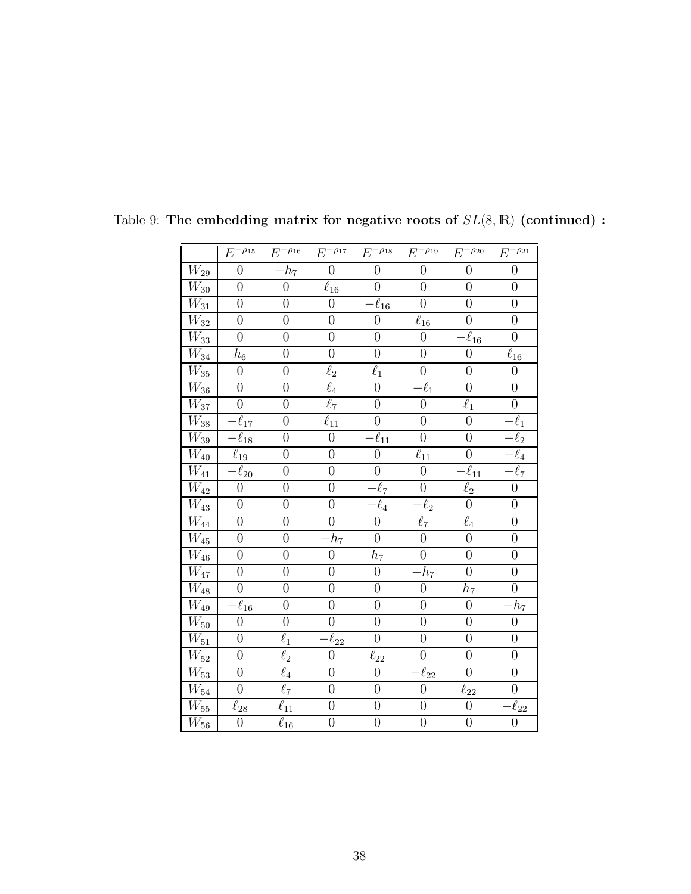Table 9: **The embedding matrix for negative roots of $SL(8,\mathbb{R})$ (continued) :**

| | $E^{-\rho_{15}}$ | $E^{-\rho_{16}}$ | $E^{-\rho_{17}}$ | $E^{-\rho_{18}}$ | $E^{-\rho_{19}}$ | $E^{-\rho_{20}}$ | $E^{-\rho_{21}}$ |
|---|---|---|---|---|---|---|---|
| $W_{29}$ | $0$ | $-h_7$ | $0$ | $0$ | $0$ | $0$ | $0$ |
| $W_{30}$ | $0$ | $0$ | $\ell_{16}$ | $0$ | $0$ | $0$ | $0$ |
| $W_{31}$ | $0$ | $0$ | $0$ | $-\ell_{16}$ | $0$ | $0$ | $0$ |
| $W_{32}$ | $0$ | $0$ | $0$ | $0$ | $\ell_{16}$ | $0$ | $0$ |
| $W_{33}$ | $0$ | $0$ | $0$ | $0$ | $0$ | $-\ell_{16}$ | $0$ |
| $W_{34}$ | $h_6$ | $0$ | $0$ | $0$ | $0$ | $0$ | $\ell_{16}$ |
| $W_{35}$ | $0$ | $0$ | $\ell_2$ | $\ell_1$ | $0$ | $0$ | $0$ |
| $W_{36}$ | $0$ | $0$ | $\ell_4$ | $0$ | $-\ell_1$ | $0$ | $0$ |
| $W_{37}$ | $0$ | $0$ | $\ell_7$ | $0$ | $0$ | $\ell_1$ | $0$ |
| $W_{38}$ | $-\ell_{17}$ | $0$ | $\ell_{11}$ | $0$ | $0$ | $0$ | $-\ell_1$ |
| $W_{39}$ | $-\ell_{18}$ | $0$ | $0$ | $-\ell_{11}$ | $0$ | $0$ | $-\ell_2$ |
| $W_{40}$ | $\ell_{19}$ | $0$ | $0$ | $0$ | $\ell_{11}$ | $0$ | $-\ell_4$ |
| $W_{41}$ | $-\ell_{20}$ | $0$ | $0$ | $0$ | $0$ | $-\ell_{11}$ | $-\ell_7$ |
| $W_{42}$ | $0$ | $0$ | $0$ | $-\ell_7$ | $0$ | $\ell_2$ | $0$ |
| $W_{43}$ | $0$ | $0$ | $0$ | $-\ell_4$ | $-\ell_2$ | $0$ | $0$ |
| $W_{44}$ | $0$ | $0$ | $0$ | $0$ | $\ell_7$ | $\ell_4$ | $0$ |
| $W_{45}$ | $0$ | $0$ | $-h_7$ | $0$ | $0$ | $0$ | $0$ |
| $W_{46}$ | $0$ | $0$ | $0$ | $h_7$ | $0$ | $0$ | $0$ |
| $W_{47}$ | $0$ | $0$ | $0$ | $0$ | $-h_7$ | $0$ | $0$ |
| $W_{48}$ | $0$ | $0$ | $0$ | $0$ | $0$ | $h_7$ | $0$ |
| $W_{49}$ | $-\ell_{16}$ | $0$ | $0$ | $0$ | $0$ | $0$ | $-h_7$ |
| $W_{50}$ | $0$ | $0$ | $0$ | $0$ | $0$ | $0$ | $0$ |
| $W_{51}$ | $0$ | $\ell_1$ | $-\ell_{22}$ | $0$ | $0$ | $0$ | $0$ |
| $W_{52}$ | $0$ | $\ell_2$ | $0$ | $\ell_{22}$ | $0$ | $0$ | $0$ |
| $W_{53}$ | $0$ | $\ell_4$ | $0$ | $0$ | $-\ell_{22}$ | $0$ | $0$ |
| $W_{54}$ | $0$ | $\ell_7$ | $0$ | $0$ | $0$ | $\ell_{22}$ | $0$ |
| $W_{55}$ | $\ell_{28}$ | $\ell_{11}$ | $0$ | $0$ | $0$ | $0$ | $-\ell_{22}$ |
| $W_{56}$ | $0$ | $\ell_{16}$ | $0$ | $0$ | $0$ | $0$ | $0$ |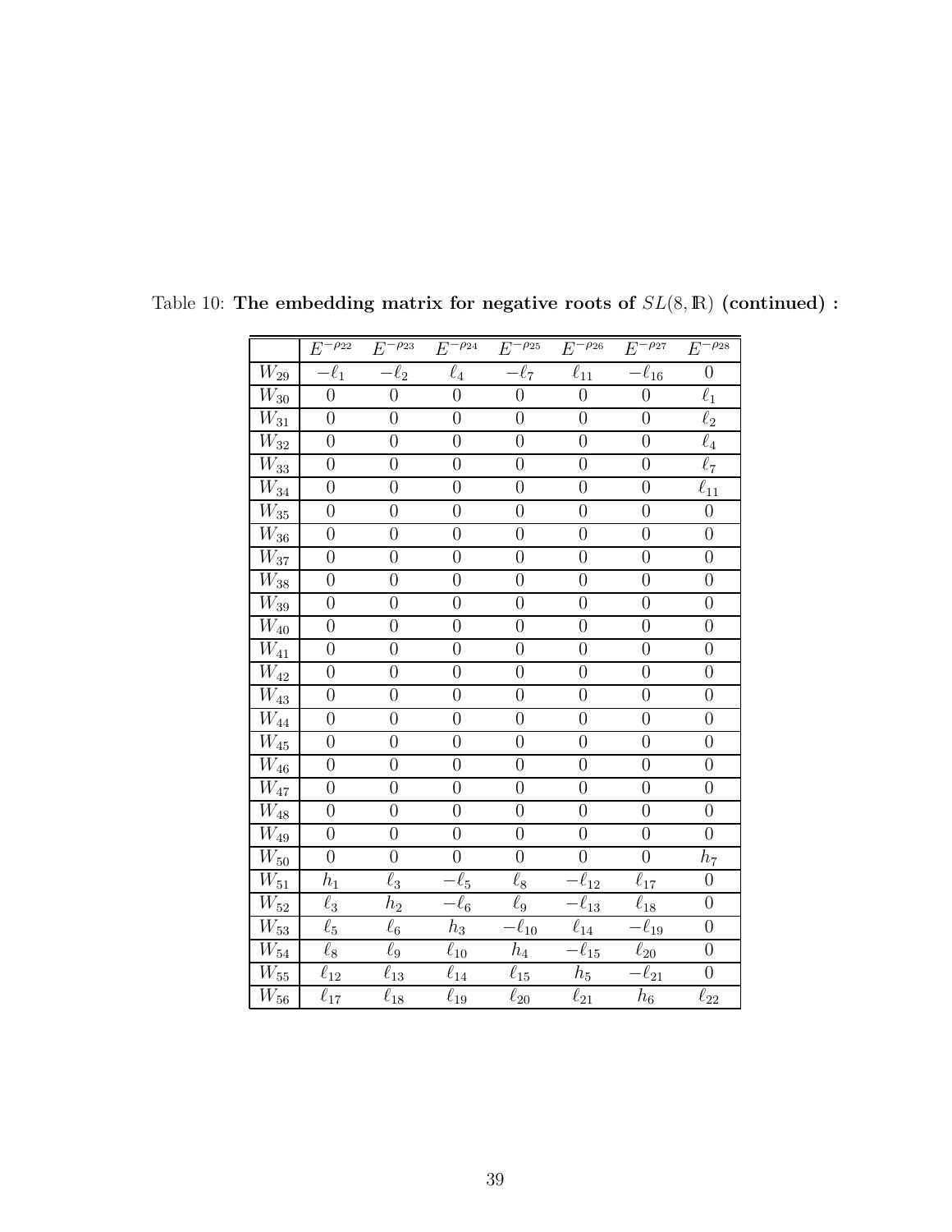Table 10: **The embedding matrix for negative roots of $SL(8, \mathbb{R})$ (continued) :**

| | $E^{-\rho_{22}}$ | $E^{-\rho_{23}}$ | $E^{-\rho_{24}}$ | $E^{-\rho_{25}}$ | $E^{-\rho_{26}}$ | $E^{-\rho_{27}}$ | $E^{-\rho_{28}}$ |
|---|---|---|---|---|---|---|---|
| $W_{29}$ | $-\ell_1$ | $-\ell_2$ | $\ell_4$ | $-\ell_7$ | $\ell_{11}$ | $-\ell_{16}$ | $0$ |
| $W_{30}$ | $0$ | $0$ | $0$ | $0$ | $0$ | $0$ | $\ell_1$ |
| $W_{31}$ | $0$ | $0$ | $0$ | $0$ | $0$ | $0$ | $\ell_2$ |
| $W_{32}$ | $0$ | $0$ | $0$ | $0$ | $0$ | $0$ | $\ell_4$ |
| $W_{33}$ | $0$ | $0$ | $0$ | $0$ | $0$ | $0$ | $\ell_7$ |
| $W_{34}$ | $0$ | $0$ | $0$ | $0$ | $0$ | $0$ | $\ell_{11}$ |
| $W_{35}$ | $0$ | $0$ | $0$ | $0$ | $0$ | $0$ | $0$ |
| $W_{36}$ | $0$ | $0$ | $0$ | $0$ | $0$ | $0$ | $0$ |
| $W_{37}$ | $0$ | $0$ | $0$ | $0$ | $0$ | $0$ | $0$ |
| $W_{38}$ | $0$ | $0$ | $0$ | $0$ | $0$ | $0$ | $0$ |
| $W_{39}$ | $0$ | $0$ | $0$ | $0$ | $0$ | $0$ | $0$ |
| $W_{40}$ | $0$ | $0$ | $0$ | $0$ | $0$ | $0$ | $0$ |
| $W_{41}$ | $0$ | $0$ | $0$ | $0$ | $0$ | $0$ | $0$ |
| $W_{42}$ | $0$ | $0$ | $0$ | $0$ | $0$ | $0$ | $0$ |
| $W_{43}$ | $0$ | $0$ | $0$ | $0$ | $0$ | $0$ | $0$ |
| $W_{44}$ | $0$ | $0$ | $0$ | $0$ | $0$ | $0$ | $0$ |
| $W_{45}$ | $0$ | $0$ | $0$ | $0$ | $0$ | $0$ | $0$ |
| $W_{46}$ | $0$ | $0$ | $0$ | $0$ | $0$ | $0$ | $0$ |
| $W_{47}$ | $0$ | $0$ | $0$ | $0$ | $0$ | $0$ | $0$ |
| $W_{48}$ | $0$ | $0$ | $0$ | $0$ | $0$ | $0$ | $0$ |
| $W_{49}$ | $0$ | $0$ | $0$ | $0$ | $0$ | $0$ | $0$ |
| $W_{50}$ | $0$ | $0$ | $0$ | $0$ | $0$ | $0$ | $h_7$ |
| $W_{51}$ | $h_1$ | $\ell_3$ | $-\ell_5$ | $\ell_8$ | $-\ell_{12}$ | $\ell_{17}$ | $0$ |
| $W_{52}$ | $\ell_3$ | $h_2$ | $-\ell_6$ | $\ell_9$ | $-\ell_{13}$ | $\ell_{18}$ | $0$ |
| $W_{53}$ | $\ell_5$ | $\ell_6$ | $h_3$ | $-\ell_{10}$ | $\ell_{14}$ | $-\ell_{19}$ | $0$ |
| $W_{54}$ | $\ell_8$ | $\ell_9$ | $\ell_{10}$ | $h_4$ | $-\ell_{15}$ | $\ell_{20}$ | $0$ |
| $W_{55}$ | $\ell_{12}$ | $\ell_{13}$ | $\ell_{14}$ | $\ell_{15}$ | $h_5$ | $-\ell_{21}$ | $0$ |
| $W_{56}$ | $\ell_{17}$ | $\ell_{18}$ | $\ell_{19}$ | $\ell_{20}$ | $\ell_{21}$ | $h_6$ | $\ell_{22}$ |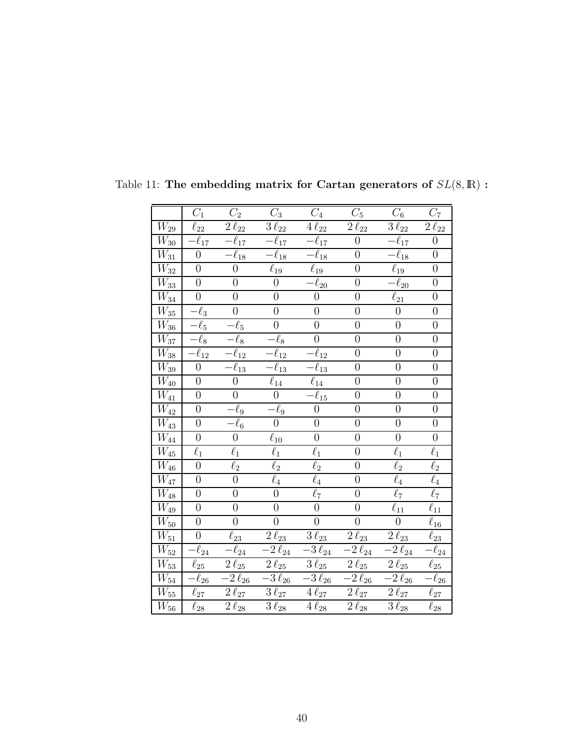Table 11: **The embedding matrix for Cartan generators of $SL(8, \mathbb{R})$ :**

| | $C_1$ | $C_2$ | $C_3$ | $C_4$ | $C_5$ | $C_6$ | $C_7$ |
|---|---|---|---|---|---|---|---|
| $W_{29}$ | $\ell_{22}$ | $2\,\ell_{22}$ | $3\,\ell_{22}$ | $4\,\ell_{22}$ | $2\,\ell_{22}$ | $3\,\ell_{22}$ | $2\,\ell_{22}$ |
| $W_{30}$ | $-\ell_{17}$ | $-\ell_{17}$ | $-\ell_{17}$ | $-\ell_{17}$ | $0$ | $-\ell_{17}$ | $0$ |
| $W_{31}$ | $0$ | $-\ell_{18}$ | $-\ell_{18}$ | $-\ell_{18}$ | $0$ | $-\ell_{18}$ | $0$ |
| $W_{32}$ | $0$ | $0$ | $\ell_{19}$ | $\ell_{19}$ | $0$ | $\ell_{19}$ | $0$ |
| $W_{33}$ | $0$ | $0$ | $0$ | $-\ell_{20}$ | $0$ | $-\ell_{20}$ | $0$ |
| $W_{34}$ | $0$ | $0$ | $0$ | $0$ | $0$ | $\ell_{21}$ | $0$ |
| $W_{35}$ | $-\ell_3$ | $0$ | $0$ | $0$ | $0$ | $0$ | $0$ |
| $W_{36}$ | $-\ell_5$ | $-\ell_5$ | $0$ | $0$ | $0$ | $0$ | $0$ |
| $W_{37}$ | $-\ell_8$ | $-\ell_8$ | $-\ell_8$ | $0$ | $0$ | $0$ | $0$ |
| $W_{38}$ | $-\ell_{12}$ | $-\ell_{12}$ | $-\ell_{12}$ | $-\ell_{12}$ | $0$ | $0$ | $0$ |
| $W_{39}$ | $0$ | $-\ell_{13}$ | $-\ell_{13}$ | $-\ell_{13}$ | $0$ | $0$ | $0$ |
| $W_{40}$ | $0$ | $0$ | $\ell_{14}$ | $\ell_{14}$ | $0$ | $0$ | $0$ |
| $W_{41}$ | $0$ | $0$ | $0$ | $-\ell_{15}$ | $0$ | $0$ | $0$ |
| $W_{42}$ | $0$ | $-\ell_9$ | $-\ell_9$ | $0$ | $0$ | $0$ | $0$ |
| $W_{43}$ | $0$ | $-\ell_6$ | $0$ | $0$ | $0$ | $0$ | $0$ |
| $W_{44}$ | $0$ | $0$ | $\ell_{10}$ | $0$ | $0$ | $0$ | $0$ |
| $W_{45}$ | $\ell_1$ | $\ell_1$ | $\ell_1$ | $\ell_1$ | $0$ | $\ell_1$ | $\ell_1$ |
| $W_{46}$ | $0$ | $\ell_2$ | $\ell_2$ | $\ell_2$ | $0$ | $\ell_2$ | $\ell_2$ |
| $W_{47}$ | $0$ | $0$ | $\ell_4$ | $\ell_4$ | $0$ | $\ell_4$ | $\ell_4$ |
| $W_{48}$ | $0$ | $0$ | $0$ | $\ell_7$ | $0$ | $\ell_7$ | $\ell_7$ |
| $W_{49}$ | $0$ | $0$ | $0$ | $0$ | $0$ | $\ell_{11}$ | $\ell_{11}$ |
| $W_{50}$ | $0$ | $0$ | $0$ | $0$ | $0$ | $0$ | $\ell_{16}$ |
| $W_{51}$ | $0$ | $\ell_{23}$ | $2\,\ell_{23}$ | $3\,\ell_{23}$ | $2\,\ell_{23}$ | $2\,\ell_{23}$ | $\ell_{23}$ |
| $W_{52}$ | $-\ell_{24}$ | $-\ell_{24}$ | $-2\,\ell_{24}$ | $-3\,\ell_{24}$ | $-2\,\ell_{24}$ | $-2\,\ell_{24}$ | $-\ell_{24}$ |
| $W_{53}$ | $\ell_{25}$ | $2\,\ell_{25}$ | $2\,\ell_{25}$ | $3\,\ell_{25}$ | $2\,\ell_{25}$ | $2\,\ell_{25}$ | $\ell_{25}$ |
| $W_{54}$ | $-\ell_{26}$ | $-2\,\ell_{26}$ | $-3\,\ell_{26}$ | $-3\,\ell_{26}$ | $-2\,\ell_{26}$ | $-2\,\ell_{26}$ | $-\ell_{26}$ |
| $W_{55}$ | $\ell_{27}$ | $2\,\ell_{27}$ | $3\,\ell_{27}$ | $4\,\ell_{27}$ | $2\,\ell_{27}$ | $2\,\ell_{27}$ | $\ell_{27}$ |
| $W_{56}$ | $\ell_{28}$ | $2\,\ell_{28}$ | $3\,\ell_{28}$ | $4\,\ell_{28}$ | $2\,\ell_{28}$ | $3\,\ell_{28}$ | $\ell_{28}$ |